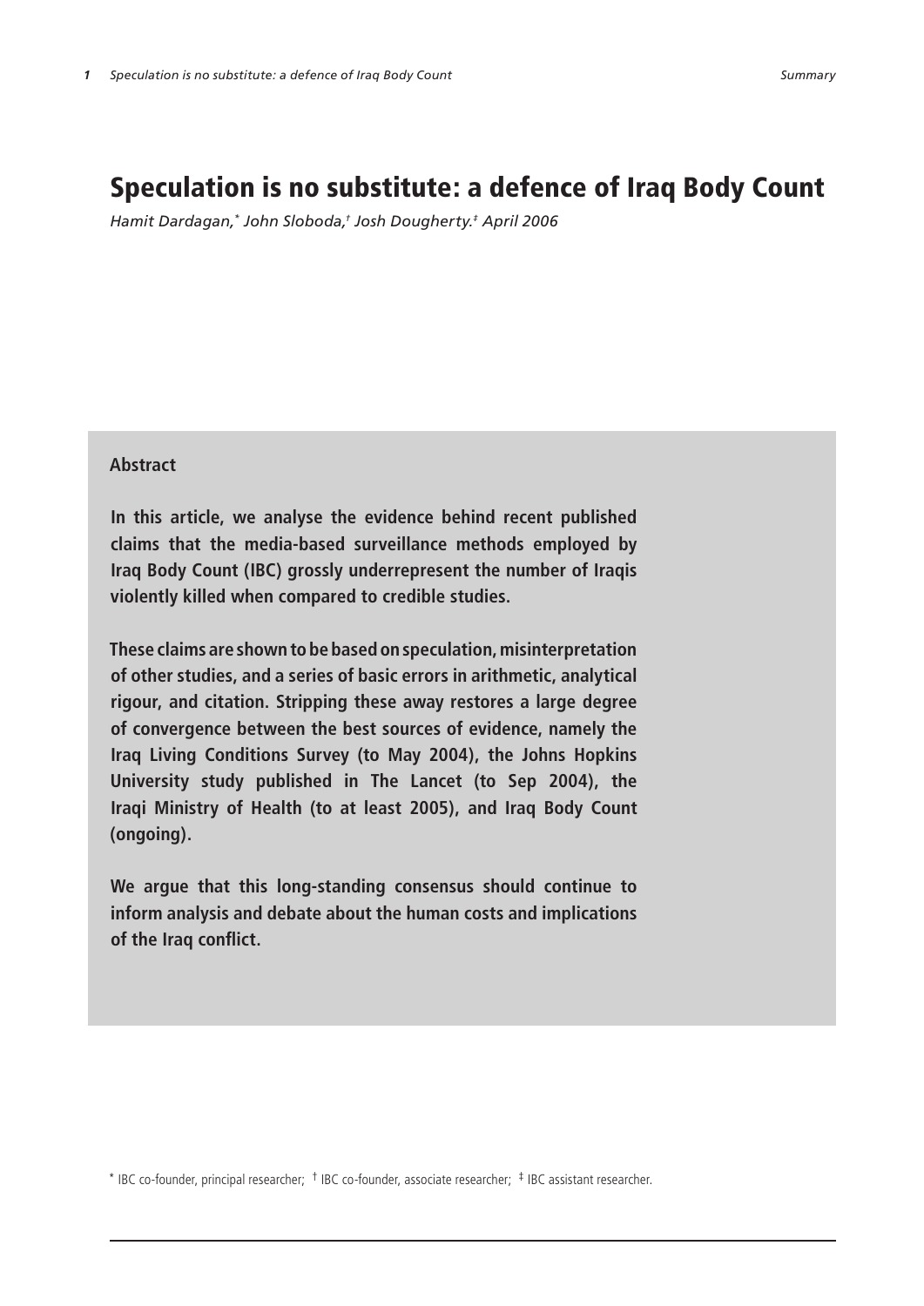# Speculation is no substitute: a defence of Iraq Body Count

*Hamit Dardagan,[\*] John Sloboda,[†] Josh Dougherty.[‡] April 2006*

**Abstract**

**In this article, we analyse the evidence behind recent published claims that the media-based surveillance methods employed by Iraq Body Count (IBC) grossly underrepresent the number of Iraqis violently killed when compared to credible studies.**

**These claims are shown to be based on speculation, misinterpretation of other studies, and a series of basic errors in arithmetic, analytical rigour, and citation. Stripping these away restores a large degree of convergence between the best sources of evidence, namely the Iraq Living Conditions Survey (to May 2004), the Johns Hopkins University study published in The Lancet (to Sep 2004), the Iraqi Ministry of Health (to at least 2005), and Iraq Body Count (ongoing).**

**We argue that this long-standing consensus should continue to inform analysis and debate about the human costs and implications of the Iraq conflict.**

[\*] IBC co-founder, principal researcher; [†] IBC co-founder, associate researcher; [‡] IBC assistant researcher.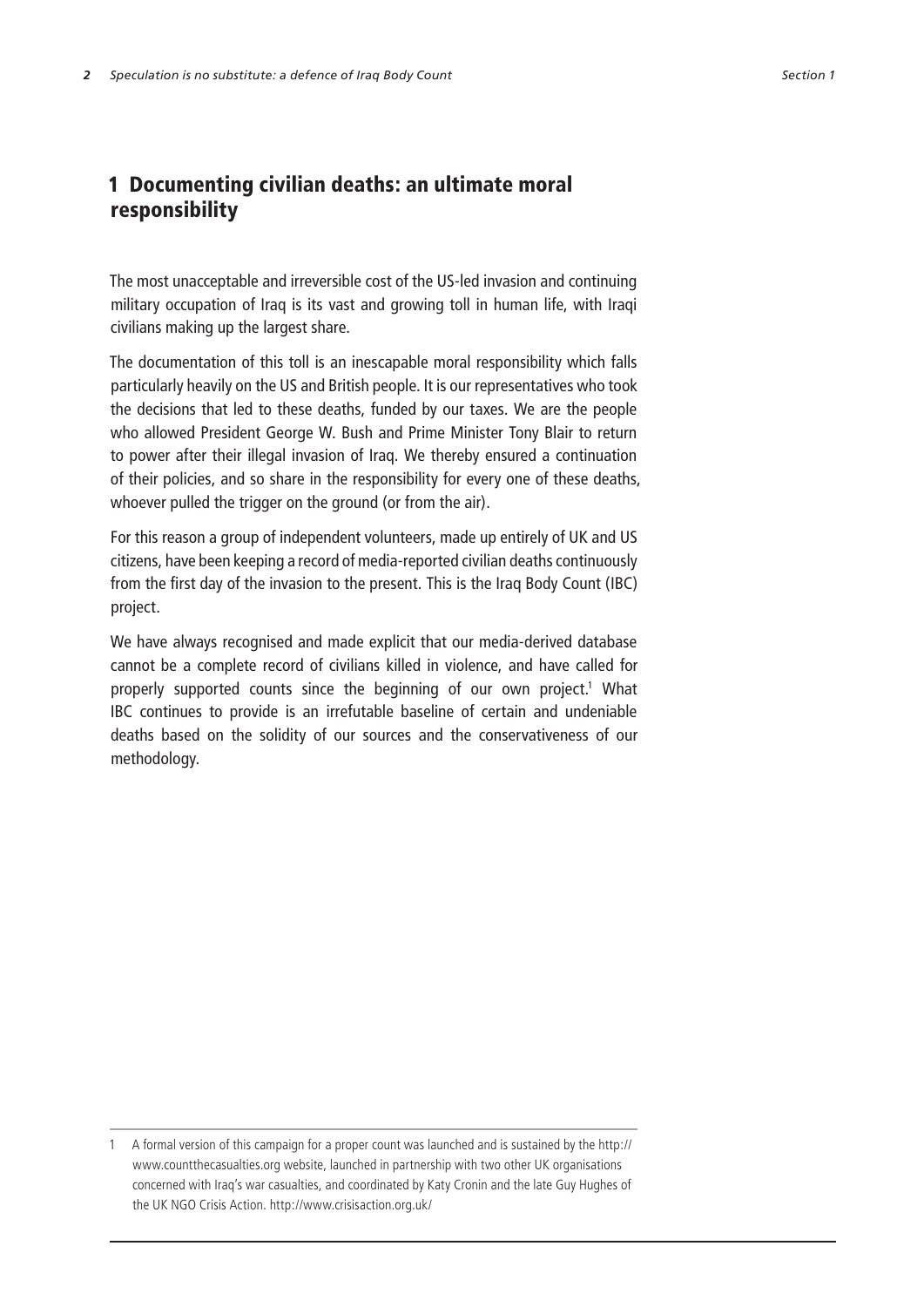## 1 Documenting civilian deaths: an ultimate moral responsibility

The most unacceptable and irreversible cost of the US-led invasion and continuing military occupation of Iraq is its vast and growing toll in human life, with Iraqi civilians making up the largest share.

The documentation of this toll is an inescapable moral responsibility which falls particularly heavily on the US and British people. It is our representatives who took the decisions that led to these deaths, funded by our taxes. We are the people who allowed President George W. Bush and Prime Minister Tony Blair to return to power after their illegal invasion of Iraq. We thereby ensured a continuation of their policies, and so share in the responsibility for every one of these deaths, whoever pulled the trigger on the ground (or from the air).

For this reason a group of independent volunteers, made up entirely of UK and US citizens, have been keeping a record of media-reported civilian deaths continuously from the first day of the invasion to the present. This is the Iraq Body Count (IBC) project.

We have always recognised and made explicit that our media-derived database cannot be a complete record of civilians killed in violence, and have called for properly supported counts since the beginning of our own project.[1] What IBC continues to provide is an irrefutable baseline of certain and undeniable deaths based on the solidity of our sources and the conservativeness of our methodology.

---

1 A formal version of this campaign for a proper count was launched and is sustained by the http://www.countthecasualties.org website, launched in partnership with two other UK organisations concerned with Iraq's war casualties, and coordinated by Katy Cronin and the late Guy Hughes of the UK NGO Crisis Action. http://www.crisisaction.org.uk/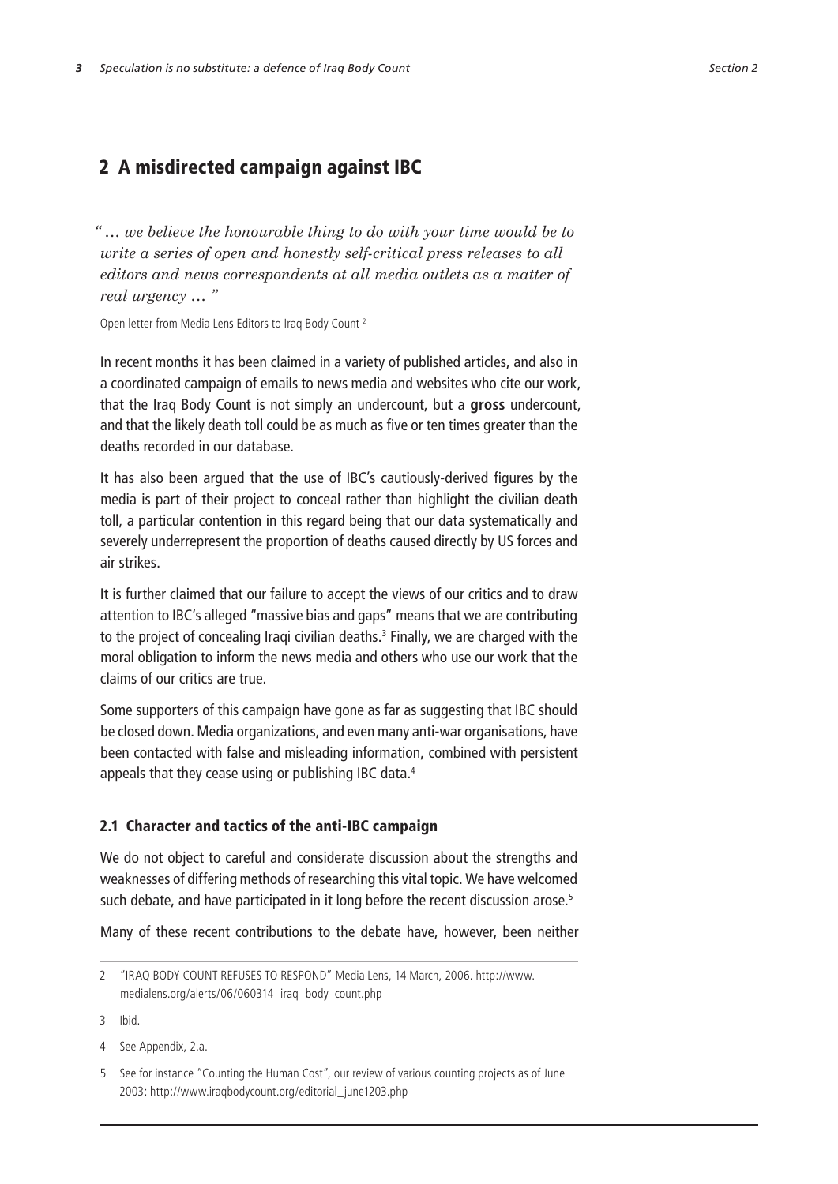## 2 A misdirected campaign against IBC

*"… we believe the honourable thing to do with your time would be to write a series of open and honestly self-critical press releases to all editors and news correspondents at all media outlets as a matter of real urgency … "*

Open letter from Media Lens Editors to Iraq Body Count [2]

In recent months it has been claimed in a variety of published articles, and also in a coordinated campaign of emails to news media and websites who cite our work, that the Iraq Body Count is not simply an undercount, but a **gross** undercount, and that the likely death toll could be as much as five or ten times greater than the deaths recorded in our database.

It has also been argued that the use of IBC's cautiously-derived figures by the media is part of their project to conceal rather than highlight the civilian death toll, a particular contention in this regard being that our data systematically and severely underrepresent the proportion of deaths caused directly by US forces and air strikes.

It is further claimed that our failure to accept the views of our critics and to draw attention to IBC's alleged "massive bias and gaps" means that we are contributing to the project of concealing Iraqi civilian deaths.[3] Finally, we are charged with the moral obligation to inform the news media and others who use our work that the claims of our critics are true.

Some supporters of this campaign have gone as far as suggesting that IBC should be closed down. Media organizations, and even many anti-war organisations, have been contacted with false and misleading information, combined with persistent appeals that they cease using or publishing IBC data.[4]

### 2.1 Character and tactics of the anti-IBC campaign

We do not object to careful and considerate discussion about the strengths and weaknesses of differing methods of researching this vital topic. We have welcomed such debate, and have participated in it long before the recent discussion arose.[5]

Many of these recent contributions to the debate have, however, been neither

---

2 "IRAQ BODY COUNT REFUSES TO RESPOND" Media Lens, 14 March, 2006. http://www.medialens.org/alerts/06/060314_iraq_body_count.php

3 Ibid.

4 See Appendix, 2.a.

5 See for instance "Counting the Human Cost", our review of various counting projects as of June 2003: http://www.iraqbodycount.org/editorial_june1203.php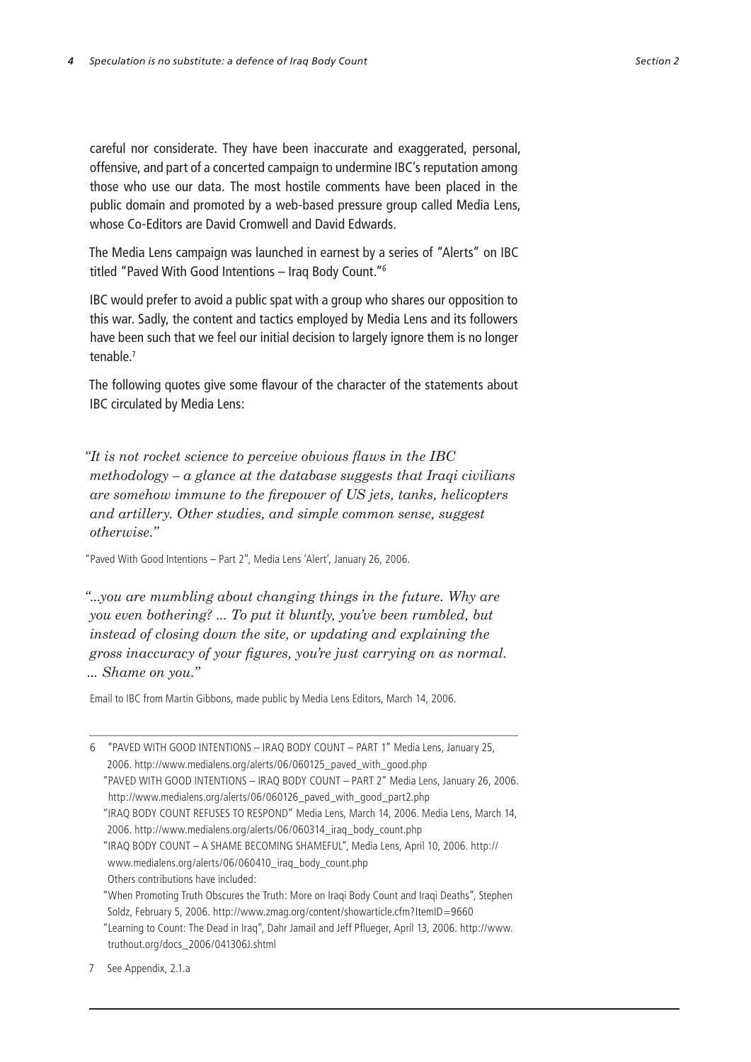careful nor considerate. They have been inaccurate and exaggerated, personal, offensive, and part of a concerted campaign to undermine IBC's reputation among those who use our data. The most hostile comments have been placed in the public domain and promoted by a web-based pressure group called Media Lens, whose Co-Editors are David Cromwell and David Edwards.

The Media Lens campaign was launched in earnest by a series of "Alerts" on IBC titled "Paved With Good Intentions – Iraq Body Count."[6]

IBC would prefer to avoid a public spat with a group who shares our opposition to this war. Sadly, the content and tactics employed by Media Lens and its followers have been such that we feel our initial decision to largely ignore them is no longer tenable.[7]

The following quotes give some flavour of the character of the statements about IBC circulated by Media Lens:

> *"It is not rocket science to perceive obvious flaws in the IBC methodology – a glance at the database suggests that Iraqi civilians are somehow immune to the firepower of US jets, tanks, helicopters and artillery. Other studies, and simple common sense, suggest otherwise."*

"Paved With Good Intentions – Part 2", Media Lens 'Alert', January 26, 2006.

> *"...you are mumbling about changing things in the future. Why are you even bothering? ... To put it bluntly, you've been rumbled, but instead of closing down the site, or updating and explaining the gross inaccuracy of your figures, you're just carrying on as normal. ... Shame on you."*

Email to IBC from Martin Gibbons, made public by Media Lens Editors, March 14, 2006.

---

6 "PAVED WITH GOOD INTENTIONS – IRAQ BODY COUNT – PART 1" Media Lens, January 25, 2006. http://www.medialens.org/alerts/06/060125_paved_with_good.php
"PAVED WITH GOOD INTENTIONS – IRAQ BODY COUNT – PART 2" Media Lens, January 26, 2006. http://www.medialens.org/alerts/06/060126_paved_with_good_part2.php
"IRAQ BODY COUNT REFUSES TO RESPOND" Media Lens, March 14, 2006. Media Lens, March 14, 2006. http://www.medialens.org/alerts/06/060314_iraq_body_count.php
"IRAQ BODY COUNT – A SHAME BECOMING SHAMEFUL", Media Lens, April 10, 2006. http://www.medialens.org/alerts/06/060410_iraq_body_count.php
Others contributions have included:
"When Promoting Truth Obscures the Truth: More on Iraqi Body Count and Iraqi Deaths", Stephen Soldz, February 5, 2006. http://www.zmag.org/content/showarticle.cfm?ItemID=9660
"Learning to Count: The Dead in Iraq", Dahr Jamail and Jeff Pflueger, April 13, 2006. http://www.truthout.org/docs_2006/041306J.shtml

7 See Appendix, 2.1.a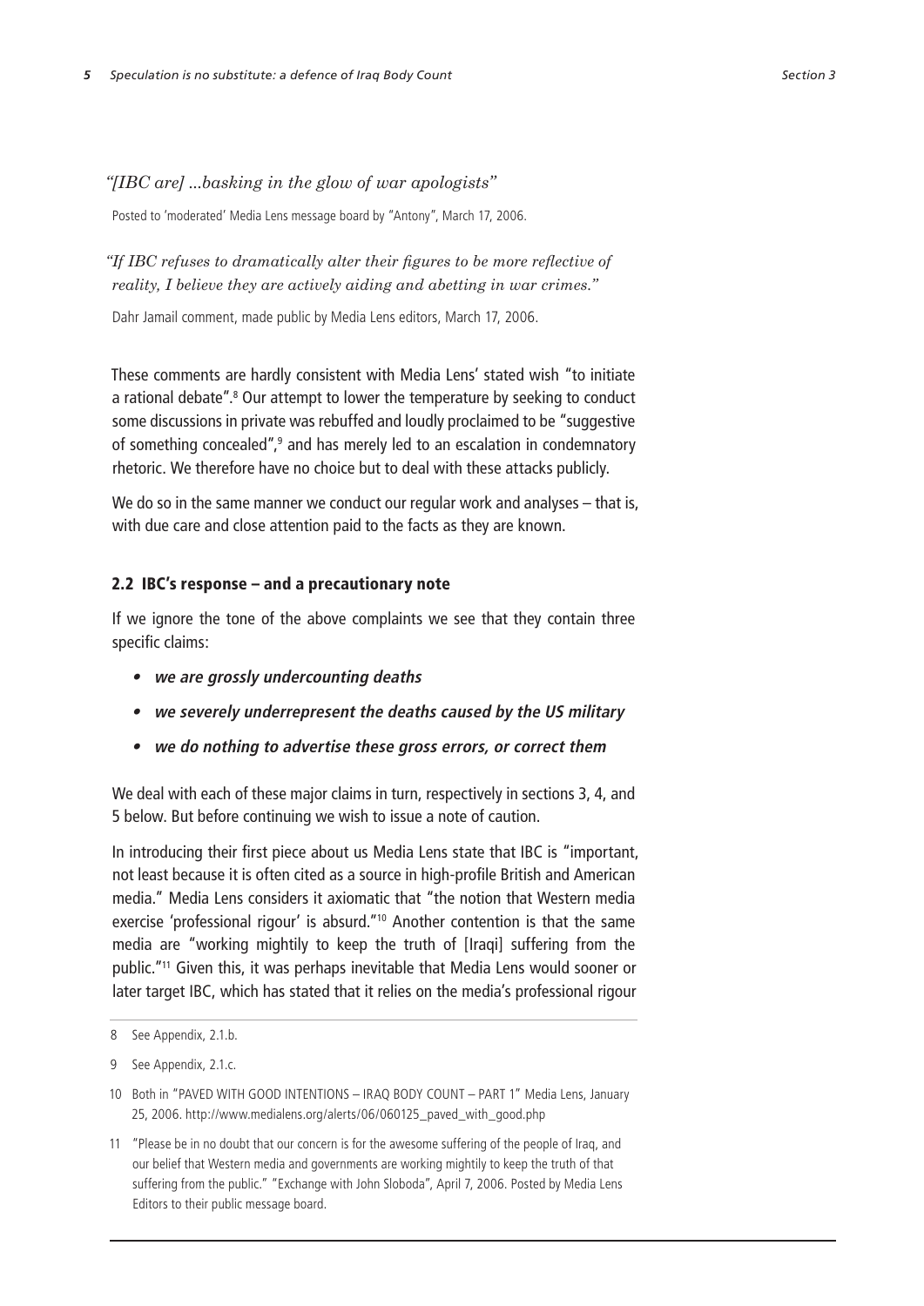*"[IBC are] ...basking in the glow of war apologists"*

Posted to 'moderated' Media Lens message board by "Antony", March 17, 2006.

*"If IBC refuses to dramatically alter their figures to be more reflective of reality, I believe they are actively aiding and abetting in war crimes."*

Dahr Jamail comment, made public by Media Lens editors, March 17, 2006.

These comments are hardly consistent with Media Lens' stated wish "to initiate a rational debate".[8] Our attempt to lower the temperature by seeking to conduct some discussions in private was rebuffed and loudly proclaimed to be "suggestive of something concealed",[9] and has merely led to an escalation in condemnatory rhetoric. We therefore have no choice but to deal with these attacks publicly.

We do so in the same manner we conduct our regular work and analyses – that is, with due care and close attention paid to the facts as they are known.

## 2.2 IBC's response – and a precautionary note

If we ignore the tone of the above complaints we see that they contain three specific claims:

- ***we are grossly undercounting deaths***
- ***we severely underrepresent the deaths caused by the US military***
- ***we do nothing to advertise these gross errors, or correct them***

We deal with each of these major claims in turn, respectively in sections 3, 4, and 5 below. But before continuing we wish to issue a note of caution.

In introducing their first piece about us Media Lens state that IBC is "important, not least because it is often cited as a source in high-profile British and American media." Media Lens considers it axiomatic that "the notion that Western media exercise 'professional rigour' is absurd."[10] Another contention is that the same media are "working mightily to keep the truth of [Iraqi] suffering from the public."[11] Given this, it was perhaps inevitable that Media Lens would sooner or later target IBC, which has stated that it relies on the media's professional rigour

---

8 See Appendix, 2.1.b.

9 See Appendix, 2.1.c.

10 Both in "PAVED WITH GOOD INTENTIONS – IRAQ BODY COUNT – PART 1" Media Lens, January 25, 2006. http://www.medialens.org/alerts/06/060125_paved_with_good.php

11 "Please be in no doubt that our concern is for the awesome suffering of the people of Iraq, and our belief that Western media and governments are working mightily to keep the truth of that suffering from the public." "Exchange with John Sloboda", April 7, 2006. Posted by Media Lens Editors to their public message board.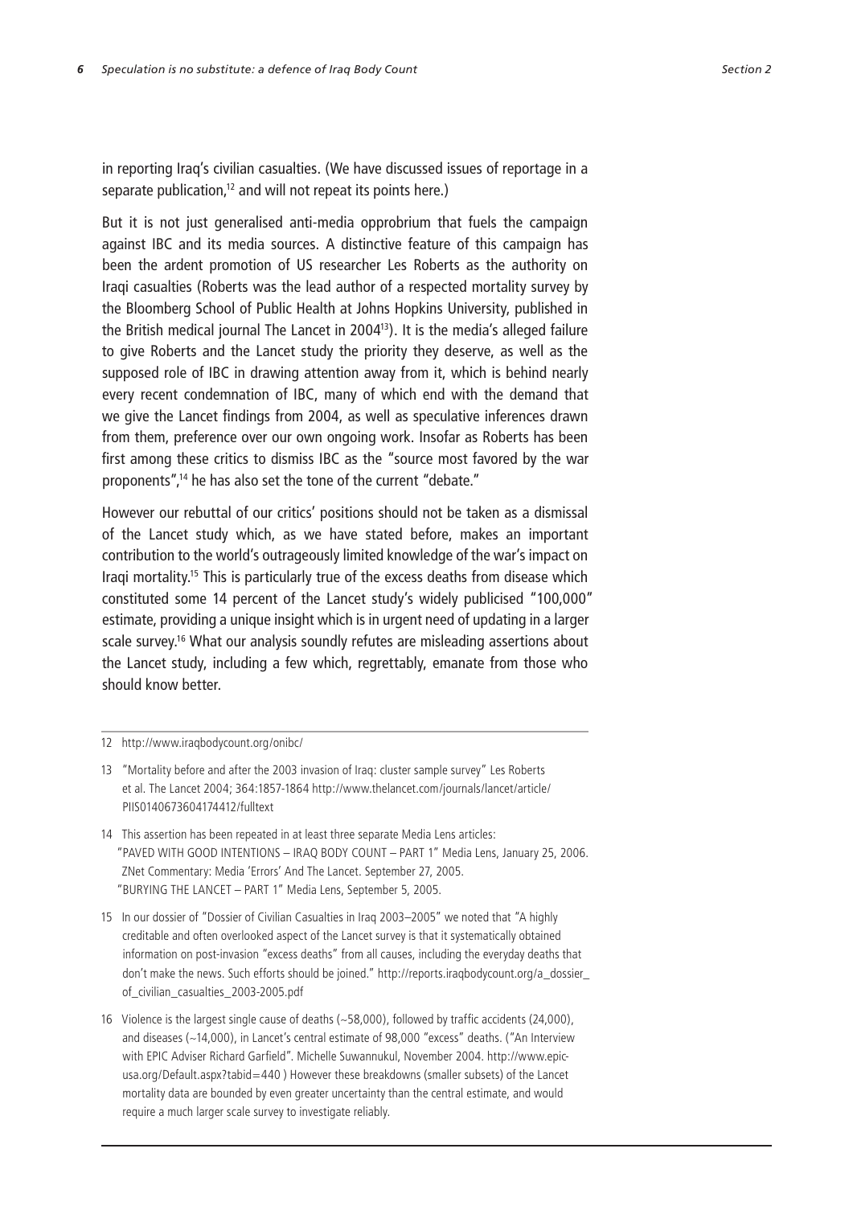in reporting Iraq's civilian casualties. (We have discussed issues of reportage in a separate publication,[12] and will not repeat its points here.)

But it is not just generalised anti-media opprobrium that fuels the campaign against IBC and its media sources. A distinctive feature of this campaign has been the ardent promotion of US researcher Les Roberts as the authority on Iraqi casualties (Roberts was the lead author of a respected mortality survey by the Bloomberg School of Public Health at Johns Hopkins University, published in the British medical journal The Lancet in 2004[13]). It is the media's alleged failure to give Roberts and the Lancet study the priority they deserve, as well as the supposed role of IBC in drawing attention away from it, which is behind nearly every recent condemnation of IBC, many of which end with the demand that we give the Lancet findings from 2004, as well as speculative inferences drawn from them, preference over our own ongoing work. Insofar as Roberts has been first among these critics to dismiss IBC as the "source most favored by the war proponents",[14] he has also set the tone of the current "debate."

However our rebuttal of our critics' positions should not be taken as a dismissal of the Lancet study which, as we have stated before, makes an important contribution to the world's outrageously limited knowledge of the war's impact on Iraqi mortality.[15] This is particularly true of the excess deaths from disease which constituted some 14 percent of the Lancet study's widely publicised "100,000" estimate, providing a unique insight which is in urgent need of updating in a larger scale survey.[16] What our analysis soundly refutes are misleading assertions about the Lancet study, including a few which, regrettably, emanate from those who should know better.

---

12 http://www.iraqbodycount.org/onibc/

13 "Mortality before and after the 2003 invasion of Iraq: cluster sample survey" Les Roberts et al. The Lancet 2004; 364:1857-1864 http://www.thelancet.com/journals/lancet/article/PIIS0140673604174412/fulltext

14 This assertion has been repeated in at least three separate Media Lens articles:
"PAVED WITH GOOD INTENTIONS – IRAQ BODY COUNT – PART 1" Media Lens, January 25, 2006.
ZNet Commentary: Media 'Errors' And The Lancet. September 27, 2005.
"BURYING THE LANCET – PART 1" Media Lens, September 5, 2005.

15 In our dossier of "Dossier of Civilian Casualties in Iraq 2003–2005" we noted that "A highly creditable and often overlooked aspect of the Lancet survey is that it systematically obtained information on post-invasion "excess deaths" from all causes, including the everyday deaths that don't make the news. Such efforts should be joined." http://reports.iraqbodycount.org/a_dossier_of_civilian_casualties_2003-2005.pdf

16 Violence is the largest single cause of deaths (~58,000), followed by traffic accidents (24,000), and diseases (~14,000), in Lancet's central estimate of 98,000 "excess" deaths. ("An Interview with EPIC Adviser Richard Garfield". Michelle Suwannukul, November 2004. http://www.epic-usa.org/Default.aspx?tabid=440 ) However these breakdowns (smaller subsets) of the Lancet mortality data are bounded by even greater uncertainty than the central estimate, and would require a much larger scale survey to investigate reliably.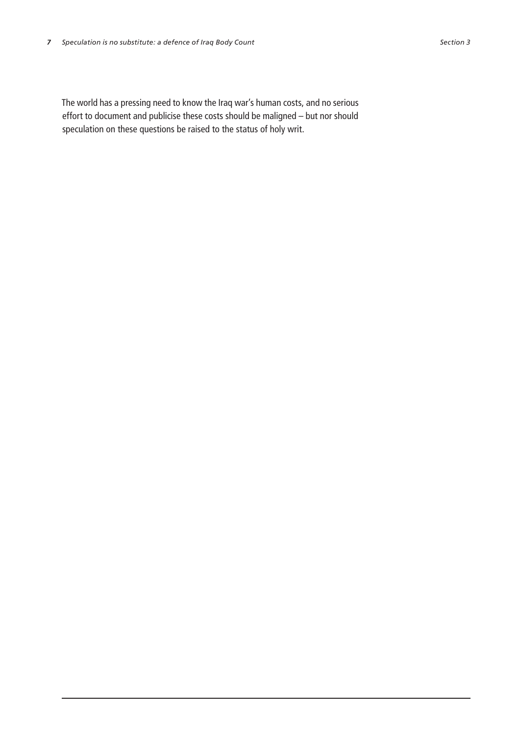The world has a pressing need to know the Iraq war's human costs, and no serious effort to document and publicise these costs should be maligned – but nor should speculation on these questions be raised to the status of holy writ.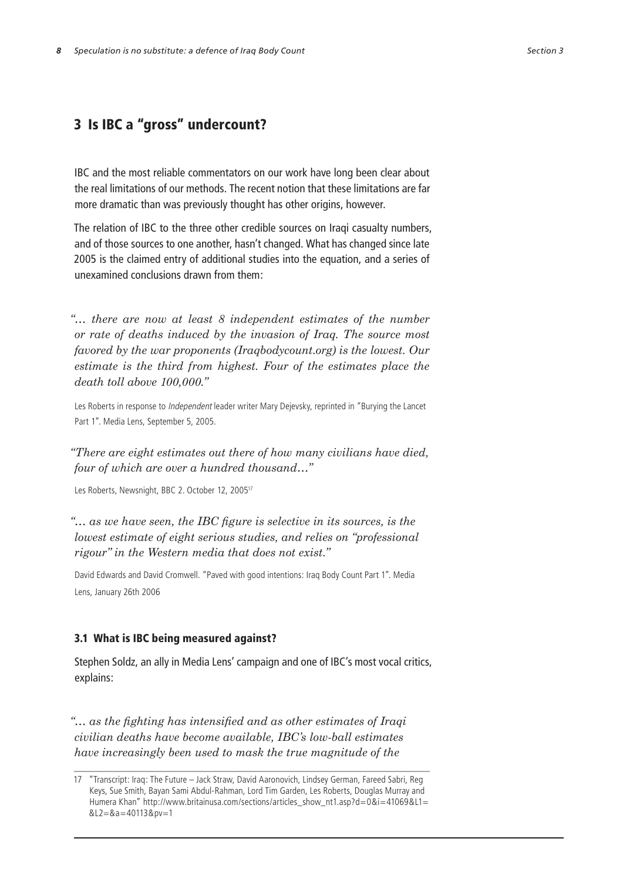## 3 Is IBC a "gross" undercount?

IBC and the most reliable commentators on our work have long been clear about the real limitations of our methods. The recent notion that these limitations are far more dramatic than was previously thought has other origins, however.

The relation of IBC to the three other credible sources on Iraqi casualty numbers, and of those sources to one another, hasn't changed. What has changed since late 2005 is the claimed entry of additional studies into the equation, and a series of unexamined conclusions drawn from them:

> *"... there are now at least 8 independent estimates of the number or rate of deaths induced by the invasion of Iraq. The source most favored by the war proponents (Iraqbodycount.org) is the lowest. Our estimate is the third from highest. Four of the estimates place the death toll above 100,000."*

Les Roberts in response to *Independent* leader writer Mary Dejevsky, reprinted in "Burying the Lancet Part 1". Media Lens, September 5, 2005.

> *"There are eight estimates out there of how many civilians have died, four of which are over a hundred thousand..."*

Les Roberts, Newsnight, BBC 2. October 12, 2005[17]

> *"... as we have seen, the IBC figure is selective in its sources, is the lowest estimate of eight serious studies, and relies on "professional rigour" in the Western media that does not exist."*

David Edwards and David Cromwell. "Paved with good intentions: Iraq Body Count Part 1". Media Lens, January 26th 2006

### 3.1 What is IBC being measured against?

Stephen Soldz, an ally in Media Lens' campaign and one of IBC's most vocal critics, explains:

> *"... as the fighting has intensified and as other estimates of Iraqi civilian deaths have become available, IBC's low-ball estimates have increasingly been used to mask the true magnitude of the*

---

17 "Transcript: Iraq: The Future – Jack Straw, David Aaronovich, Lindsey German, Fareed Sabri, Reg Keys, Sue Smith, Bayan Sami Abdul-Rahman, Lord Tim Garden, Les Roberts, Douglas Murray and Humera Khan" http://www.britainusa.com/sections/articles_show_nt1.asp?d=0&i=41069&L1=&L2=&a=40113&pv=1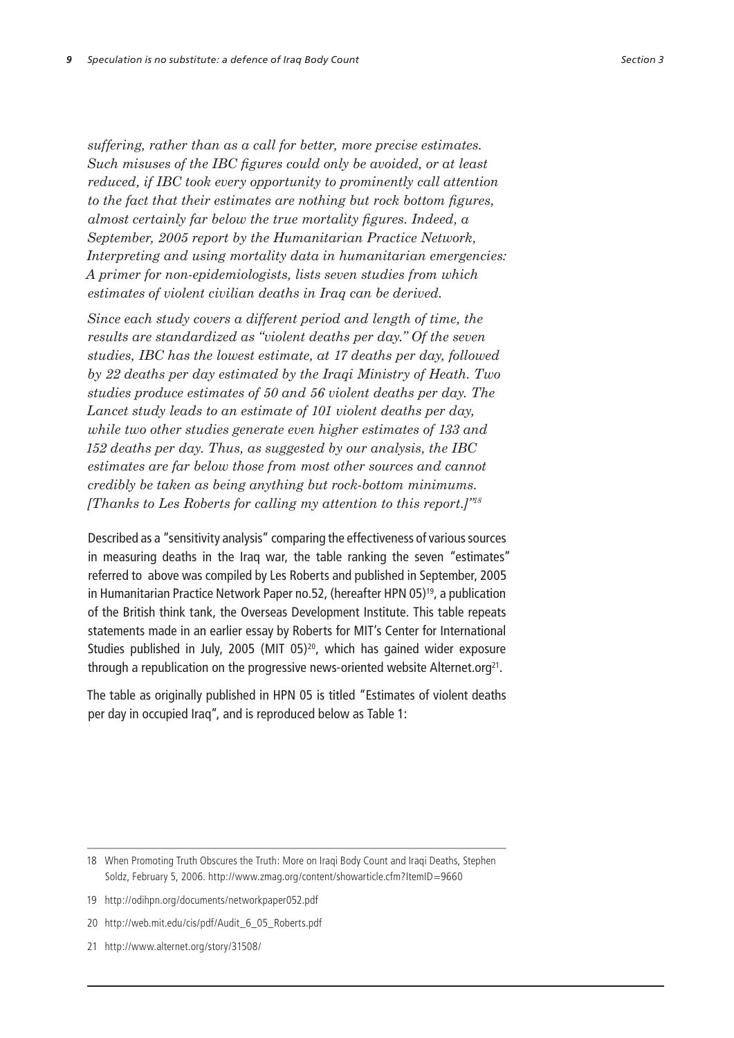*suffering, rather than as a call for better, more precise estimates. Such misuses of the IBC figures could only be avoided, or at least reduced, if IBC took every opportunity to prominently call attention to the fact that their estimates are nothing but rock bottom figures, almost certainly far below the true mortality figures. Indeed, a September, 2005 report by the Humanitarian Practice Network, Interpreting and using mortality data in humanitarian emergencies: A primer for non-epidemiologists, lists seven studies from which estimates of violent civilian deaths in Iraq can be derived.*

*Since each study covers a different period and length of time, the results are standardized as "violent deaths per day." Of the seven studies, IBC has the lowest estimate, at 17 deaths per day, followed by 22 deaths per day estimated by the Iraqi Ministry of Heath. Two studies produce estimates of 50 and 56 violent deaths per day. The Lancet study leads to an estimate of 101 violent deaths per day, while two other studies generate even higher estimates of 133 and 152 deaths per day. Thus, as suggested by our analysis, the IBC estimates are far below those from most other sources and cannot credibly be taken as being anything but rock-bottom minimums. [Thanks to Les Roberts for calling my attention to this report.]"*[18]

Described as a "sensitivity analysis" comparing the effectiveness of various sources in measuring deaths in the Iraq war, the table ranking the seven "estimates" referred to above was compiled by Les Roberts and published in September, 2005 in Humanitarian Practice Network Paper no.52, (hereafter HPN 05)[19], a publication of the British think tank, the Overseas Development Institute. This table repeats statements made in an earlier essay by Roberts for MIT's Center for International Studies published in July, 2005 (MIT 05)[20], which has gained wider exposure through a republication on the progressive news-oriented website Alternet.org[21].

The table as originally published in HPN 05 is titled "Estimates of violent deaths per day in occupied Iraq", and is reproduced below as Table 1:

---

18 When Promoting Truth Obscures the Truth: More on Iraqi Body Count and Iraqi Deaths, Stephen Soldz, February 5, 2006. http://www.zmag.org/content/showarticle.cfm?ItemID=9660

19 http://odihpn.org/documents/networkpaper052.pdf

20 http://web.mit.edu/cis/pdf/Audit_6_05_Roberts.pdf

21 http://www.alternet.org/story/31508/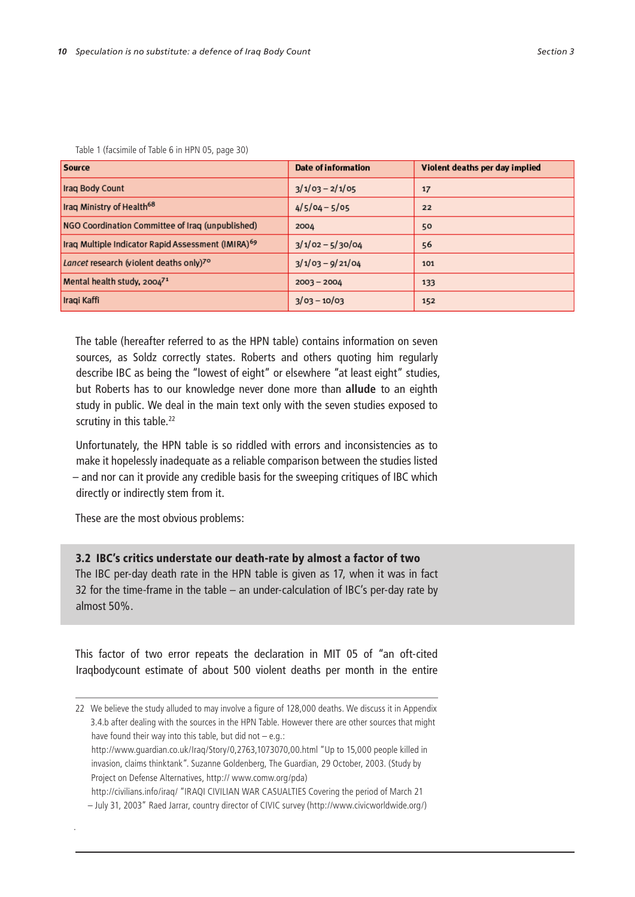Table 1 (facsimile of Table 6 in HPN 05, page 30)

| Source | Date of information | Violent deaths per day implied |
|---|---|---|
| Iraq Body Count | 3/1/03 – 2/1/05 | 17 |
| Iraq Ministry of Health[68] | 4/5/04 – 5/05 | 22 |
| NGO Coordination Committee of Iraq (unpublished) | 2004 | 50 |
| Iraq Multiple Indicator Rapid Assessment (IMIRA)[69] | 3/1/02 – 5/30/04 | 56 |
| *Lancet* research (violent deaths only)[70] | 3/1/03 – 9/21/04 | 101 |
| Mental health study, 2004[71] | 2003 – 2004 | 133 |
| Iraqi Kaffi | 3/03 – 10/03 | 152 |

The table (hereafter referred to as the HPN table) contains information on seven sources, as Soldz correctly states. Roberts and others quoting him regularly describe IBC as being the "lowest of eight" or elsewhere "at least eight" studies, but Roberts has to our knowledge never done more than **allude** to an eighth study in public. We deal in the main text only with the seven studies exposed to scrutiny in this table.[22]

Unfortunately, the HPN table is so riddled with errors and inconsistencies as to make it hopelessly inadequate as a reliable comparison between the studies listed – and nor can it provide any credible basis for the sweeping critiques of IBC which directly or indirectly stem from it.

These are the most obvious problems:

### 3.2 IBC's critics understate our death-rate by almost a factor of two

The IBC per-day death rate in the HPN table is given as 17, when it was in fact 32 for the time-frame in the table – an under-calculation of IBC's per-day rate by almost 50%.

This factor of two error repeats the declaration in MIT 05 of "an oft-cited Iraqbodycount estimate of about 500 violent deaths per month in the entire

---

22 We believe the study alluded to may involve a figure of 128,000 deaths. We discuss it in Appendix 3.4.b after dealing with the sources in the HPN Table. However there are other sources that might have found their way into this table, but did not – e.g.:
http://www.guardian.co.uk/Iraq/Story/0,2763,1073070,00.html "Up to 15,000 people killed in invasion, claims thinktank". Suzanne Goldenberg, The Guardian, 29 October, 2003. (Study by Project on Defense Alternatives, http:// www.comw.org/pda)
http://civilians.info/iraq/ "IRAQI CIVILIAN WAR CASUALTIES Covering the period of March 21 – July 31, 2003" Raed Jarrar, country director of CIVIC survey (http://www.civicworldwide.org/)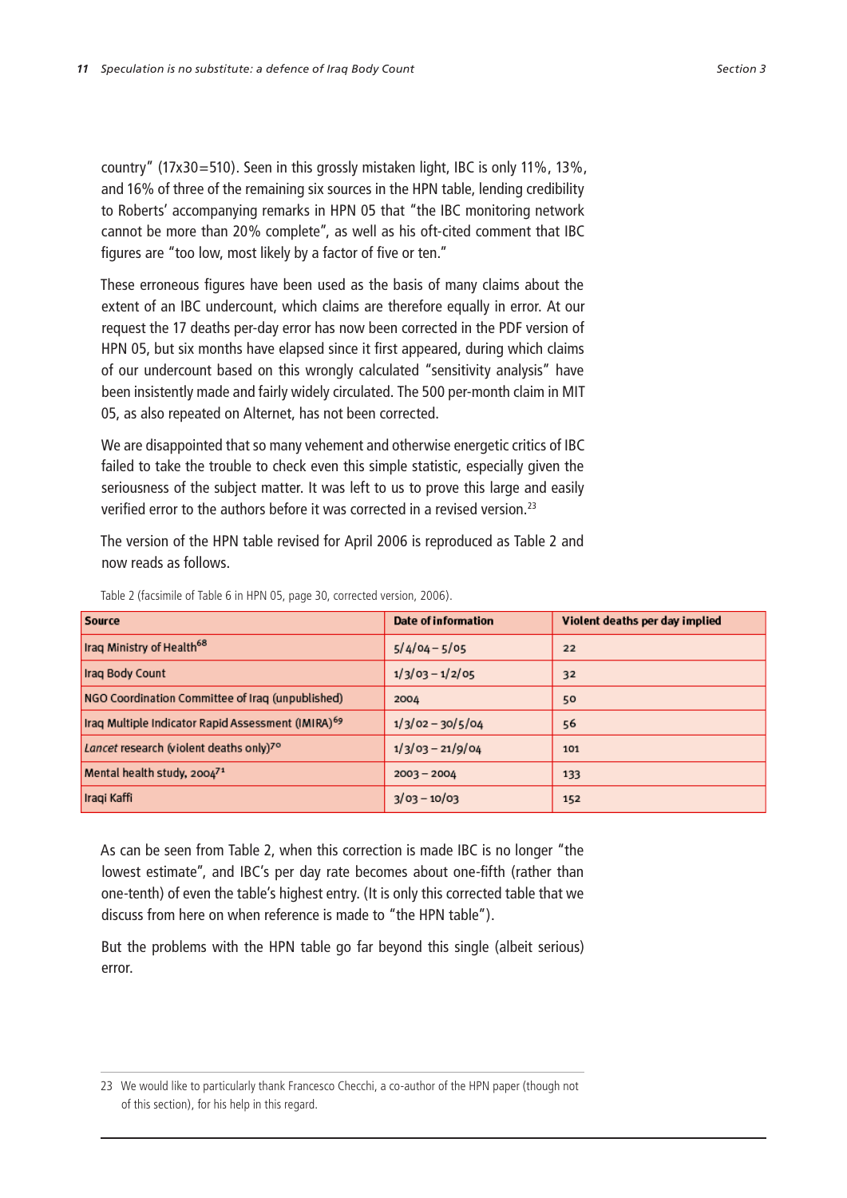country" (17x30=510). Seen in this grossly mistaken light, IBC is only 11%, 13%, and 16% of three of the remaining six sources in the HPN table, lending credibility to Roberts' accompanying remarks in HPN 05 that "the IBC monitoring network cannot be more than 20% complete", as well as his oft-cited comment that IBC figures are "too low, most likely by a factor of five or ten."

These erroneous figures have been used as the basis of many claims about the extent of an IBC undercount, which claims are therefore equally in error. At our request the 17 deaths per-day error has now been corrected in the PDF version of HPN 05, but six months have elapsed since it first appeared, during which claims of our undercount based on this wrongly calculated "sensitivity analysis" have been insistently made and fairly widely circulated. The 500 per-month claim in MIT 05, as also repeated on Alternet, has not been corrected.

We are disappointed that so many vehement and otherwise energetic critics of IBC failed to take the trouble to check even this simple statistic, especially given the seriousness of the subject matter. It was left to us to prove this large and easily verified error to the authors before it was corrected in a revised version.[23]

The version of the HPN table revised for April 2006 is reproduced as Table 2 and now reads as follows.

Table 2 (facsimile of Table 6 in HPN 05, page 30, corrected version, 2006).

| Source | Date of information | Violent deaths per day implied |
|---|---|---|
| Iraq Ministry of Health[68] | 5/4/04 – 5/05 | 22 |
| Iraq Body Count | 1/3/03 – 1/2/05 | 32 |
| NGO Coordination Committee of Iraq (unpublished) | 2004 | 50 |
| Iraq Multiple Indicator Rapid Assessment (IMIRA)[69] | 1/3/02 – 30/5/04 | 56 |
| *Lancet* research (violent deaths only)[70] | 1/3/03 – 21/9/04 | 101 |
| Mental health study, 2004[71] | 2003 – 2004 | 133 |
| Iraqi Kaffi | 3/03 – 10/03 | 152 |

As can be seen from Table 2, when this correction is made IBC is no longer "the lowest estimate", and IBC's per day rate becomes about one-fifth (rather than one-tenth) of even the table's highest entry. (It is only this corrected table that we discuss from here on when reference is made to "the HPN table").

But the problems with the HPN table go far beyond this single (albeit serious) error.

23 We would like to particularly thank Francesco Checchi, a co-author of the HPN paper (though not of this section), for his help in this regard.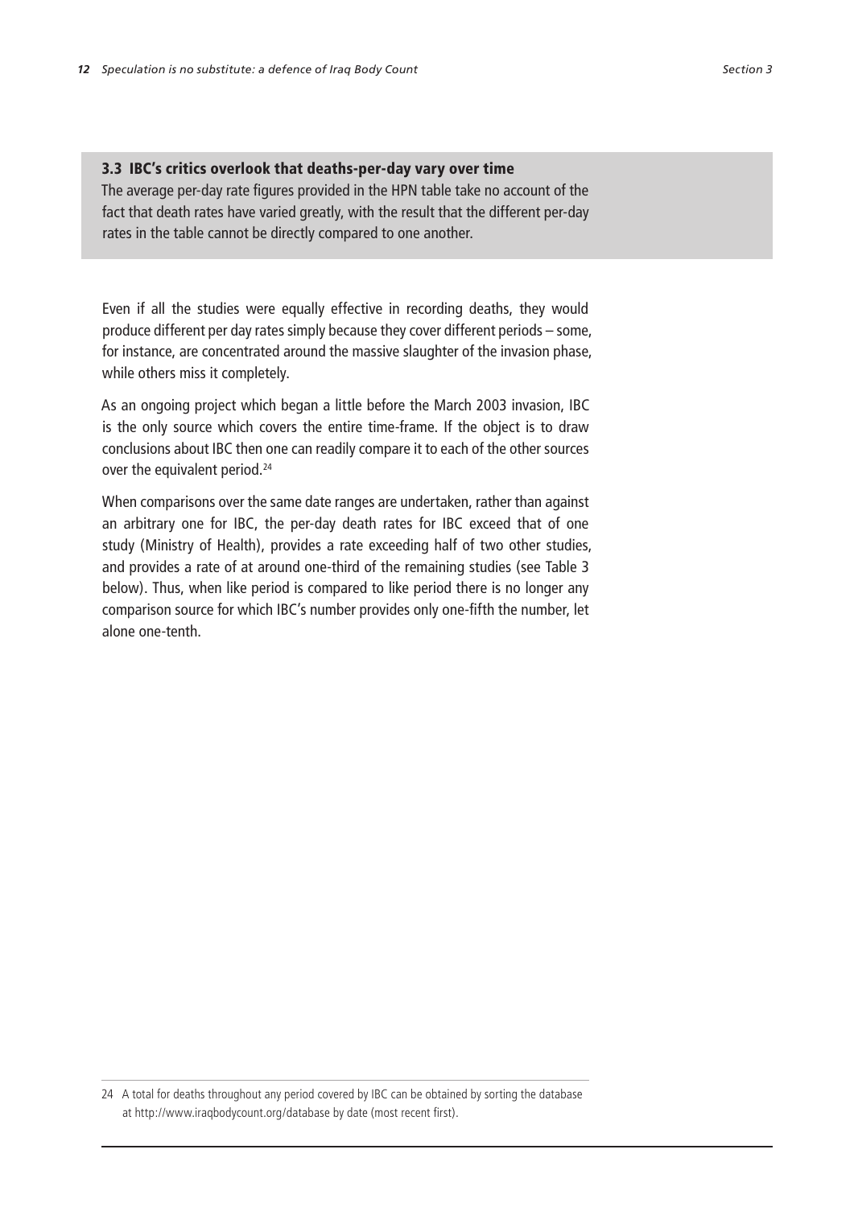### 3.3 IBC's critics overlook that deaths-per-day vary over time

The average per-day rate figures provided in the HPN table take no account of the fact that death rates have varied greatly, with the result that the different per-day rates in the table cannot be directly compared to one another.

Even if all the studies were equally effective in recording deaths, they would produce different per day rates simply because they cover different periods – some, for instance, are concentrated around the massive slaughter of the invasion phase, while others miss it completely.

As an ongoing project which began a little before the March 2003 invasion, IBC is the only source which covers the entire time-frame. If the object is to draw conclusions about IBC then one can readily compare it to each of the other sources over the equivalent period.[24]

When comparisons over the same date ranges are undertaken, rather than against an arbitrary one for IBC, the per-day death rates for IBC exceed that of one study (Ministry of Health), provides a rate exceeding half of two other studies, and provides a rate of at around one-third of the remaining studies (see Table 3 below). Thus, when like period is compared to like period there is no longer any comparison source for which IBC's number provides only one-fifth the number, let alone one-tenth.

24 A total for deaths throughout any period covered by IBC can be obtained by sorting the database at http://www.iraqbodycount.org/database by date (most recent first).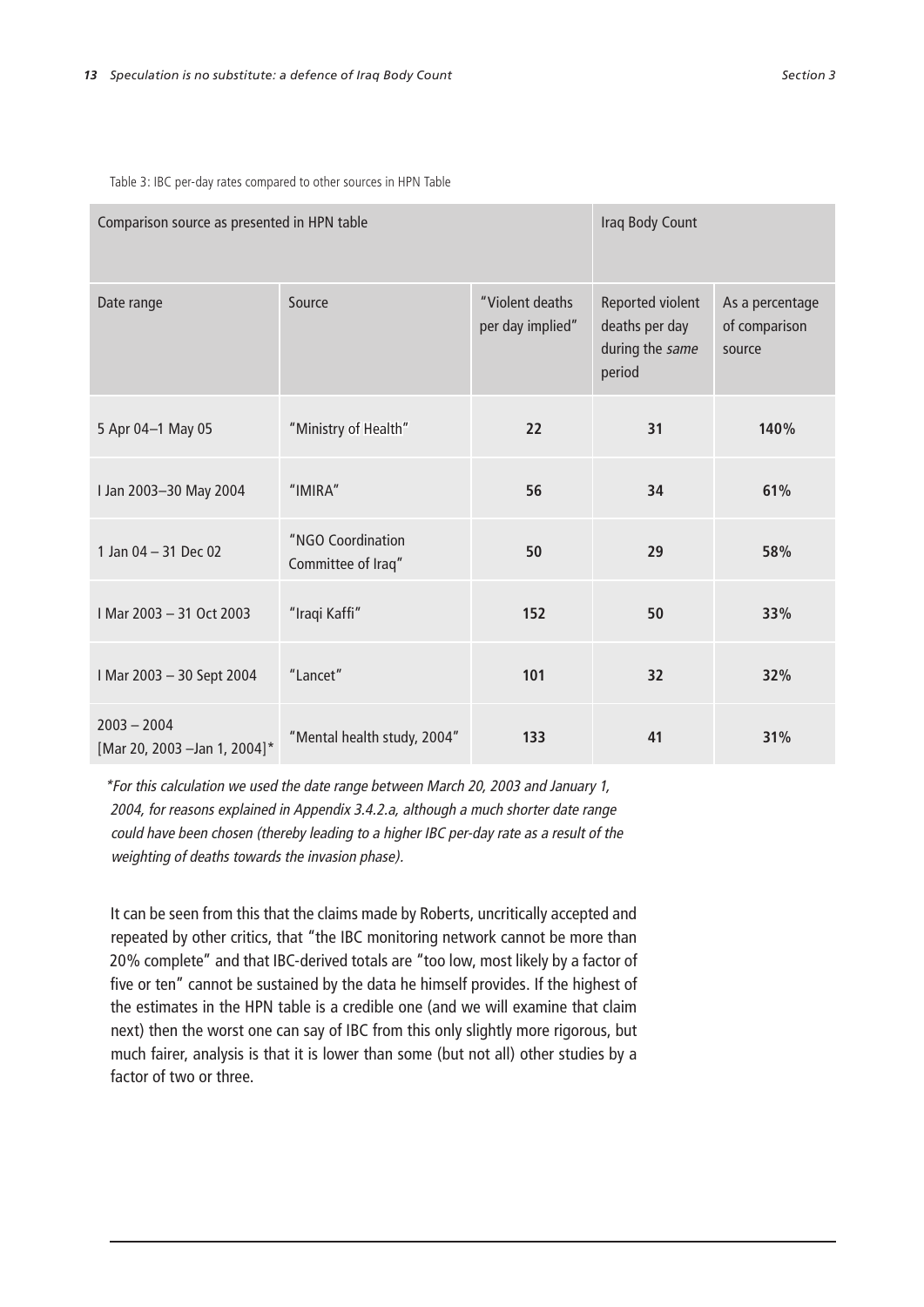Table 3: IBC per-day rates compared to other sources in HPN Table

| Comparison source as presented in HPN table | | | Iraq Body Count | |
|---|---|---|---|---|
| Date range | Source | "Violent deaths per day implied" | Reported violent deaths per day during the *same* period | As a percentage of comparison source |
| 5 Apr 04–1 May 05 | "Ministry of Health" | **22** | **31** | **140%** |
| I Jan 2003–30 May 2004 | "IMIRA" | **56** | **34** | **61%** |
| 1 Jan 04 – 31 Dec 02 | "NGO Coordination Committee of Iraq" | **50** | **29** | **58%** |
| I Mar 2003 – 31 Oct 2003 | "Iraqi Kaffi" | **152** | **50** | **33%** |
| I Mar 2003 – 30 Sept 2004 | "Lancet" | **101** | **32** | **32%** |
| 2003 – 2004 [Mar 20, 2003 –Jan 1, 2004]* | "Mental health study, 2004" | **133** | **41** | **31%** |

*\*For this calculation we used the date range between March 20, 2003 and January 1, 2004, for reasons explained in Appendix 3.4.2.a, although a much shorter date range could have been chosen (thereby leading to a higher IBC per-day rate as a result of the weighting of deaths towards the invasion phase).*

It can be seen from this that the claims made by Roberts, uncritically accepted and repeated by other critics, that "the IBC monitoring network cannot be more than 20% complete" and that IBC-derived totals are "too low, most likely by a factor of five or ten" cannot be sustained by the data he himself provides. If the highest of the estimates in the HPN table is a credible one (and we will examine that claim next) then the worst one can say of IBC from this only slightly more rigorous, but much fairer, analysis is that it is lower than some (but not all) other studies by a factor of two or three.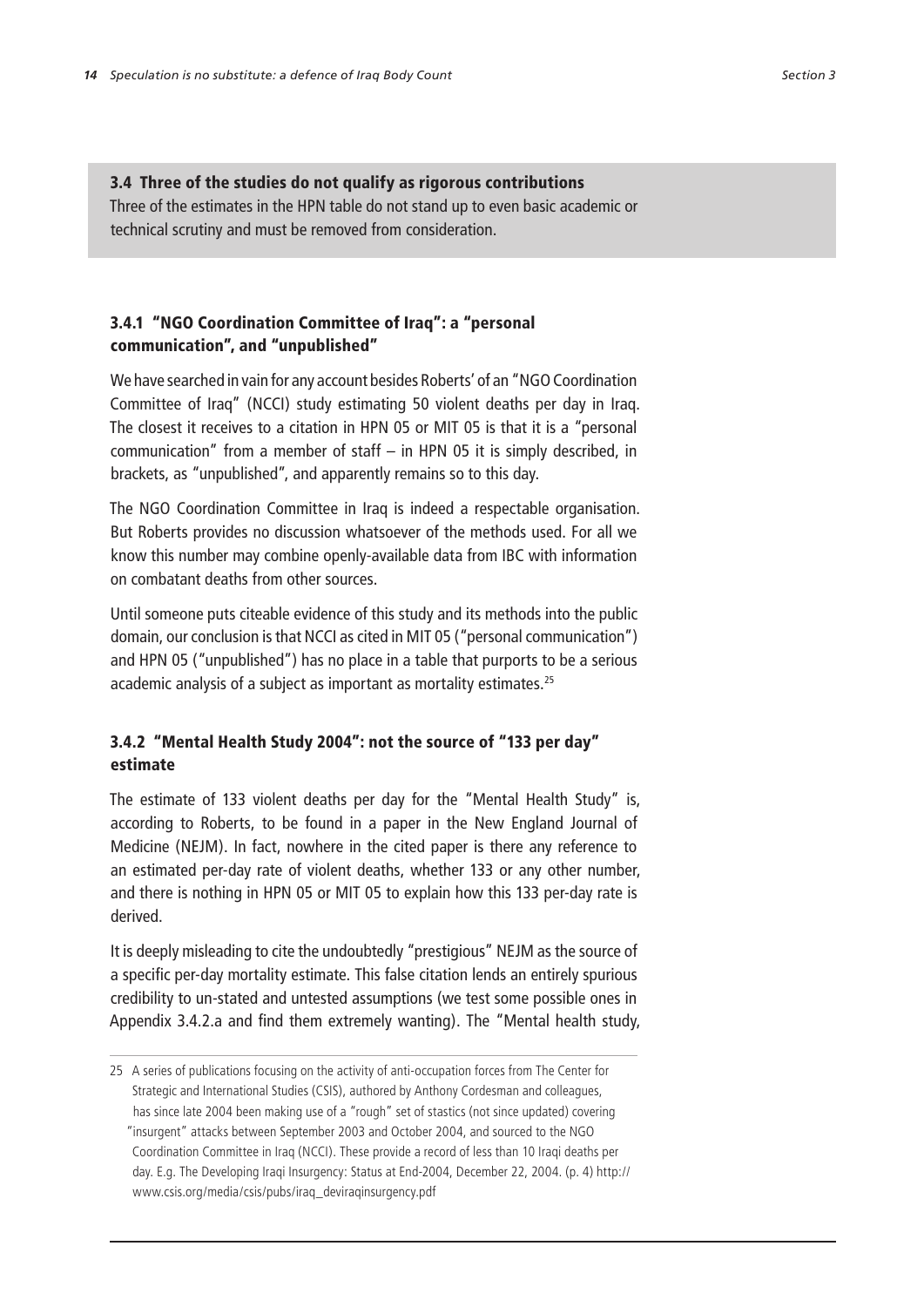## 3.4 Three of the studies do not qualify as rigorous contributions

Three of the estimates in the HPN table do not stand up to even basic academic or technical scrutiny and must be removed from consideration.

### 3.4.1 "NGO Coordination Committee of Iraq": a "personal communication", and "unpublished"

We have searched in vain for any account besides Roberts' of an "NGO Coordination Committee of Iraq" (NCCI) study estimating 50 violent deaths per day in Iraq. The closest it receives to a citation in HPN 05 or MIT 05 is that it is a "personal communication" from a member of staff – in HPN 05 it is simply described, in brackets, as "unpublished", and apparently remains so to this day.

The NGO Coordination Committee in Iraq is indeed a respectable organisation. But Roberts provides no discussion whatsoever of the methods used. For all we know this number may combine openly-available data from IBC with information on combatant deaths from other sources.

Until someone puts citeable evidence of this study and its methods into the public domain, our conclusion is that NCCI as cited in MIT 05 ("personal communication") and HPN 05 ("unpublished") has no place in a table that purports to be a serious academic analysis of a subject as important as mortality estimates.[25]

### 3.4.2 "Mental Health Study 2004": not the source of "133 per day" estimate

The estimate of 133 violent deaths per day for the "Mental Health Study" is, according to Roberts, to be found in a paper in the New England Journal of Medicine (NEJM). In fact, nowhere in the cited paper is there any reference to an estimated per-day rate of violent deaths, whether 133 or any other number, and there is nothing in HPN 05 or MIT 05 to explain how this 133 per-day rate is derived.

It is deeply misleading to cite the undoubtedly "prestigious" NEJM as the source of a specific per-day mortality estimate. This false citation lends an entirely spurious credibility to un-stated and untested assumptions (we test some possible ones in Appendix 3.4.2.a and find them extremely wanting). The "Mental health study,

---

25 A series of publications focusing on the activity of anti-occupation forces from The Center for Strategic and International Studies (CSIS), authored by Anthony Cordesman and colleagues, has since late 2004 been making use of a "rough" set of stastics (not since updated) covering "insurgent" attacks between September 2003 and October 2004, and sourced to the NGO Coordination Committee in Iraq (NCCI). These provide a record of less than 10 Iraqi deaths per day. E.g. The Developing Iraqi Insurgency: Status at End-2004, December 22, 2004. (p. 4) http://www.csis.org/media/csis/pubs/iraq_deviraqinsurgency.pdf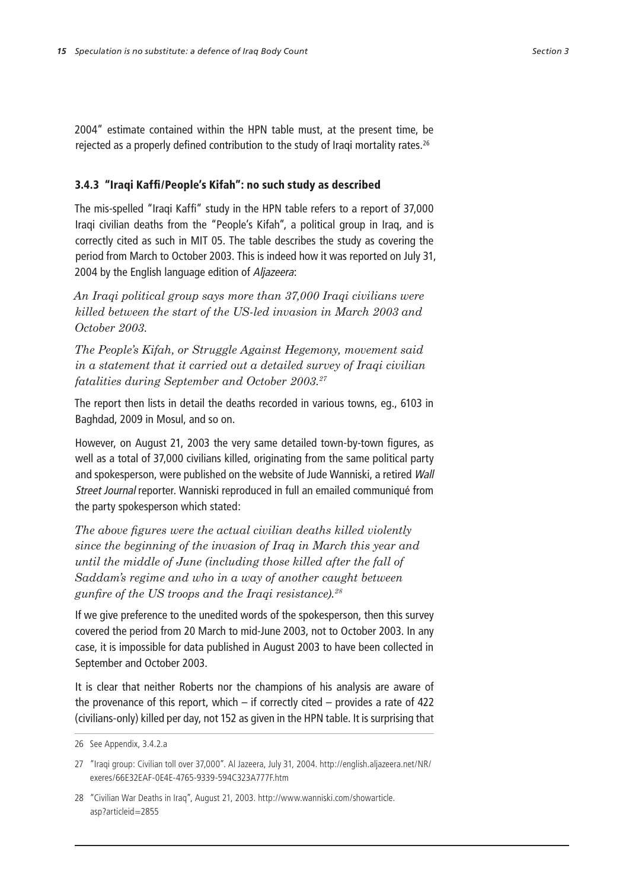2004" estimate contained within the HPN table must, at the present time, be rejected as a properly defined contribution to the study of Iraqi mortality rates.[26]

### 3.4.3 "Iraqi Kaffi/People's Kifah": no such study as described

The mis-spelled "Iraqi Kaffi" study in the HPN table refers to a report of 37,000 Iraqi civilian deaths from the "People's Kifah", a political group in Iraq, and is correctly cited as such in MIT 05. The table describes the study as covering the period from March to October 2003. This is indeed how it was reported on July 31, 2004 by the English language edition of *Aljazeera*:

> *An Iraqi political group says more than 37,000 Iraqi civilians were killed between the start of the US-led invasion in March 2003 and October 2003.*
>
> *The People's Kifah, or Struggle Against Hegemony, movement said in a statement that it carried out a detailed survey of Iraqi civilian fatalities during September and October 2003.*[27]

The report then lists in detail the deaths recorded in various towns, eg., 6103 in Baghdad, 2009 in Mosul, and so on.

However, on August 21, 2003 the very same detailed town-by-town figures, as well as a total of 37,000 civilians killed, originating from the same political party and spokesperson, were published on the website of Jude Wanniski, a retired *Wall Street Journal* reporter. Wanniski reproduced in full an emailed communiqué from the party spokesperson which stated:

> *The above figures were the actual civilian deaths killed violently since the beginning of the invasion of Iraq in March this year and until the middle of June (including those killed after the fall of Saddam's regime and who in a way of another caught between gunfire of the US troops and the Iraqi resistance).*[28]

If we give preference to the unedited words of the spokesperson, then this survey covered the period from 20 March to mid-June 2003, not to October 2003. In any case, it is impossible for data published in August 2003 to have been collected in September and October 2003.

It is clear that neither Roberts nor the champions of his analysis are aware of the provenance of this report, which – if correctly cited – provides a rate of 422 (civilians-only) killed per day, not 152 as given in the HPN table. It is surprising that

---

26 See Appendix, 3.4.2.a

27 "Iraqi group: Civilian toll over 37,000". Al Jazeera, July 31, 2004. http://english.aljazeera.net/NR/exeres/66E32EAF-0E4E-4765-9339-594C323A777F.htm

28 "Civilian War Deaths in Iraq", August 21, 2003. http://www.wanniski.com/showarticle.asp?articleid=2855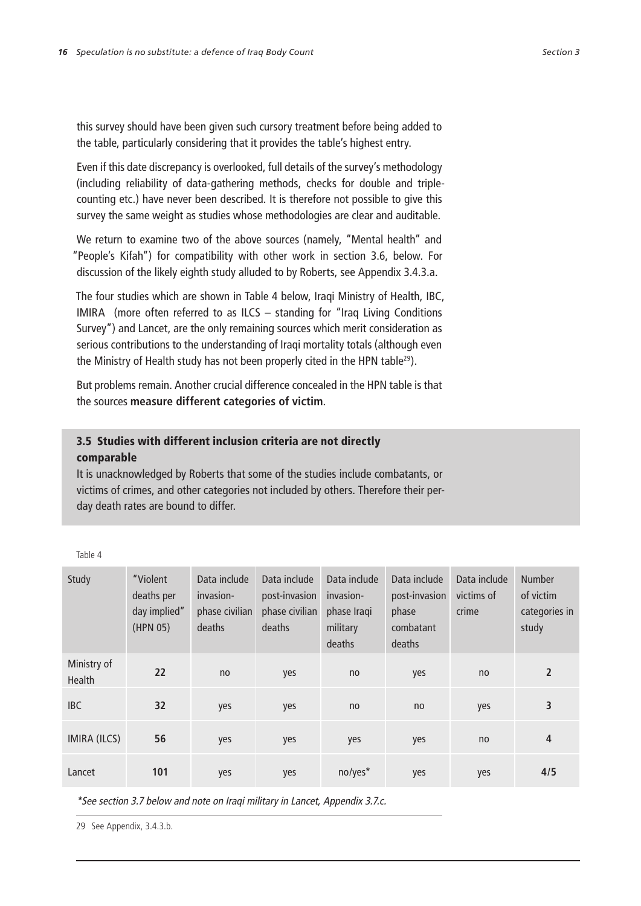this survey should have been given such cursory treatment before being added to the table, particularly considering that it provides the table's highest entry.

Even if this date discrepancy is overlooked, full details of the survey's methodology (including reliability of data-gathering methods, checks for double and triple-counting etc.) have never been described. It is therefore not possible to give this survey the same weight as studies whose methodologies are clear and auditable.

We return to examine two of the above sources (namely, "Mental health" and "People's Kifah") for compatibility with other work in section 3.6, below. For discussion of the likely eighth study alluded to by Roberts, see Appendix 3.4.3.a.

The four studies which are shown in Table 4 below, Iraqi Ministry of Health, IBC, IMIRA (more often referred to as ILCS – standing for "Iraq Living Conditions Survey") and Lancet, are the only remaining sources which merit consideration as serious contributions to the understanding of Iraqi mortality totals (although even the Ministry of Health study has not been properly cited in the HPN table[29]).

But problems remain. Another crucial difference concealed in the HPN table is that the sources **measure different categories of victim**.

### 3.5 Studies with different inclusion criteria are not directly comparable

It is unacknowledged by Roberts that some of the studies include combatants, or victims of crimes, and other categories not included by others. Therefore their per-day death rates are bound to differ.

Table 4

| Study | "Violent deaths per day implied" (HPN 05) | Data include invasion-phase civilian deaths | Data include post-invasion phase civilian deaths | Data include invasion-phase Iraqi military deaths | Data include post-invasion phase combatant deaths | Data include victims of crime | Number of victim categories in study |
|---|---|---|---|---|---|---|---|
| Ministry of Health | **22** | no | yes | no | yes | no | **2** |
| IBC | **32** | yes | yes | no | no | yes | **3** |
| IMIRA (ILCS) | **56** | yes | yes | yes | yes | no | **4** |
| Lancet | **101** | yes | yes | no/yes* | yes | yes | **4/5** |

*\*See section 3.7 below and note on Iraqi military in Lancet, Appendix 3.7.c.*

29 See Appendix, 3.4.3.b.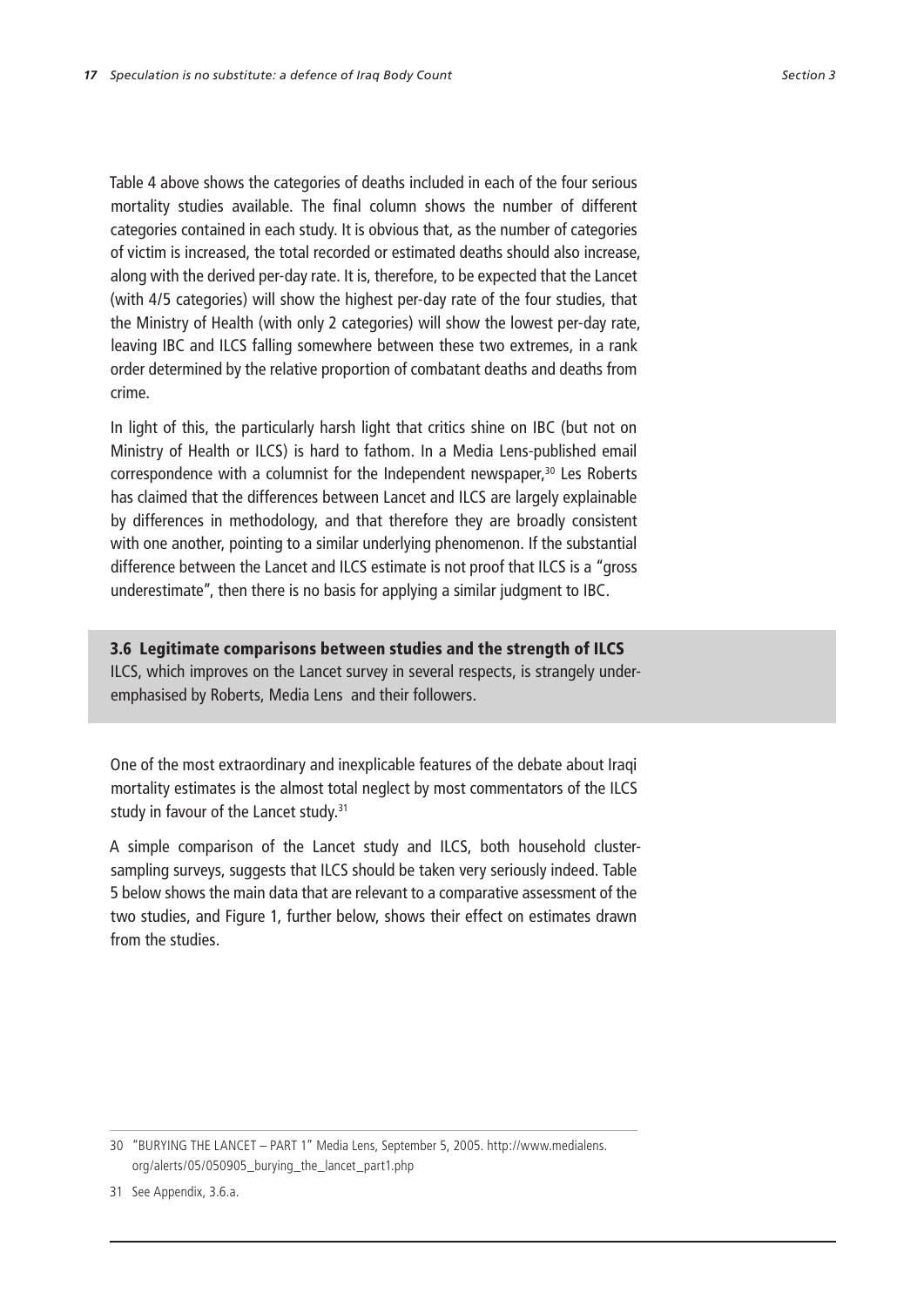Table 4 above shows the categories of deaths included in each of the four serious mortality studies available. The final column shows the number of different categories contained in each study. It is obvious that, as the number of categories of victim is increased, the total recorded or estimated deaths should also increase, along with the derived per-day rate. It is, therefore, to be expected that the Lancet (with 4/5 categories) will show the highest per-day rate of the four studies, that the Ministry of Health (with only 2 categories) will show the lowest per-day rate, leaving IBC and ILCS falling somewhere between these two extremes, in a rank order determined by the relative proportion of combatant deaths and deaths from crime.

In light of this, the particularly harsh light that critics shine on IBC (but not on Ministry of Health or ILCS) is hard to fathom. In a Media Lens-published email correspondence with a columnist for the Independent newspaper,[30] Les Roberts has claimed that the differences between Lancet and ILCS are largely explainable by differences in methodology, and that therefore they are broadly consistent with one another, pointing to a similar underlying phenomenon. If the substantial difference between the Lancet and ILCS estimate is not proof that ILCS is a "gross underestimate", then there is no basis for applying a similar judgment to IBC.

### 3.6 Legitimate comparisons between studies and the strength of ILCS

ILCS, which improves on the Lancet survey in several respects, is strangely under-emphasised by Roberts, Media Lens and their followers.

One of the most extraordinary and inexplicable features of the debate about Iraqi mortality estimates is the almost total neglect by most commentators of the ILCS study in favour of the Lancet study.[31]

A simple comparison of the Lancet study and ILCS, both household cluster-sampling surveys, suggests that ILCS should be taken very seriously indeed. Table 5 below shows the main data that are relevant to a comparative assessment of the two studies, and Figure 1, further below, shows their effect on estimates drawn from the studies.

---

30 "BURYING THE LANCET – PART 1" Media Lens, September 5, 2005. http://www.medialens.org/alerts/05/050905_burying_the_lancet_part1.php

31 See Appendix, 3.6.a.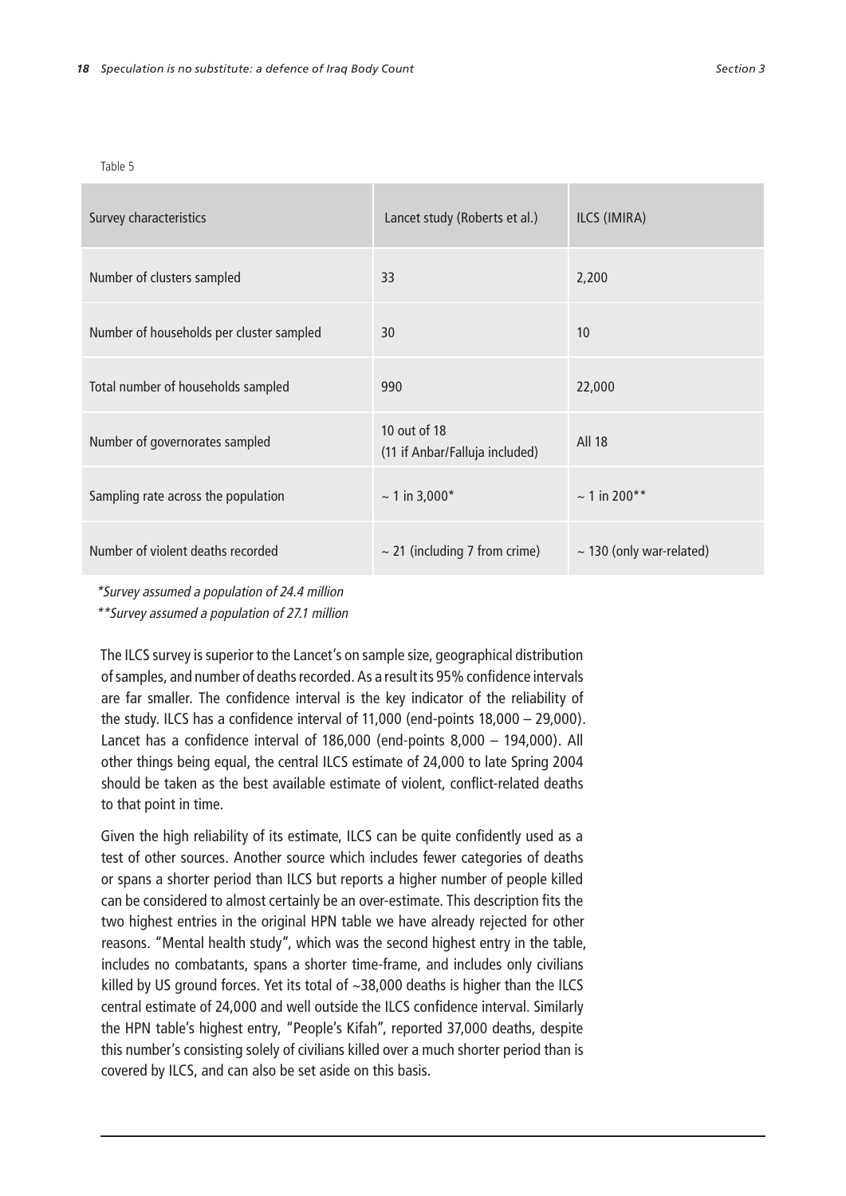Table 5

| Survey characteristics | Lancet study (Roberts et al.) | ILCS (IMIRA) |
| --- | --- | --- |
| Number of clusters sampled | 33 | 2,200 |
| Number of households per cluster sampled | 30 | 10 |
| Total number of households sampled | 990 | 22,000 |
| Number of governorates sampled | 10 out of 18 (11 if Anbar/Falluja included) | All 18 |
| Sampling rate across the population | ~ 1 in 3,000* | ~ 1 in 200** |
| Number of violent deaths recorded | ~ 21 (including 7 from crime) | ~ 130 (only war-related) |

*\*Survey assumed a population of 24.4 million*

*\*\*Survey assumed a population of 27.1 million*

The ILCS survey is superior to the Lancet's on sample size, geographical distribution of samples, and number of deaths recorded. As a result its 95% confidence intervals are far smaller. The confidence interval is the key indicator of the reliability of the study. ILCS has a confidence interval of 11,000 (end-points 18,000 – 29,000). Lancet has a confidence interval of 186,000 (end-points 8,000 – 194,000). All other things being equal, the central ILCS estimate of 24,000 to late Spring 2004 should be taken as the best available estimate of violent, conflict-related deaths to that point in time.

Given the high reliability of its estimate, ILCS can be quite confidently used as a test of other sources. Another source which includes fewer categories of deaths or spans a shorter period than ILCS but reports a higher number of people killed can be considered to almost certainly be an over-estimate. This description fits the two highest entries in the original HPN table we have already rejected for other reasons. "Mental health study", which was the second highest entry in the table, includes no combatants, spans a shorter time-frame, and includes only civilians killed by US ground forces. Yet its total of ~38,000 deaths is higher than the ILCS central estimate of 24,000 and well outside the ILCS confidence interval. Similarly the HPN table's highest entry, "People's Kifah", reported 37,000 deaths, despite this number's consisting solely of civilians killed over a much shorter period than is covered by ILCS, and can also be set aside on this basis.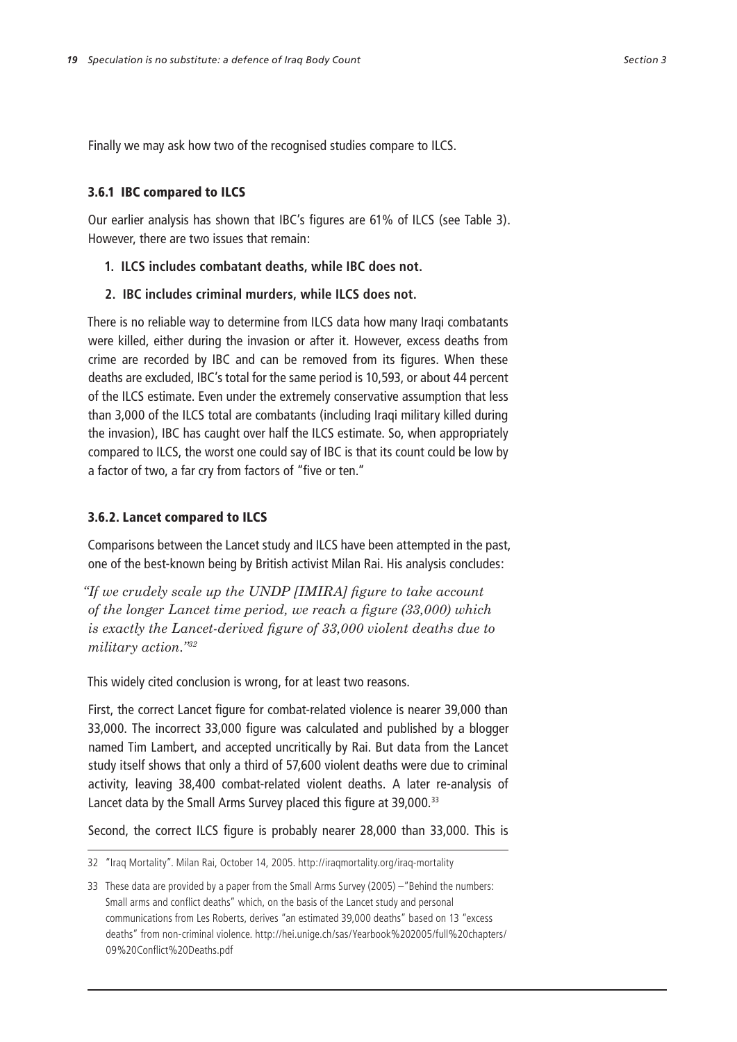Finally we may ask how two of the recognised studies compare to ILCS.

### 3.6.1 IBC compared to ILCS

Our earlier analysis has shown that IBC's figures are 61% of ILCS (see Table 3). However, there are two issues that remain:

1. **ILCS includes combatant deaths, while IBC does not.**
2. **IBC includes criminal murders, while ILCS does not.**

There is no reliable way to determine from ILCS data how many Iraqi combatants were killed, either during the invasion or after it. However, excess deaths from crime are recorded by IBC and can be removed from its figures. When these deaths are excluded, IBC's total for the same period is 10,593, or about 44 percent of the ILCS estimate. Even under the extremely conservative assumption that less than 3,000 of the ILCS total are combatants (including Iraqi military killed during the invasion), IBC has caught over half the ILCS estimate. So, when appropriately compared to ILCS, the worst one could say of IBC is that its count could be low by a factor of two, a far cry from factors of "five or ten."

### 3.6.2. Lancet compared to ILCS

Comparisons between the Lancet study and ILCS have been attempted in the past, one of the best-known being by British activist Milan Rai. His analysis concludes:

> *"If we crudely scale up the UNDP [IMIRA] figure to take account of the longer Lancet time period, we reach a figure (33,000) which is exactly the Lancet-derived figure of 33,000 violent deaths due to military action."*[32]

This widely cited conclusion is wrong, for at least two reasons.

First, the correct Lancet figure for combat-related violence is nearer 39,000 than 33,000. The incorrect 33,000 figure was calculated and published by a blogger named Tim Lambert, and accepted uncritically by Rai. But data from the Lancet study itself shows that only a third of 57,600 violent deaths were due to criminal activity, leaving 38,400 combat-related violent deaths. A later re-analysis of Lancet data by the Small Arms Survey placed this figure at 39,000.[33]

Second, the correct ILCS figure is probably nearer 28,000 than 33,000. This is

---

32 "Iraq Mortality". Milan Rai, October 14, 2005. http://iraqmortality.org/iraq-mortality

33 These data are provided by a paper from the Small Arms Survey (2005) – "Behind the numbers: Small arms and conflict deaths" which, on the basis of the Lancet study and personal communications from Les Roberts, derives "an estimated 39,000 deaths" based on 13 "excess deaths" from non-criminal violence. http://hei.unige.ch/sas/Yearbook%202005/full%20chapters/09%20Conflict%20Deaths.pdf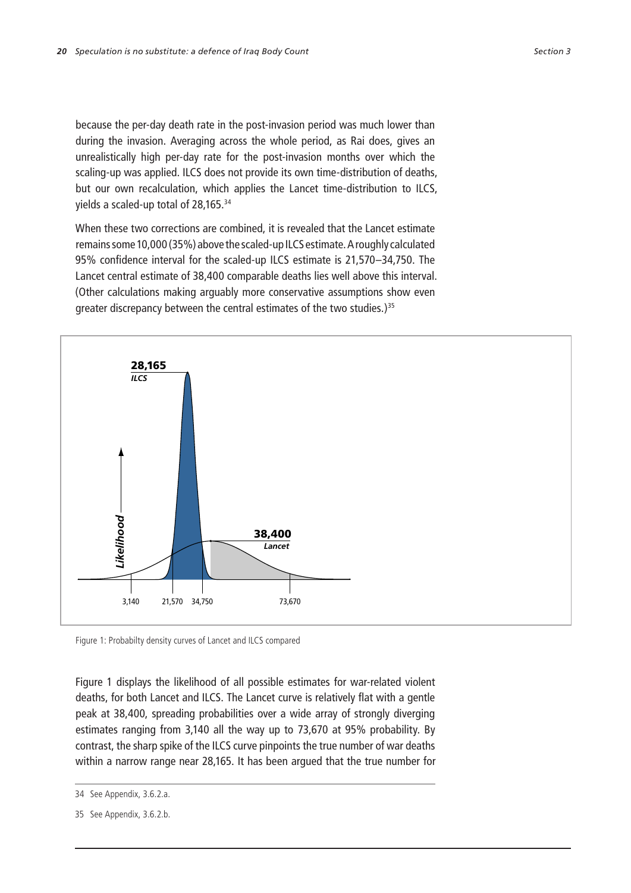because the per-day death rate in the post-invasion period was much lower than during the invasion. Averaging across the whole period, as Rai does, gives an unrealistically high per-day rate for the post-invasion months over which the scaling-up was applied. ILCS does not provide its own time-distribution of deaths, but our own recalculation, which applies the Lancet time-distribution to ILCS, yields a scaled-up total of 28,165.[34]

When these two corrections are combined, it is revealed that the Lancet estimate remains some 10,000 (35%) above the scaled-up ILCS estimate. A roughly calculated 95% confidence interval for the scaled-up ILCS estimate is 21,570–34,750. The Lancet central estimate of 38,400 comparable deaths lies well above this interval. (Other calculations making arguably more conservative assumptions show even greater discrepancy between the central estimates of the two studies.)[35]

Figure 1: Probabilty density curves of Lancet and ILCS compared

Figure 1 displays the likelihood of all possible estimates for war-related violent deaths, for both Lancet and ILCS. The Lancet curve is relatively flat with a gentle peak at 38,400, spreading probabilities over a wide array of strongly diverging estimates ranging from 3,140 all the way up to 73,670 at 95% probability. By contrast, the sharp spike of the ILCS curve pinpoints the true number of war deaths within a narrow range near 28,165. It has been argued that the true number for

---

34 See Appendix, 3.6.2.a.

35 See Appendix, 3.6.2.b.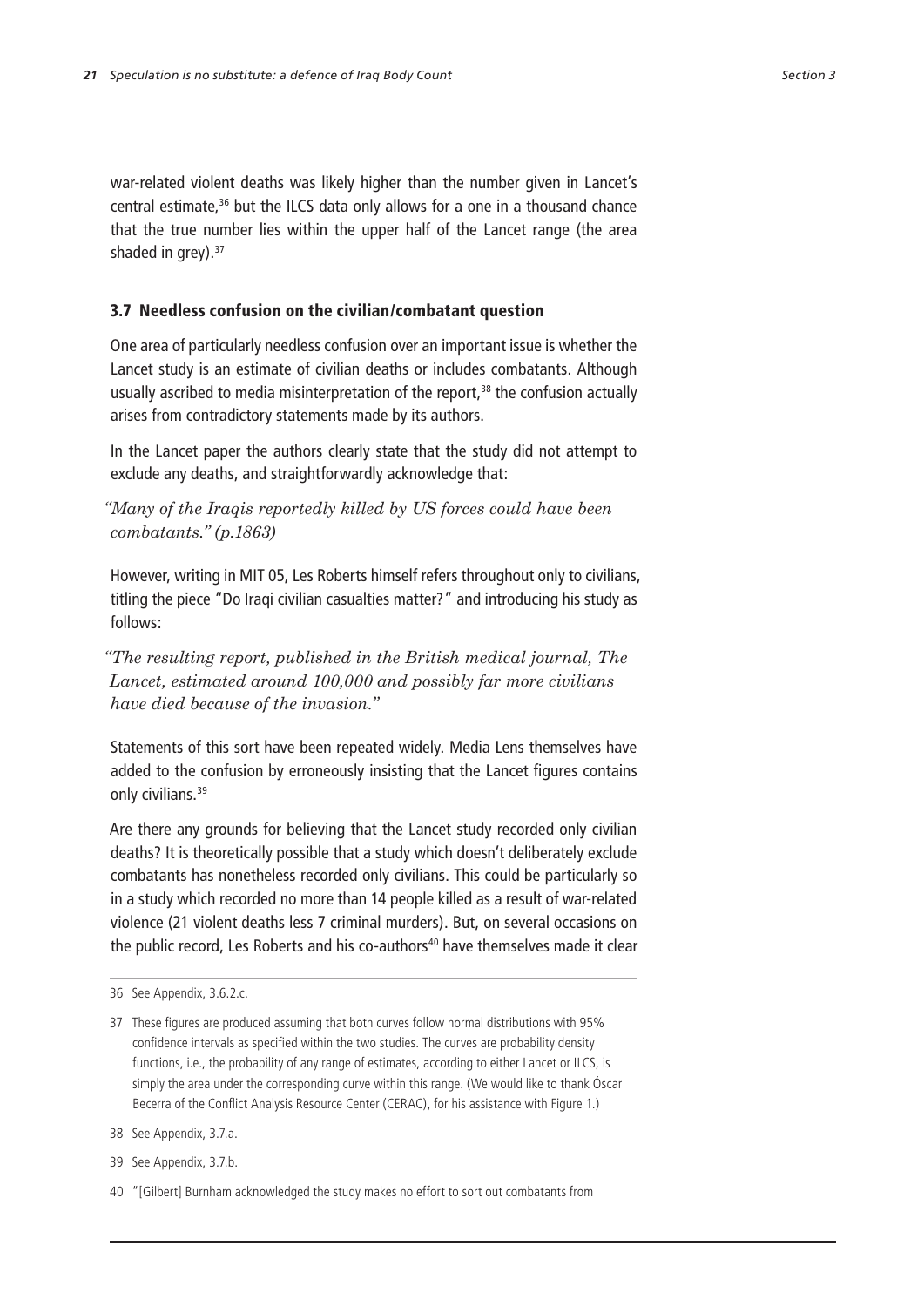war-related violent deaths was likely higher than the number given in Lancet's central estimate,[36] but the ILCS data only allows for a one in a thousand chance that the true number lies within the upper half of the Lancet range (the area shaded in grey).[37]

### 3.7 Needless confusion on the civilian/combatant question

One area of particularly needless confusion over an important issue is whether the Lancet study is an estimate of civilian deaths or includes combatants. Although usually ascribed to media misinterpretation of the report,[38] the confusion actually arises from contradictory statements made by its authors.

In the Lancet paper the authors clearly state that the study did not attempt to exclude any deaths, and straightforwardly acknowledge that:

> *"Many of the Iraqis reportedly killed by US forces could have been combatants." (p.1863)*

However, writing in MIT 05, Les Roberts himself refers throughout only to civilians, titling the piece "Do Iraqi civilian casualties matter?" and introducing his study as follows:

> *"The resulting report, published in the British medical journal, The Lancet, estimated around 100,000 and possibly far more civilians have died because of the invasion."*

Statements of this sort have been repeated widely. Media Lens themselves have added to the confusion by erroneously insisting that the Lancet figures contains only civilians.[39]

Are there any grounds for believing that the Lancet study recorded only civilian deaths? It is theoretically possible that a study which doesn't deliberately exclude combatants has nonetheless recorded only civilians. This could be particularly so in a study which recorded no more than 14 people killed as a result of war-related violence (21 violent deaths less 7 criminal murders). But, on several occasions on the public record, Les Roberts and his co-authors[40] have themselves made it clear

---

36 See Appendix, 3.6.2.c.

37 These figures are produced assuming that both curves follow normal distributions with 95% confidence intervals as specified within the two studies. The curves are probability density functions, i.e., the probability of any range of estimates, according to either Lancet or ILCS, is simply the area under the corresponding curve within this range. (We would like to thank Óscar Becerra of the Conflict Analysis Resource Center (CERAC), for his assistance with Figure 1.)

38 See Appendix, 3.7.a.

39 See Appendix, 3.7.b.

40 "[Gilbert] Burnham acknowledged the study makes no effort to sort out combatants from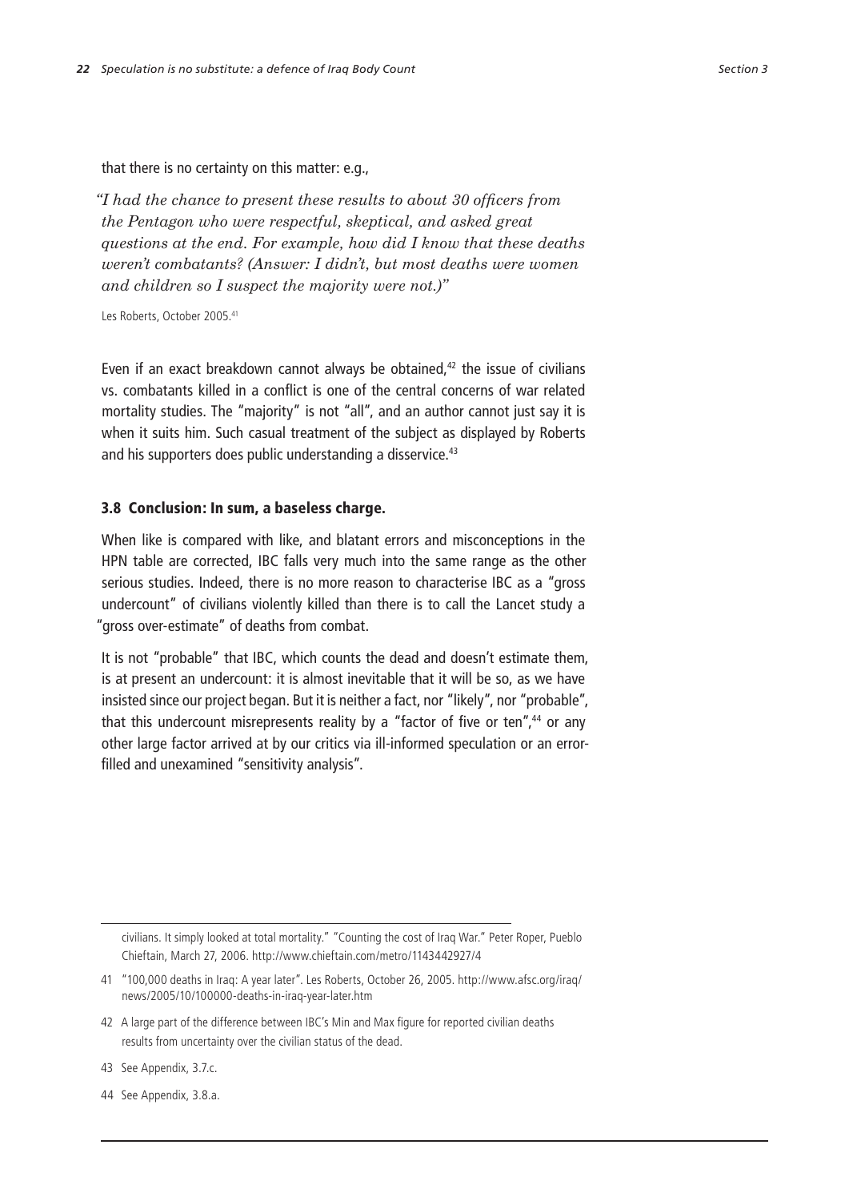that there is no certainty on this matter: e.g.,

> *"I had the chance to present these results to about 30 officers from the Pentagon who were respectful, skeptical, and asked great questions at the end. For example, how did I know that these deaths weren't combatants? (Answer: I didn't, but most deaths were women and children so I suspect the majority were not.)"*

Les Roberts, October 2005.[41]

Even if an exact breakdown cannot always be obtained,[42] the issue of civilians vs. combatants killed in a conflict is one of the central concerns of war related mortality studies. The "majority" is not "all", and an author cannot just say it is when it suits him. Such casual treatment of the subject as displayed by Roberts and his supporters does public understanding a disservice.[43]

### 3.8 Conclusion: In sum, a baseless charge.

When like is compared with like, and blatant errors and misconceptions in the HPN table are corrected, IBC falls very much into the same range as the other serious studies. Indeed, there is no more reason to characterise IBC as a "gross undercount" of civilians violently killed than there is to call the Lancet study a "gross over-estimate" of deaths from combat.

It is not "probable" that IBC, which counts the dead and doesn't estimate them, is at present an undercount: it is almost inevitable that it will be so, as we have insisted since our project began. But it is neither a fact, nor "likely", nor "probable", that this undercount misrepresents reality by a "factor of five or ten",[44] or any other large factor arrived at by our critics via ill-informed speculation or an error-filled and unexamined "sensitivity analysis".

---

civilians. It simply looked at total mortality." "Counting the cost of Iraq War." Peter Roper, Pueblo Chieftain, March 27, 2006. http://www.chieftain.com/metro/1143442927/4

41 "100,000 deaths in Iraq: A year later". Les Roberts, October 26, 2005. http://www.afsc.org/iraq/news/2005/10/100000-deaths-in-iraq-year-later.htm

42 A large part of the difference between IBC's Min and Max figure for reported civilian deaths results from uncertainty over the civilian status of the dead.

43 See Appendix, 3.7.c.

44 See Appendix, 3.8.a.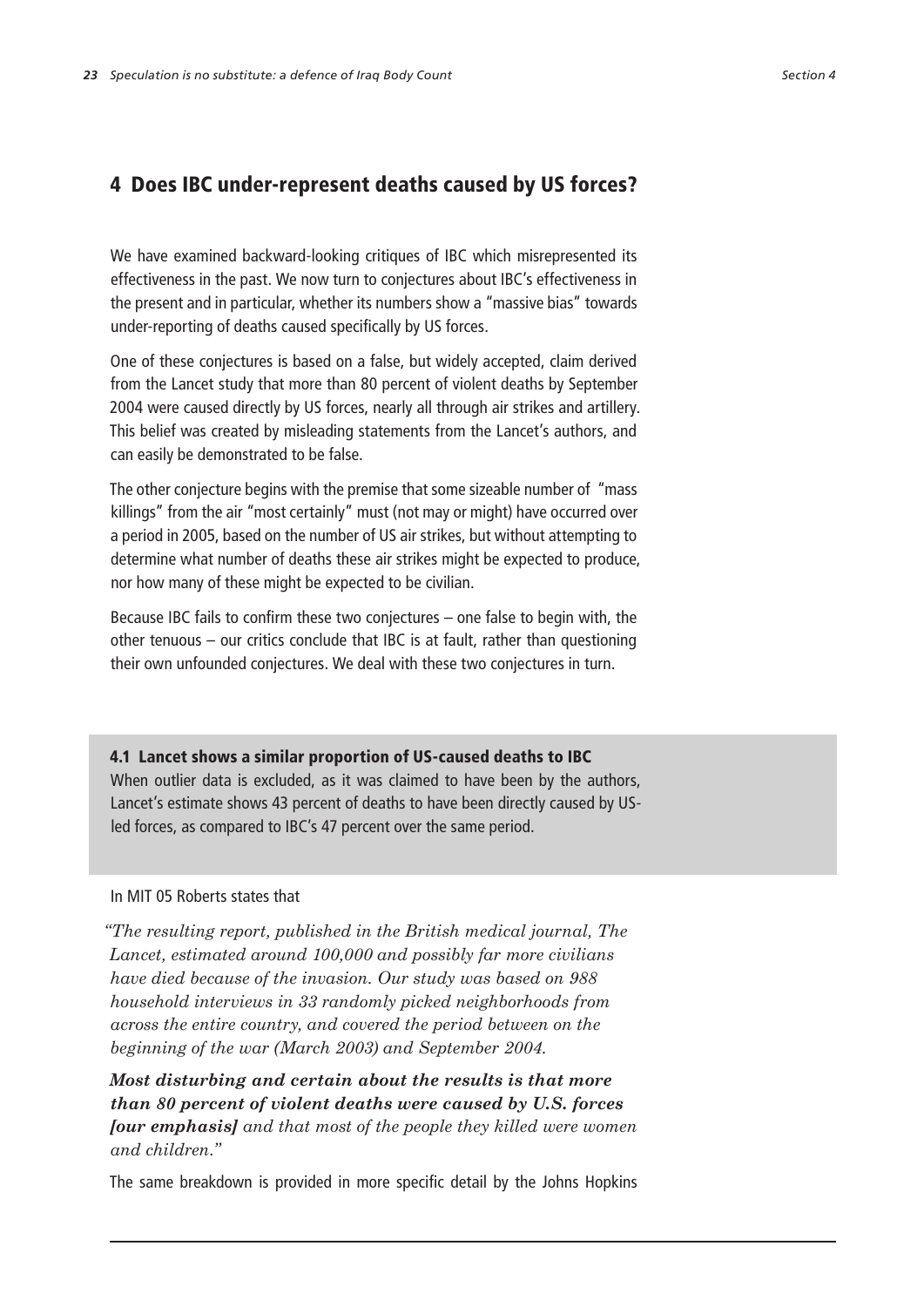## 4 Does IBC under-represent deaths caused by US forces?

We have examined backward-looking critiques of IBC which misrepresented its effectiveness in the past. We now turn to conjectures about IBC's effectiveness in the present and in particular, whether its numbers show a "massive bias" towards under-reporting of deaths caused specifically by US forces.

One of these conjectures is based on a false, but widely accepted, claim derived from the Lancet study that more than 80 percent of violent deaths by September 2004 were caused directly by US forces, nearly all through air strikes and artillery. This belief was created by misleading statements from the Lancet's authors, and can easily be demonstrated to be false.

The other conjecture begins with the premise that some sizeable number of "mass killings" from the air "most certainly" must (not may or might) have occurred over a period in 2005, based on the number of US air strikes, but without attempting to determine what number of deaths these air strikes might be expected to produce, nor how many of these might be expected to be civilian.

Because IBC fails to confirm these two conjectures – one false to begin with, the other tenuous – our critics conclude that IBC is at fault, rather than questioning their own unfounded conjectures. We deal with these two conjectures in turn.

### 4.1 Lancet shows a similar proportion of US-caused deaths to IBC

When outlier data is excluded, as it was claimed to have been by the authors, Lancet's estimate shows 43 percent of deaths to have been directly caused by US-led forces, as compared to IBC's 47 percent over the same period.

In MIT 05 Roberts states that

*"The resulting report, published in the British medical journal, The Lancet, estimated around 100,000 and possibly far more civilians have died because of the invasion. Our study was based on 988 household interviews in 33 randomly picked neighborhoods from across the entire country, and covered the period between on the beginning of the war (March 2003) and September 2004.*

***Most disturbing and certain about the results is that more than 80 percent of violent deaths were caused by U.S. forces [our emphasis]*** *and that most of the people they killed were women and children."*

The same breakdown is provided in more specific detail by the Johns Hopkins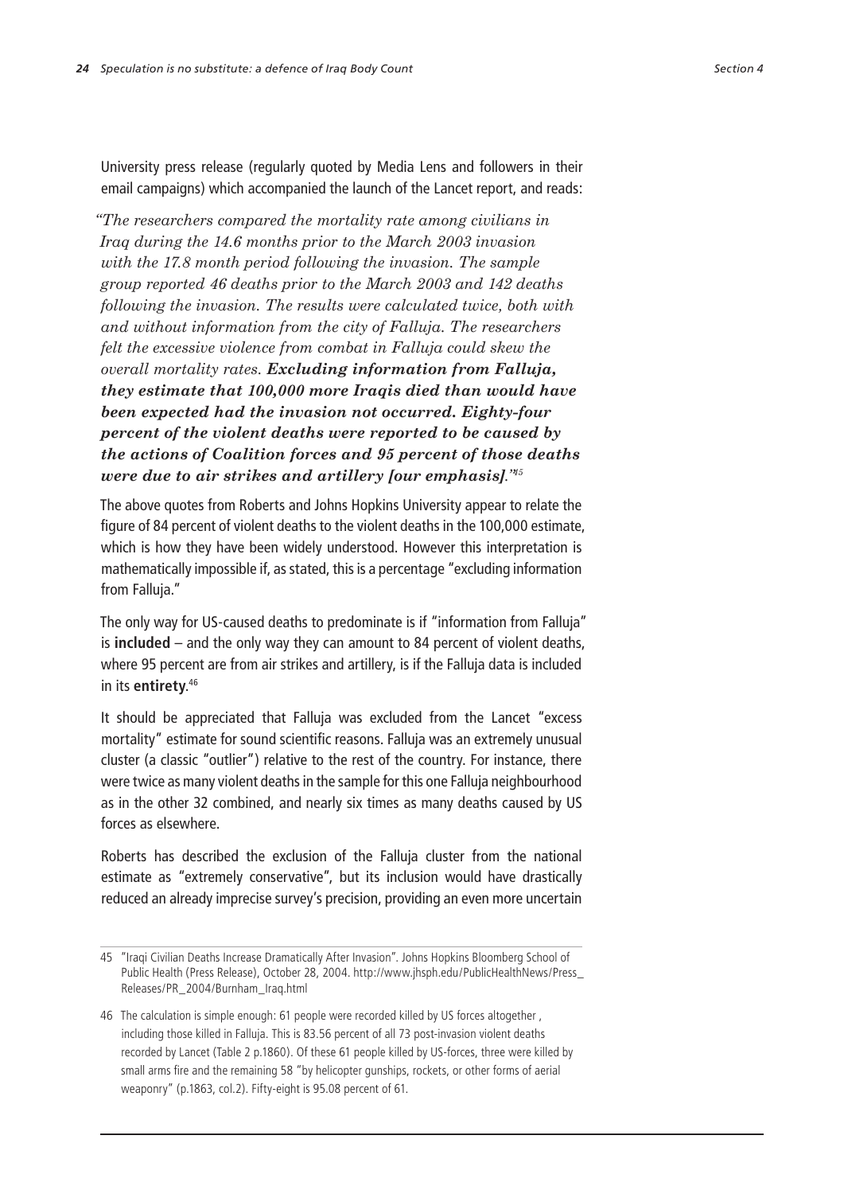University press release (regularly quoted by Media Lens and followers in their email campaigns) which accompanied the launch of the Lancet report, and reads:

> *"The researchers compared the mortality rate among civilians in Iraq during the 14.6 months prior to the March 2003 invasion with the 17.8 month period following the invasion. The sample group reported 46 deaths prior to the March 2003 and 142 deaths following the invasion. The results were calculated twice, both with and without information from the city of Falluja. The researchers felt the excessive violence from combat in Falluja could skew the overall mortality rates.* ***Excluding information from Falluja, they estimate that 100,000 more Iraqis died than would have been expected had the invasion not occurred. Eighty-four percent of the violent deaths were reported to be caused by the actions of Coalition forces and 95 percent of those deaths were due to air strikes and artillery [our emphasis].****"*[45]

The above quotes from Roberts and Johns Hopkins University appear to relate the figure of 84 percent of violent deaths to the violent deaths in the 100,000 estimate, which is how they have been widely understood. However this interpretation is mathematically impossible if, as stated, this is a percentage "excluding information from Falluja."

The only way for US-caused deaths to predominate is if "information from Falluja" is **included** – and the only way they can amount to 84 percent of violent deaths, where 95 percent are from air strikes and artillery, is if the Falluja data is included in its **entirety**.[46]

It should be appreciated that Falluja was excluded from the Lancet "excess mortality" estimate for sound scientific reasons. Falluja was an extremely unusual cluster (a classic "outlier") relative to the rest of the country. For instance, there were twice as many violent deaths in the sample for this one Falluja neighbourhood as in the other 32 combined, and nearly six times as many deaths caused by US forces as elsewhere.

Roberts has described the exclusion of the Falluja cluster from the national estimate as "extremely conservative", but its inclusion would have drastically reduced an already imprecise survey's precision, providing an even more uncertain

---

45 "Iraqi Civilian Deaths Increase Dramatically After Invasion". Johns Hopkins Bloomberg School of Public Health (Press Release), October 28, 2004. http://www.jhsph.edu/PublicHealthNews/Press_Releases/PR_2004/Burnham_Iraq.html

46 The calculation is simple enough: 61 people were recorded killed by US forces altogether , including those killed in Falluja. This is 83.56 percent of all 73 post-invasion violent deaths recorded by Lancet (Table 2 p.1860). Of these 61 people killed by US-forces, three were killed by small arms fire and the remaining 58 "by helicopter gunships, rockets, or other forms of aerial weaponry" (p.1863, col.2). Fifty-eight is 95.08 percent of 61.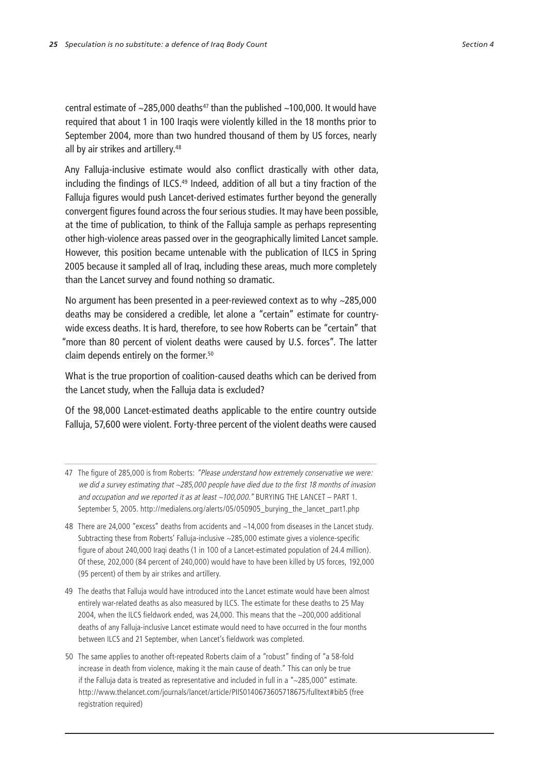central estimate of ~285,000 deaths[47] than the published ~100,000. It would have required that about 1 in 100 Iraqis were violently killed in the 18 months prior to September 2004, more than two hundred thousand of them by US forces, nearly all by air strikes and artillery.[48]

Any Falluja-inclusive estimate would also conflict drastically with other data, including the findings of ILCS.[49] Indeed, addition of all but a tiny fraction of the Falluja figures would push Lancet-derived estimates further beyond the generally convergent figures found across the four serious studies. It may have been possible, at the time of publication, to think of the Falluja sample as perhaps representing other high-violence areas passed over in the geographically limited Lancet sample. However, this position became untenable with the publication of ILCS in Spring 2005 because it sampled all of Iraq, including these areas, much more completely than the Lancet survey and found nothing so dramatic.

No argument has been presented in a peer-reviewed context as to why ~285,000 deaths may be considered a credible, let alone a "certain" estimate for country-wide excess deaths. It is hard, therefore, to see how Roberts can be "certain" that "more than 80 percent of violent deaths were caused by U.S. forces". The latter claim depends entirely on the former.[50]

What is the true proportion of coalition-caused deaths which can be derived from the Lancet study, when the Falluja data is excluded?

Of the 98,000 Lancet-estimated deaths applicable to the entire country outside Falluja, 57,600 were violent. Forty-three percent of the violent deaths were caused

---

47 The figure of 285,000 is from Roberts: *"Please understand how extremely conservative we were: we did a survey estimating that ~285,000 people have died due to the first 18 months of invasion and occupation and we reported it as at least ~100,000."* BURYING THE LANCET – PART 1. September 5, 2005. http://medialens.org/alerts/05/050905_burying_the_lancet_part1.php

48 There are 24,000 "excess" deaths from accidents and ~14,000 from diseases in the Lancet study. Subtracting these from Roberts' Falluja-inclusive ~285,000 estimate gives a violence-specific figure of about 240,000 Iraqi deaths (1 in 100 of a Lancet-estimated population of 24.4 million). Of these, 202,000 (84 percent of 240,000) would have to have been killed by US forces, 192,000 (95 percent) of them by air strikes and artillery.

49 The deaths that Falluja would have introduced into the Lancet estimate would have been almost entirely war-related deaths as also measured by ILCS. The estimate for these deaths to 25 May 2004, when the ILCS fieldwork ended, was 24,000. This means that the ~200,000 additional deaths of any Falluja-inclusive Lancet estimate would need to have occurred in the four months between ILCS and 21 September, when Lancet's fieldwork was completed.

50 The same applies to another oft-repeated Roberts claim of a "robust" finding of "a 58-fold increase in death from violence, making it the main cause of death." This can only be true if the Falluja data is treated as representative and included in full in a "~285,000" estimate. http://www.thelancet.com/journals/lancet/article/PIIS0140673605718675/fulltext#bib5 (free registration required)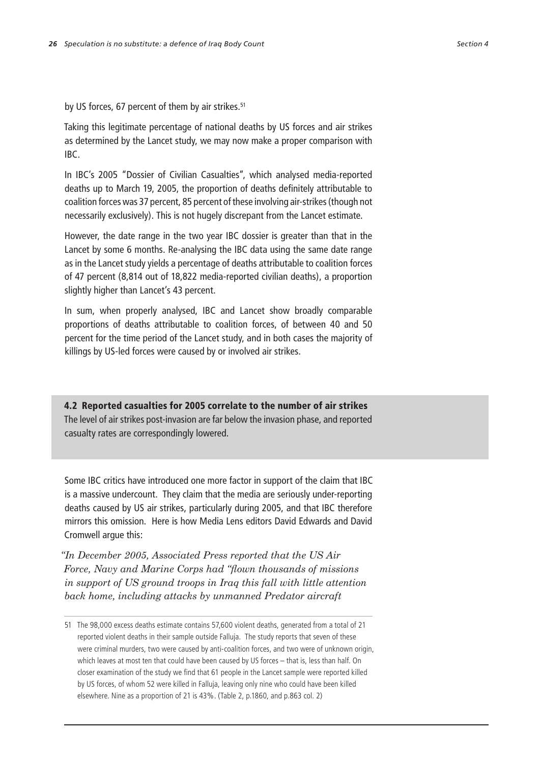by US forces, 67 percent of them by air strikes.[51]

Taking this legitimate percentage of national deaths by US forces and air strikes as determined by the Lancet study, we may now make a proper comparison with IBC.

In IBC's 2005 "Dossier of Civilian Casualties", which analysed media-reported deaths up to March 19, 2005, the proportion of deaths definitely attributable to coalition forces was 37 percent, 85 percent of these involving air-strikes (though not necessarily exclusively). This is not hugely discrepant from the Lancet estimate.

However, the date range in the two year IBC dossier is greater than that in the Lancet by some 6 months. Re-analysing the IBC data using the same date range as in the Lancet study yields a percentage of deaths attributable to coalition forces of 47 percent (8,814 out of 18,822 media-reported civilian deaths), a proportion slightly higher than Lancet's 43 percent.

In sum, when properly analysed, IBC and Lancet show broadly comparable proportions of deaths attributable to coalition forces, of between 40 and 50 percent for the time period of the Lancet study, and in both cases the majority of killings by US-led forces were caused by or involved air strikes.

## 4.2 Reported casualties for 2005 correlate to the number of air strikes

The level of air strikes post-invasion are far below the invasion phase, and reported casualty rates are correspondingly lowered.

Some IBC critics have introduced one more factor in support of the claim that IBC is a massive undercount. They claim that the media are seriously under-reporting deaths caused by US air strikes, particularly during 2005, and that IBC therefore mirrors this omission. Here is how Media Lens editors David Edwards and David Cromwell argue this:

> *"In December 2005, Associated Press reported that the US Air Force, Navy and Marine Corps had "flown thousands of missions in support of US ground troops in Iraq this fall with little attention back home, including attacks by unmanned Predator aircraft*

---

51 The 98,000 excess deaths estimate contains 57,600 violent deaths, generated from a total of 21 reported violent deaths in their sample outside Falluja. The study reports that seven of these were criminal murders, two were caused by anti-coalition forces, and two were of unknown origin, which leaves at most ten that could have been caused by US forces – that is, less than half. On closer examination of the study we find that 61 people in the Lancet sample were reported killed by US forces, of whom 52 were killed in Falluja, leaving only nine who could have been killed elsewhere. Nine as a proportion of 21 is 43%. (Table 2, p.1860, and p.863 col. 2)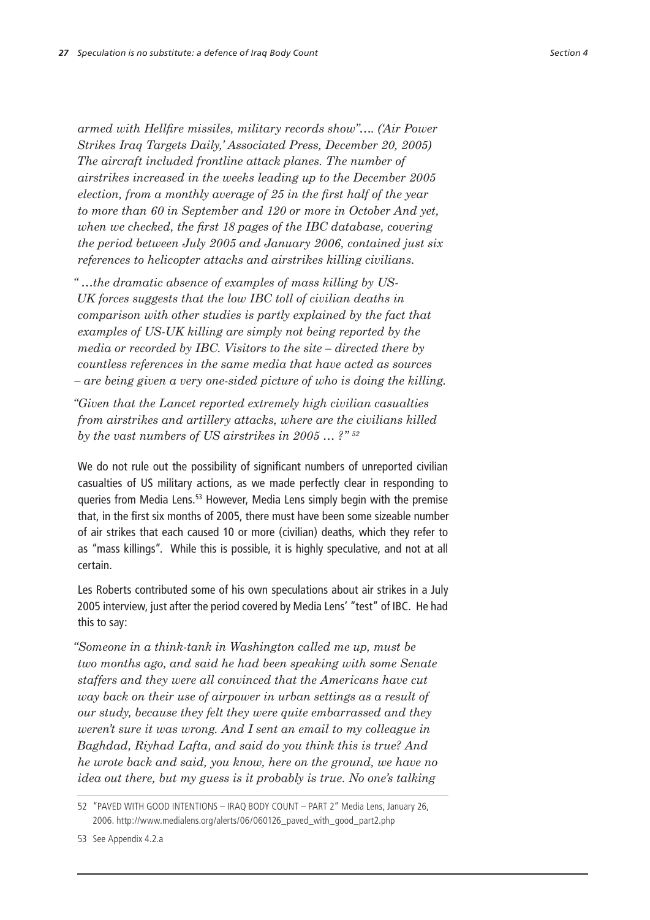*armed with Hellfire missiles, military records show"…. ('Air Power Strikes Iraq Targets Daily,' Associated Press, December 20, 2005) The aircraft included frontline attack planes. The number of airstrikes increased in the weeks leading up to the December 2005 election, from a monthly average of 25 in the first half of the year to more than 60 in September and 120 or more in October And yet, when we checked, the first 18 pages of the IBC database, covering the period between July 2005 and January 2006, contained just six references to helicopter attacks and airstrikes killing civilians.*

*" …the dramatic absence of examples of mass killing by US-UK forces suggests that the low IBC toll of civilian deaths in comparison with other studies is partly explained by the fact that examples of US-UK killing are simply not being reported by the media or recorded by IBC. Visitors to the site – directed there by countless references in the same media that have acted as sources – are being given a very one-sided picture of who is doing the killing.*

*"Given that the Lancet reported extremely high civilian casualties from airstrikes and artillery attacks, where are the civilians killed by the vast numbers of US airstrikes in 2005 … ?"* [52]

We do not rule out the possibility of significant numbers of unreported civilian casualties of US military actions, as we made perfectly clear in responding to queries from Media Lens.[53] However, Media Lens simply begin with the premise that, in the first six months of 2005, there must have been some sizeable number of air strikes that each caused 10 or more (civilian) deaths, which they refer to as "mass killings". While this is possible, it is highly speculative, and not at all certain.

Les Roberts contributed some of his own speculations about air strikes in a July 2005 interview, just after the period covered by Media Lens' "test" of IBC. He had this to say:

*"Someone in a think-tank in Washington called me up, must be two months ago, and said he had been speaking with some Senate staffers and they were all convinced that the Americans have cut way back on their use of airpower in urban settings as a result of our study, because they felt they were quite embarrassed and they weren't sure it was wrong. And I sent an email to my colleague in Baghdad, Riyhad Lafta, and said do you think this is true? And he wrote back and said, you know, here on the ground, we have no idea out there, but my guess is it probably is true. No one's talking*

---

52 "PAVED WITH GOOD INTENTIONS – IRAQ BODY COUNT – PART 2" Media Lens, January 26, 2006. http://www.medialens.org/alerts/06/060126_paved_with_good_part2.php

53 See Appendix 4.2.a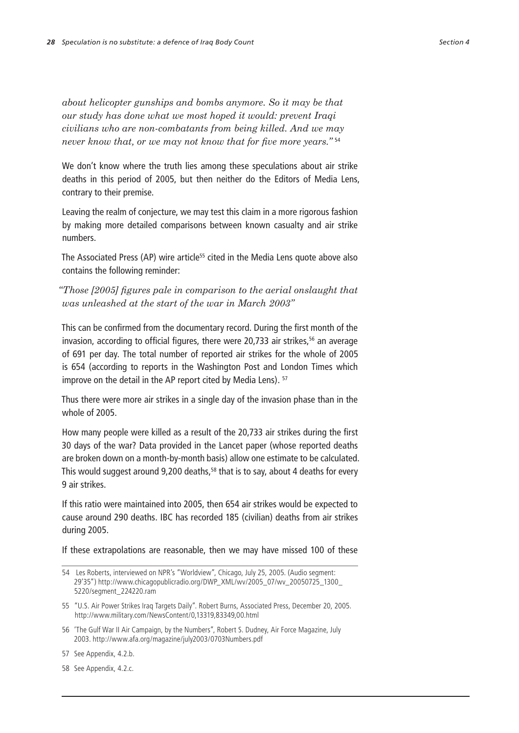*about helicopter gunships and bombs anymore. So it may be that our study has done what we most hoped it would: prevent Iraqi civilians who are non-combatants from being killed. And we may never know that, or we may not know that for five more years."* [54]

We don't know where the truth lies among these speculations about air strike deaths in this period of 2005, but then neither do the Editors of Media Lens, contrary to their premise.

Leaving the realm of conjecture, we may test this claim in a more rigorous fashion by making more detailed comparisons between known casualty and air strike numbers.

The Associated Press (AP) wire article[55] cited in the Media Lens quote above also contains the following reminder:

*"Those [2005] figures pale in comparison to the aerial onslaught that was unleashed at the start of the war in March 2003"*

This can be confirmed from the documentary record. During the first month of the invasion, according to official figures, there were 20,733 air strikes,[56] an average of 691 per day. The total number of reported air strikes for the whole of 2005 is 654 (according to reports in the Washington Post and London Times which improve on the detail in the AP report cited by Media Lens). [57]

Thus there were more air strikes in a single day of the invasion phase than in the whole of 2005.

How many people were killed as a result of the 20,733 air strikes during the first 30 days of the war? Data provided in the Lancet paper (whose reported deaths are broken down on a month-by-month basis) allow one estimate to be calculated. This would suggest around 9,200 deaths,[58] that is to say, about 4 deaths for every 9 air strikes.

If this ratio were maintained into 2005, then 654 air strikes would be expected to cause around 290 deaths. IBC has recorded 185 (civilian) deaths from air strikes during 2005.

If these extrapolations are reasonable, then we may have missed 100 of these

---

54 Les Roberts, interviewed on NPR's "Worldview", Chicago, July 25, 2005. (Audio segment: 29'35") http://www.chicagopublicradio.org/DWP_XML/wv/2005_07/wv_20050725_1300_5220/segment_224220.ram

55 "U.S. Air Power Strikes Iraq Targets Daily". Robert Burns, Associated Press, December 20, 2005. http://www.military.com/NewsContent/0,13319,83349,00.html

56 'The Gulf War II Air Campaign, by the Numbers", Robert S. Dudney, Air Force Magazine, July 2003. http://www.afa.org/magazine/july2003/0703Numbers.pdf

57 See Appendix, 4.2.b.

58 See Appendix, 4.2.c.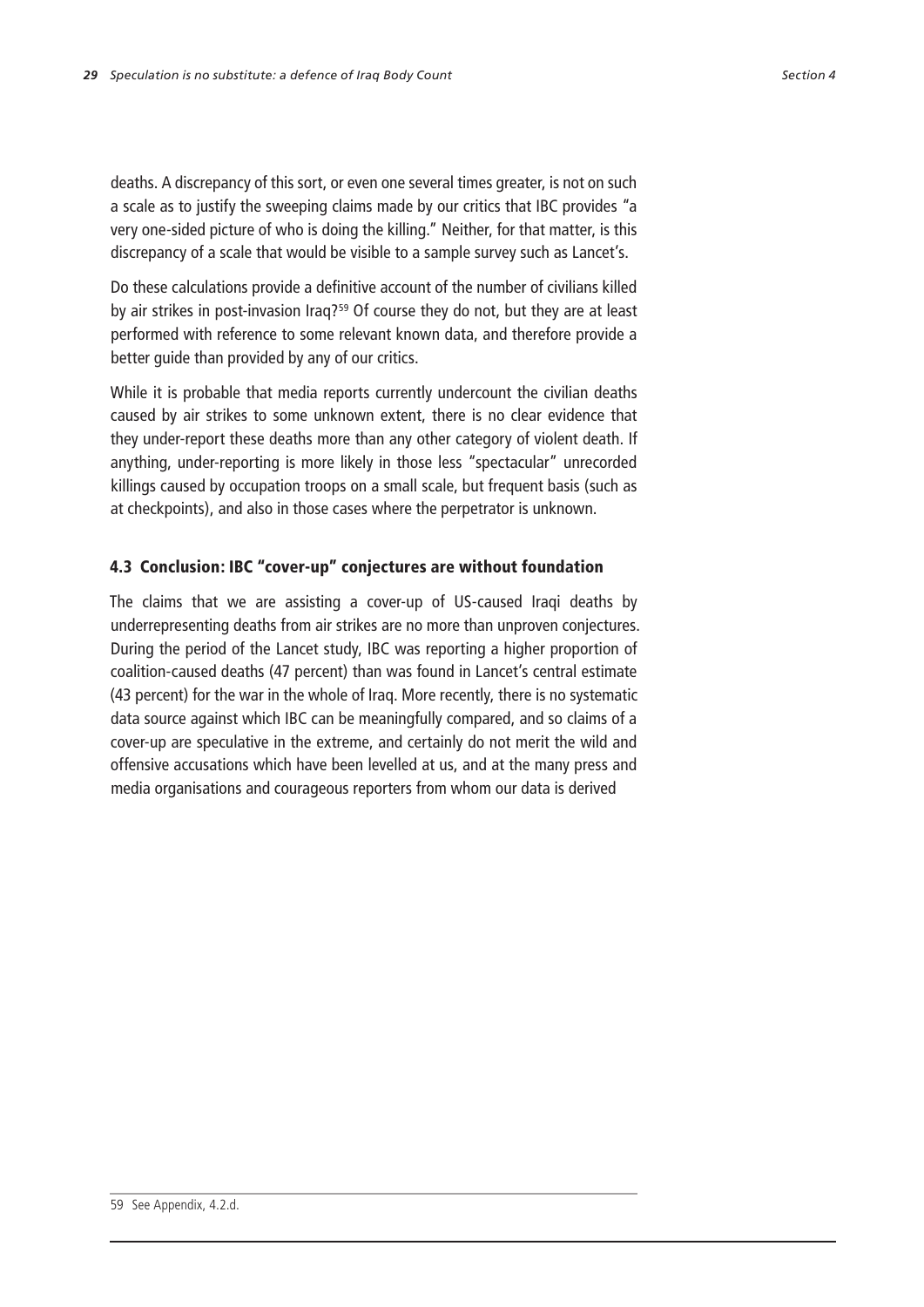deaths. A discrepancy of this sort, or even one several times greater, is not on such a scale as to justify the sweeping claims made by our critics that IBC provides "a very one-sided picture of who is doing the killing." Neither, for that matter, is this discrepancy of a scale that would be visible to a sample survey such as Lancet's.

Do these calculations provide a definitive account of the number of civilians killed by air strikes in post-invasion Iraq?[59] Of course they do not, but they are at least performed with reference to some relevant known data, and therefore provide a better guide than provided by any of our critics.

While it is probable that media reports currently undercount the civilian deaths caused by air strikes to some unknown extent, there is no clear evidence that they under-report these deaths more than any other category of violent death. If anything, under-reporting is more likely in those less "spectacular" unrecorded killings caused by occupation troops on a small scale, but frequent basis (such as at checkpoints), and also in those cases where the perpetrator is unknown.

## 4.3 Conclusion: IBC "cover-up" conjectures are without foundation

The claims that we are assisting a cover-up of US-caused Iraqi deaths by underrepresenting deaths from air strikes are no more than unproven conjectures. During the period of the Lancet study, IBC was reporting a higher proportion of coalition-caused deaths (47 percent) than was found in Lancet's central estimate (43 percent) for the war in the whole of Iraq. More recently, there is no systematic data source against which IBC can be meaningfully compared, and so claims of a cover-up are speculative in the extreme, and certainly do not merit the wild and offensive accusations which have been levelled at us, and at the many press and media organisations and courageous reporters from whom our data is derived

[59] See Appendix, 4.2.d.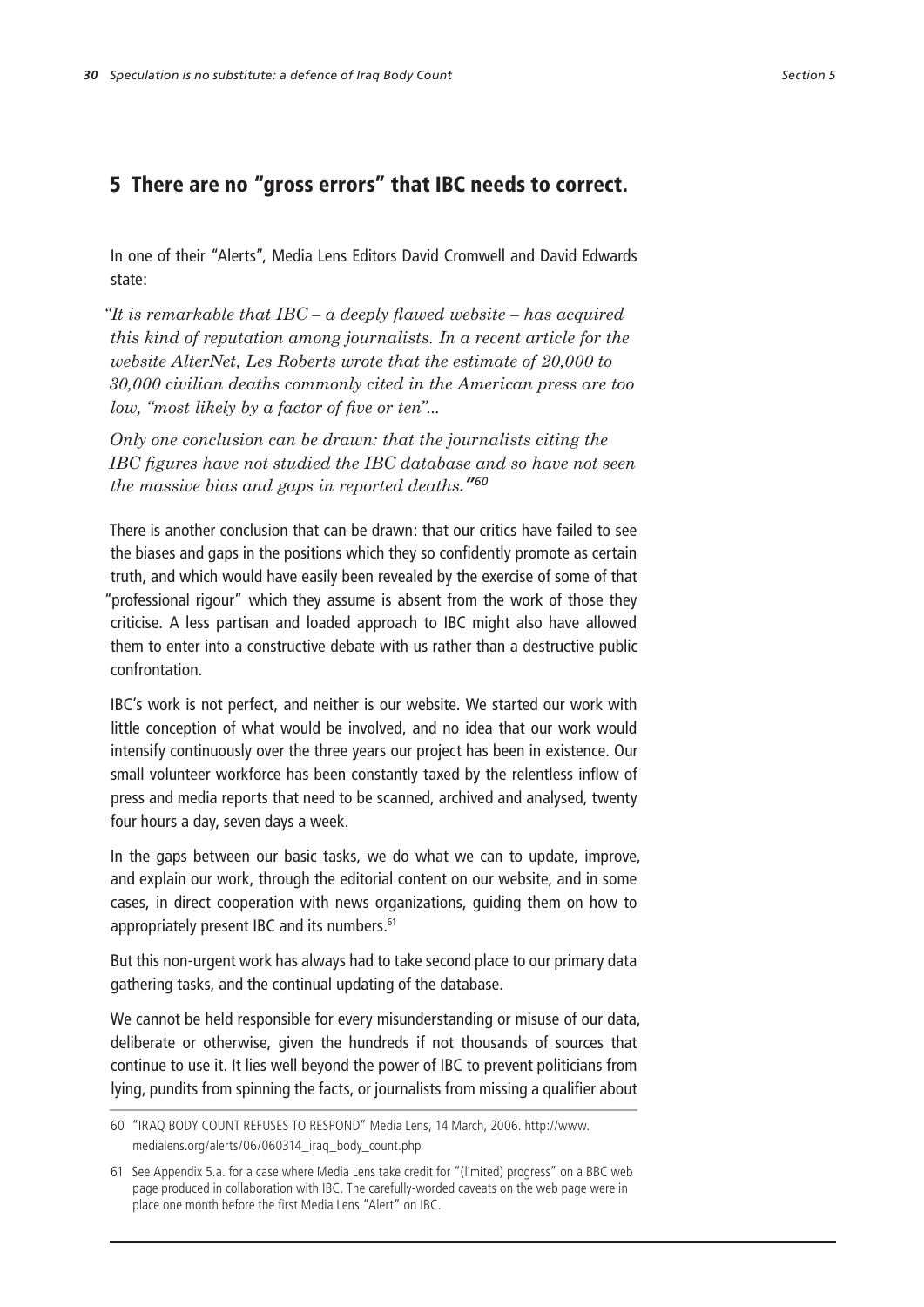## 5 There are no "gross errors" that IBC needs to correct.

In one of their "Alerts", Media Lens Editors David Cromwell and David Edwards state:

*"It is remarkable that IBC – a deeply flawed website – has acquired this kind of reputation among journalists. In a recent article for the website AlterNet, Les Roberts wrote that the estimate of 20,000 to 30,000 civilian deaths commonly cited in the American press are too low, "most likely by a factor of five or ten"...*

*Only one conclusion can be drawn: that the journalists citing the IBC figures have not studied the IBC database and so have not seen the massive bias and gaps in reported deaths."*[60]

There is another conclusion that can be drawn: that our critics have failed to see the biases and gaps in the positions which they so confidently promote as certain truth, and which would have easily been revealed by the exercise of some of that "professional rigour" which they assume is absent from the work of those they criticise. A less partisan and loaded approach to IBC might also have allowed them to enter into a constructive debate with us rather than a destructive public confrontation.

IBC's work is not perfect, and neither is our website. We started our work with little conception of what would be involved, and no idea that our work would intensify continuously over the three years our project has been in existence. Our small volunteer workforce has been constantly taxed by the relentless inflow of press and media reports that need to be scanned, archived and analysed, twenty four hours a day, seven days a week.

In the gaps between our basic tasks, we do what we can to update, improve, and explain our work, through the editorial content on our website, and in some cases, in direct cooperation with news organizations, guiding them on how to appropriately present IBC and its numbers.[61]

But this non-urgent work has always had to take second place to our primary data gathering tasks, and the continual updating of the database.

We cannot be held responsible for every misunderstanding or misuse of our data, deliberate or otherwise, given the hundreds if not thousands of sources that continue to use it. It lies well beyond the power of IBC to prevent politicians from lying, pundits from spinning the facts, or journalists from missing a qualifier about

60 "IRAQ BODY COUNT REFUSES TO RESPOND" Media Lens, 14 March, 2006. http://www.medialens.org/alerts/06/060314_iraq_body_count.php

61 See Appendix 5.a. for a case where Media Lens take credit for "(limited) progress" on a BBC web page produced in collaboration with IBC. The carefully-worded caveats on the web page were in place one month before the first Media Lens "Alert" on IBC.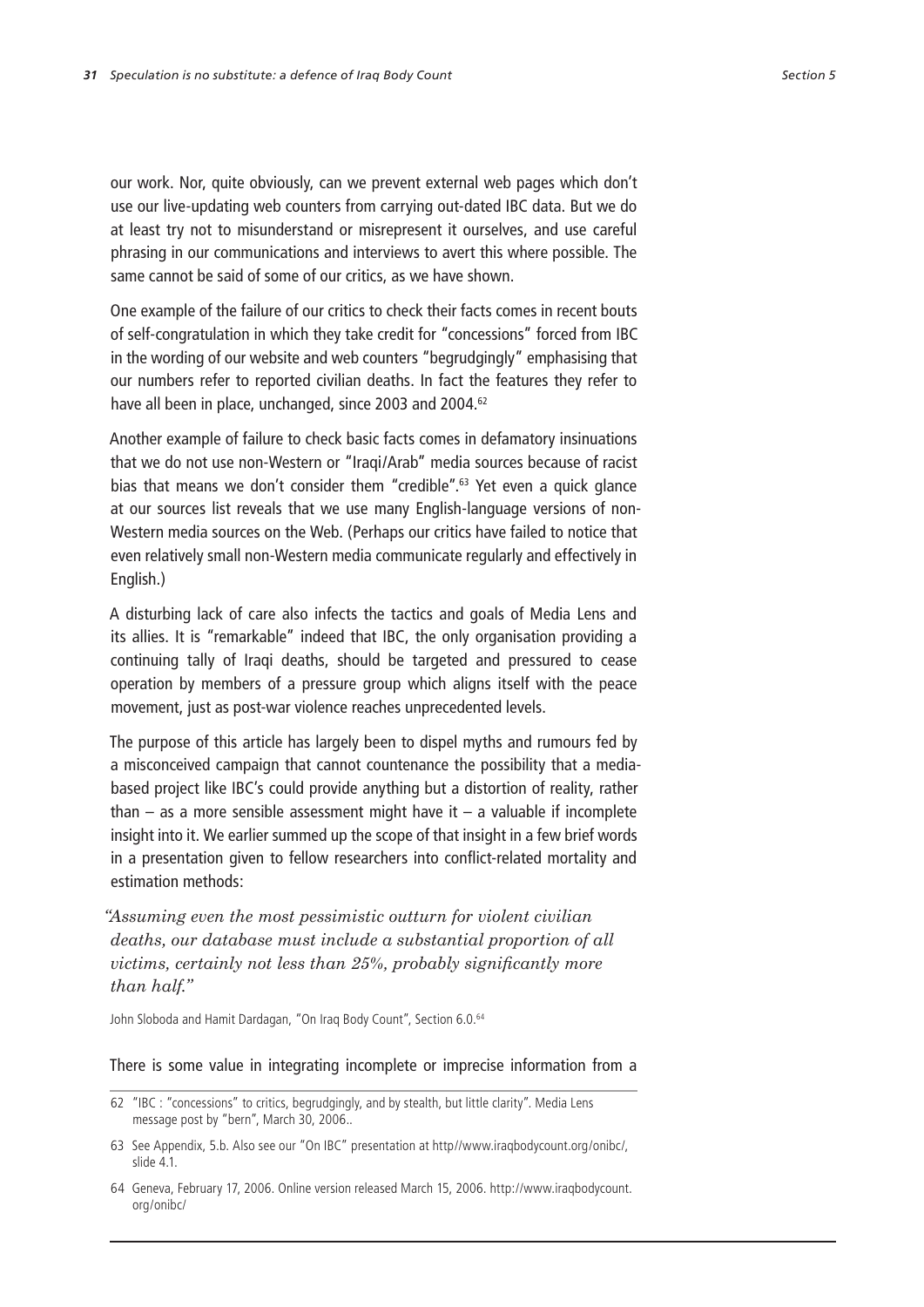our work. Nor, quite obviously, can we prevent external web pages which don't use our live-updating web counters from carrying out-dated IBC data. But we do at least try not to misunderstand or misrepresent it ourselves, and use careful phrasing in our communications and interviews to avert this where possible. The same cannot be said of some of our critics, as we have shown.

One example of the failure of our critics to check their facts comes in recent bouts of self-congratulation in which they take credit for "concessions" forced from IBC in the wording of our website and web counters "begrudgingly" emphasising that our numbers refer to reported civilian deaths. In fact the features they refer to have all been in place, unchanged, since 2003 and 2004.[62]

Another example of failure to check basic facts comes in defamatory insinuations that we do not use non-Western or "Iraqi/Arab" media sources because of racist bias that means we don't consider them "credible".[63] Yet even a quick glance at our sources list reveals that we use many English-language versions of non-Western media sources on the Web. (Perhaps our critics have failed to notice that even relatively small non-Western media communicate regularly and effectively in English.)

A disturbing lack of care also infects the tactics and goals of Media Lens and its allies. It is "remarkable" indeed that IBC, the only organisation providing a continuing tally of Iraqi deaths, should be targeted and pressured to cease operation by members of a pressure group which aligns itself with the peace movement, just as post-war violence reaches unprecedented levels.

The purpose of this article has largely been to dispel myths and rumours fed by a misconceived campaign that cannot countenance the possibility that a media-based project like IBC's could provide anything but a distortion of reality, rather than – as a more sensible assessment might have it – a valuable if incomplete insight into it. We earlier summed up the scope of that insight in a few brief words in a presentation given to fellow researchers into conflict-related mortality and estimation methods:

> *"Assuming even the most pessimistic outturn for violent civilian deaths, our database must include a substantial proportion of all victims, certainly not less than 25%, probably significantly more than half."*

John Sloboda and Hamit Dardagan, "On Iraq Body Count", Section 6.0.[64]

There is some value in integrating incomplete or imprecise information from a

---

62 "IBC : "concessions" to critics, begrudgingly, and by stealth, but little clarity". Media Lens message post by "bern", March 30, 2006..

63 See Appendix, 5.b. Also see our "On IBC" presentation at http//www.iraqbodycount.org/onibc/, slide 4.1.

64 Geneva, February 17, 2006. Online version released March 15, 2006. http://www.iraqbodycount.org/onibc/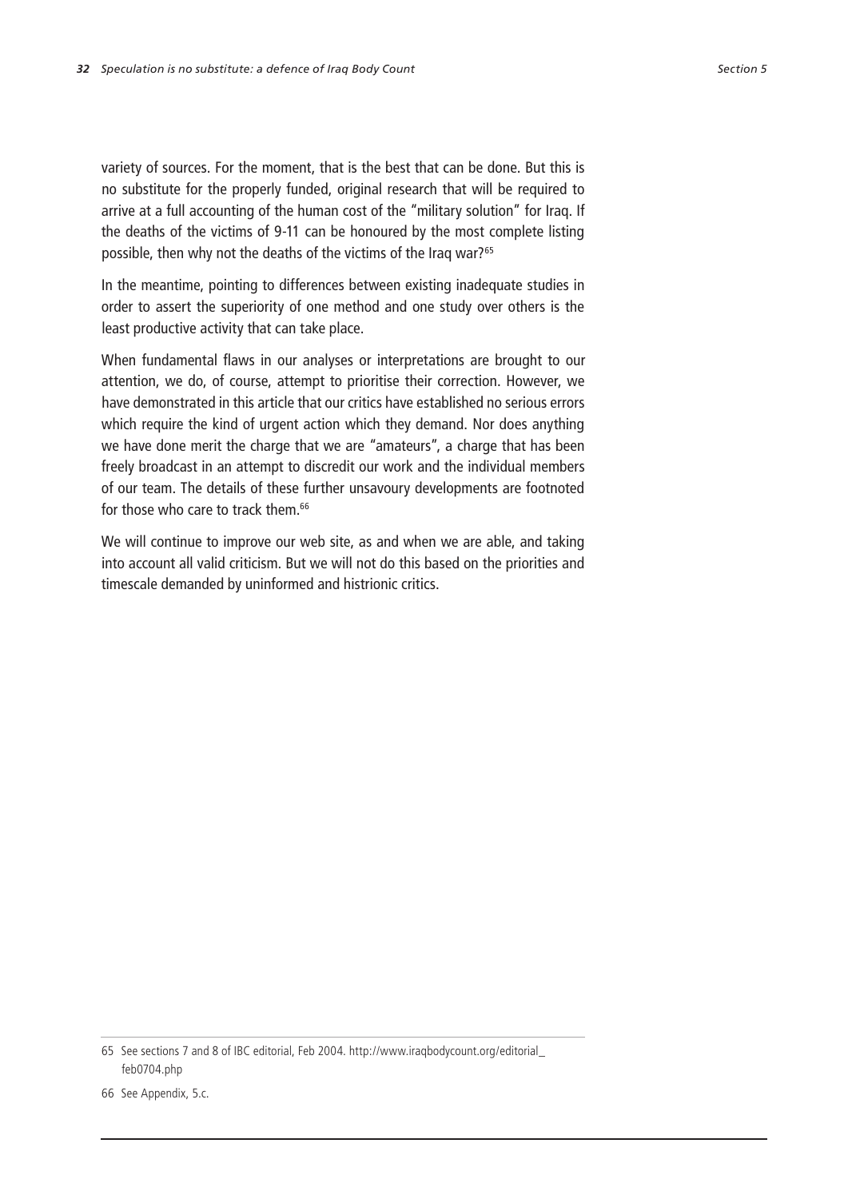variety of sources. For the moment, that is the best that can be done. But this is no substitute for the properly funded, original research that will be required to arrive at a full accounting of the human cost of the "military solution" for Iraq. If the deaths of the victims of 9-11 can be honoured by the most complete listing possible, then why not the deaths of the victims of the Iraq war?[65]

In the meantime, pointing to differences between existing inadequate studies in order to assert the superiority of one method and one study over others is the least productive activity that can take place.

When fundamental flaws in our analyses or interpretations are brought to our attention, we do, of course, attempt to prioritise their correction. However, we have demonstrated in this article that our critics have established no serious errors which require the kind of urgent action which they demand. Nor does anything we have done merit the charge that we are "amateurs", a charge that has been freely broadcast in an attempt to discredit our work and the individual members of our team. The details of these further unsavoury developments are footnoted for those who care to track them.[66]

We will continue to improve our web site, as and when we are able, and taking into account all valid criticism. But we will not do this based on the priorities and timescale demanded by uninformed and histrionic critics.

---

65 See sections 7 and 8 of IBC editorial, Feb 2004. http://www.iraqbodycount.org/editorial_feb0704.php

66 See Appendix, 5.c.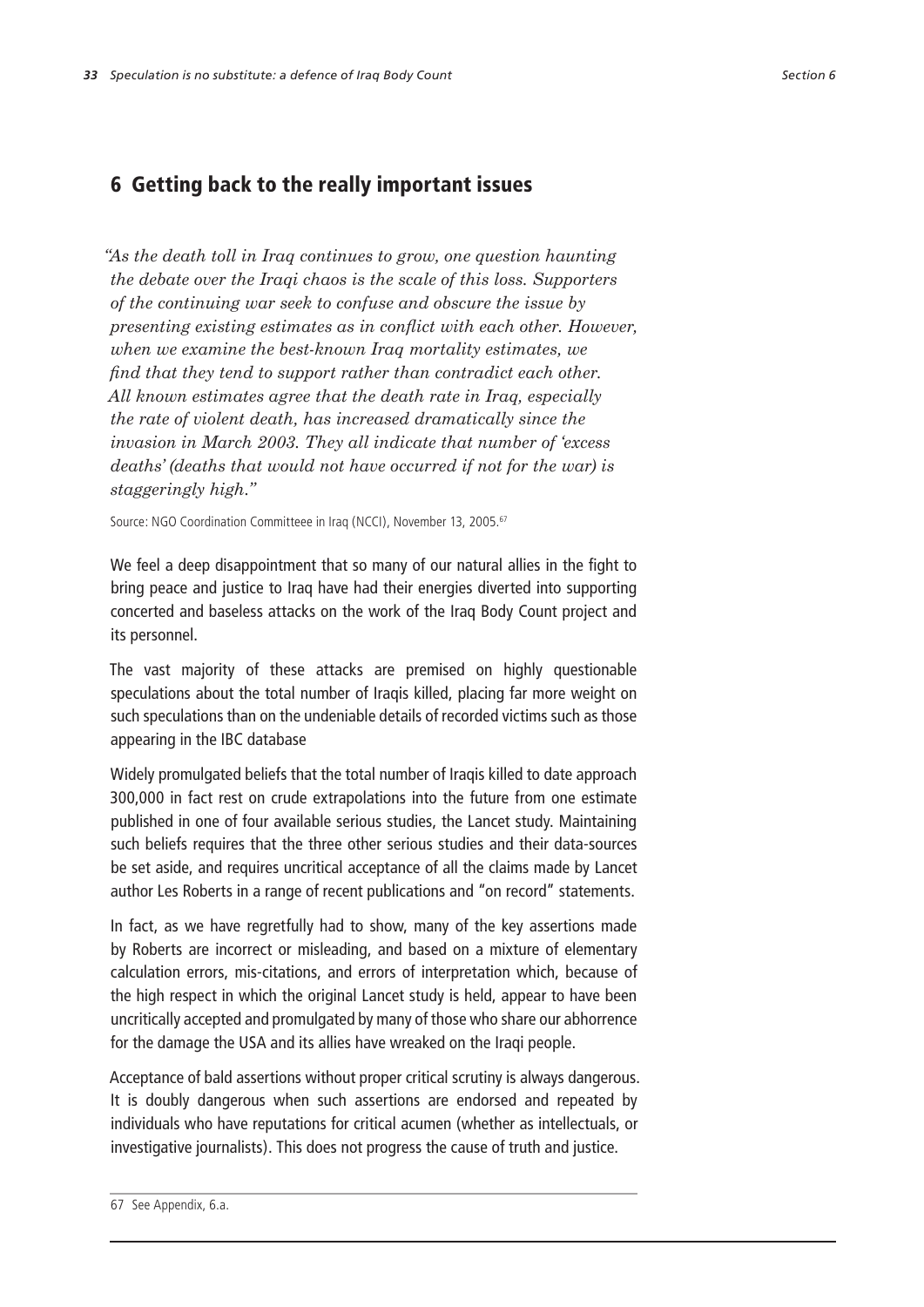## 6 Getting back to the really important issues

*"As the death toll in Iraq continues to grow, one question haunting the debate over the Iraqi chaos is the scale of this loss. Supporters of the continuing war seek to confuse and obscure the issue by presenting existing estimates as in conflict with each other. However, when we examine the best-known Iraq mortality estimates, we find that they tend to support rather than contradict each other. All known estimates agree that the death rate in Iraq, especially the rate of violent death, has increased dramatically since the invasion in March 2003. They all indicate that number of 'excess deaths' (deaths that would not have occurred if not for the war) is staggeringly high."*

Source: NGO Coordination Committeee in Iraq (NCCI), November 13, 2005.[67]

We feel a deep disappointment that so many of our natural allies in the fight to bring peace and justice to Iraq have had their energies diverted into supporting concerted and baseless attacks on the work of the Iraq Body Count project and its personnel.

The vast majority of these attacks are premised on highly questionable speculations about the total number of Iraqis killed, placing far more weight on such speculations than on the undeniable details of recorded victims such as those appearing in the IBC database

Widely promulgated beliefs that the total number of Iraqis killed to date approach 300,000 in fact rest on crude extrapolations into the future from one estimate published in one of four available serious studies, the Lancet study. Maintaining such beliefs requires that the three other serious studies and their data-sources be set aside, and requires uncritical acceptance of all the claims made by Lancet author Les Roberts in a range of recent publications and "on record" statements.

In fact, as we have regretfully had to show, many of the key assertions made by Roberts are incorrect or misleading, and based on a mixture of elementary calculation errors, mis-citations, and errors of interpretation which, because of the high respect in which the original Lancet study is held, appear to have been uncritically accepted and promulgated by many of those who share our abhorrence for the damage the USA and its allies have wreaked on the Iraqi people.

Acceptance of bald assertions without proper critical scrutiny is always dangerous. It is doubly dangerous when such assertions are endorsed and repeated by individuals who have reputations for critical acumen (whether as intellectuals, or investigative journalists). This does not progress the cause of truth and justice.

---

67 See Appendix, 6.a.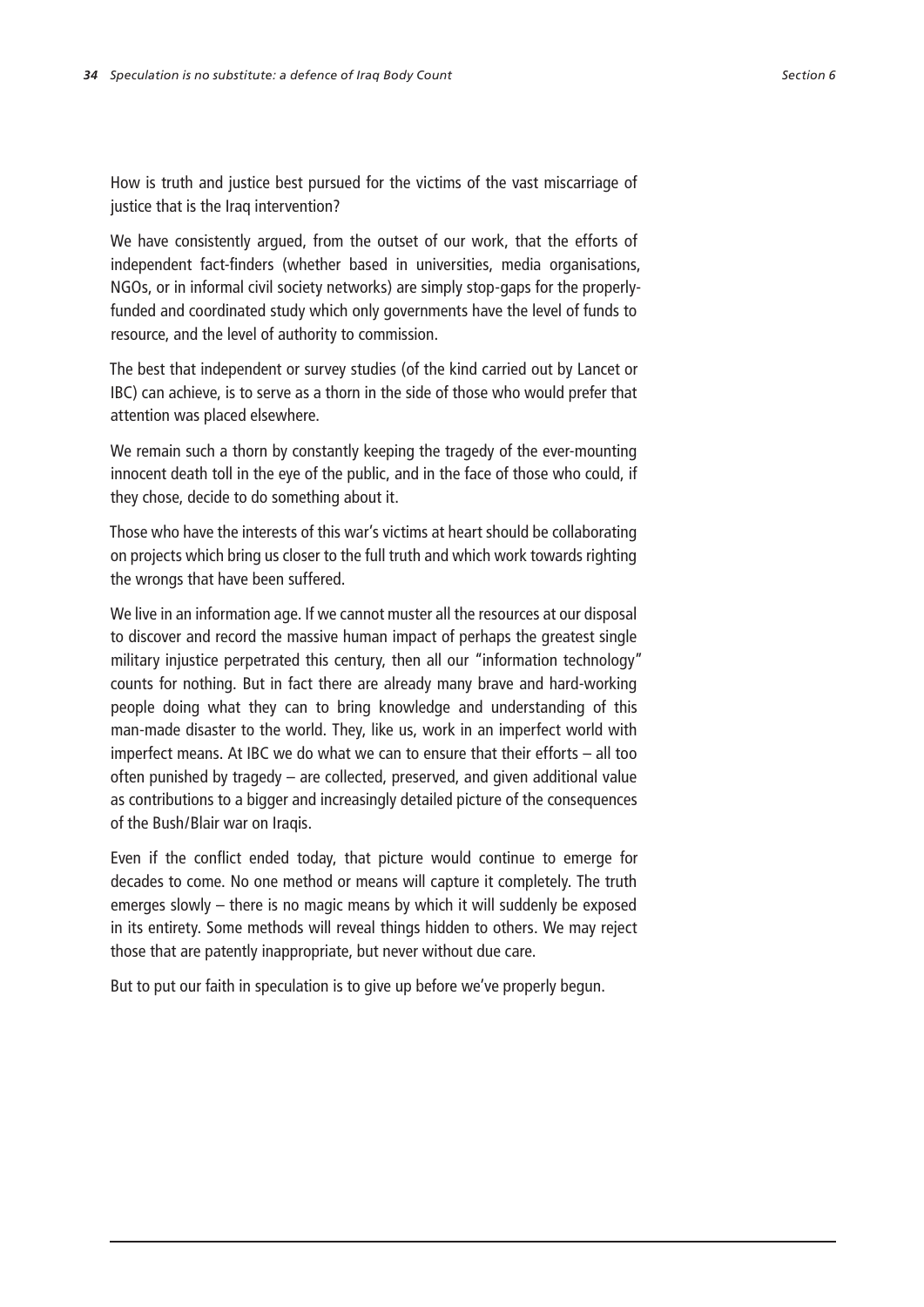How is truth and justice best pursued for the victims of the vast miscarriage of justice that is the Iraq intervention?

We have consistently argued, from the outset of our work, that the efforts of independent fact-finders (whether based in universities, media organisations, NGOs, or in informal civil society networks) are simply stop-gaps for the properly-funded and coordinated study which only governments have the level of funds to resource, and the level of authority to commission.

The best that independent or survey studies (of the kind carried out by Lancet or IBC) can achieve, is to serve as a thorn in the side of those who would prefer that attention was placed elsewhere.

We remain such a thorn by constantly keeping the tragedy of the ever-mounting innocent death toll in the eye of the public, and in the face of those who could, if they chose, decide to do something about it.

Those who have the interests of this war's victims at heart should be collaborating on projects which bring us closer to the full truth and which work towards righting the wrongs that have been suffered.

We live in an information age. If we cannot muster all the resources at our disposal to discover and record the massive human impact of perhaps the greatest single military injustice perpetrated this century, then all our "information technology" counts for nothing. But in fact there are already many brave and hard-working people doing what they can to bring knowledge and understanding of this man-made disaster to the world. They, like us, work in an imperfect world with imperfect means. At IBC we do what we can to ensure that their efforts – all too often punished by tragedy – are collected, preserved, and given additional value as contributions to a bigger and increasingly detailed picture of the consequences of the Bush/Blair war on Iraqis.

Even if the conflict ended today, that picture would continue to emerge for decades to come. No one method or means will capture it completely. The truth emerges slowly – there is no magic means by which it will suddenly be exposed in its entirety. Some methods will reveal things hidden to others. We may reject those that are patently inappropriate, but never without due care.

But to put our faith in speculation is to give up before we've properly begun.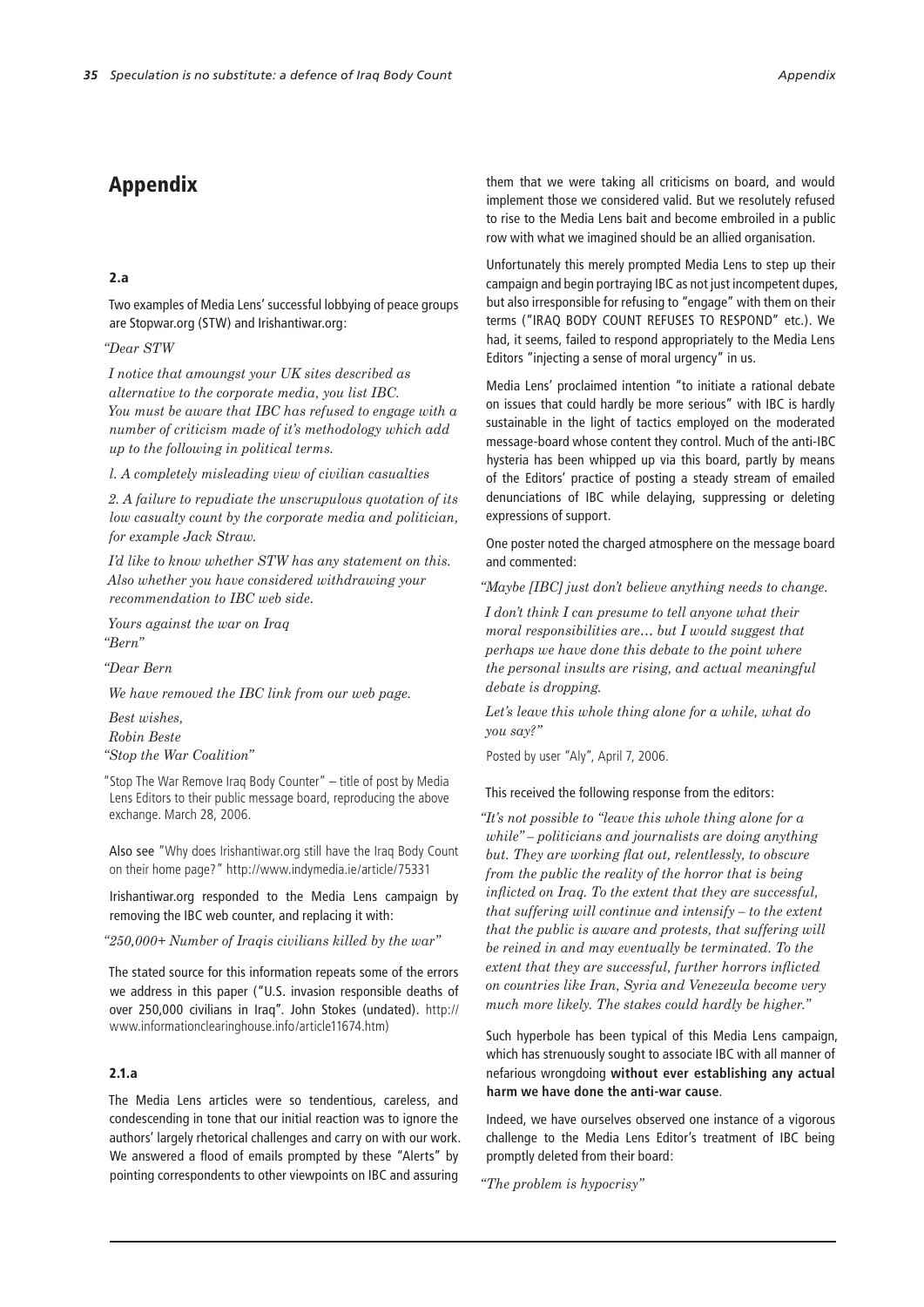## Appendix

### 2.a

Two examples of Media Lens' successful lobbying of peace groups are Stopwar.org (STW) and Irishantiwar.org:

*"Dear STW*

*I notice that amoungst your UK sites described as alternative to the corporate media, you list IBC. You must be aware that IBC has refused to engage with a number of criticism made of it's methodology which add up to the following in political terms.*

*l. A completely misleading view of civilian casualties*

*2. A failure to repudiate the unscrupulous quotation of its low casualty count by the corporate media and politician, for example Jack Straw.*

*I'd like to know whether STW has any statement on this. Also whether you have considered withdrawing your recommendation to IBC web side.*

*Yours against the war on Iraq*
*"Bern"*

*"Dear Bern*

*We have removed the IBC link from our web page.*

*Best wishes,*
*Robin Beste*
*"Stop the War Coalition"*

"Stop The War Remove Iraq Body Counter" – title of post by Media Lens Editors to their public message board, reproducing the above exchange. March 28, 2006.

Also see "Why does Irishantiwar.org still have the Iraq Body Count on their home page?" http://www.indymedia.ie/article/75331

Irishantiwar.org responded to the Media Lens campaign by removing the IBC web counter, and replacing it with:

*"250,000+ Number of Iraqis civilians killed by the war"*

The stated source for this information repeats some of the errors we address in this paper ("U.S. invasion responsible deaths of over 250,000 civilians in Iraq". John Stokes (undated). http://www.informationclearinghouse.info/article11674.htm)

### 2.1.a

The Media Lens articles were so tendentious, careless, and condescending in tone that our initial reaction was to ignore the authors' largely rhetorical challenges and carry on with our work. We answered a flood of emails prompted by these "Alerts" by pointing correspondents to other viewpoints on IBC and assuring them that we were taking all criticisms on board, and would implement those we considered valid. But we resolutely refused to rise to the Media Lens bait and become embroiled in a public row with what we imagined should be an allied organisation.

Unfortunately this merely prompted Media Lens to step up their campaign and begin portraying IBC as not just incompetent dupes, but also irresponsible for refusing to "engage" with them on their terms ("IRAQ BODY COUNT REFUSES TO RESPOND" etc.). We had, it seems, failed to respond appropriately to the Media Lens Editors "injecting a sense of moral urgency" in us.

Media Lens' proclaimed intention "to initiate a rational debate on issues that could hardly be more serious" with IBC is hardly sustainable in the light of tactics employed on the moderated message-board whose content they control. Much of the anti-IBC hysteria has been whipped up via this board, partly by means of the Editors' practice of posting a steady stream of emailed denunciations of IBC while delaying, suppressing or deleting expressions of support.

One poster noted the charged atmosphere on the message board and commented:

*"Maybe [IBC] just don't believe anything needs to change.*

*I don't think I can presume to tell anyone what their moral responsibilities are… but I would suggest that perhaps we have done this debate to the point where the personal insults are rising, and actual meaningful debate is dropping.*

*Let's leave this whole thing alone for a while, what do you say?"*

Posted by user "Aly", April 7, 2006.

This received the following response from the editors:

*"It's not possible to "leave this whole thing alone for a while" – politicians and journalists are doing anything but. They are working flat out, relentlessly, to obscure from the public the reality of the horror that is being inflicted on Iraq. To the extent that they are successful, that suffering will continue and intensify – to the extent that the public is aware and protests, that suffering will be reined in and may eventually be terminated. To the extent that they are successful, further horrors inflicted on countries like Iran, Syria and Venezeula become very much more likely. The stakes could hardly be higher."*

Such hyperbole has been typical of this Media Lens campaign, which has strenuously sought to associate IBC with all manner of nefarious wrongdoing **without ever establishing any actual harm we have done the anti-war cause**.

Indeed, we have ourselves observed one instance of a vigorous challenge to the Media Lens Editor's treatment of IBC being promptly deleted from their board:

*"The problem is hypocrisy"*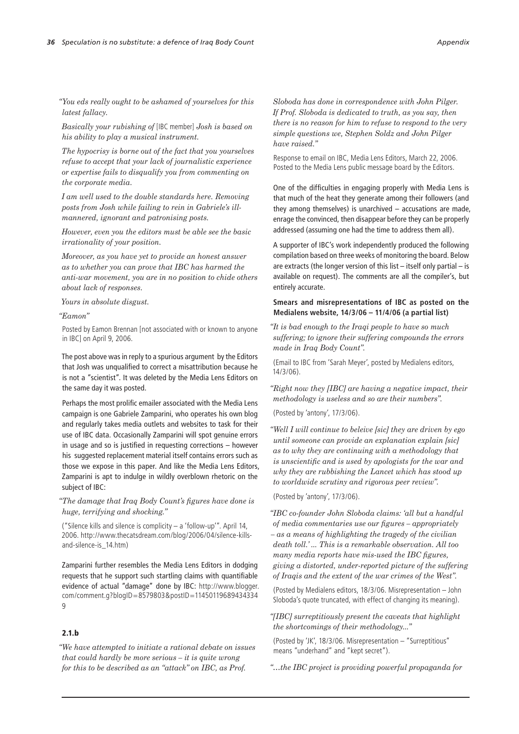*"You eds really ought to be ashamed of yourselves for this latest fallacy.*

*Basically your rubishing of* [IBC member] *Josh is based on his ability to play a musical instrument.*

*The hypocrisy is borne out of the fact that you yourselves refuse to accept that your lack of journalistic experience or expertise fails to disqualify you from commenting on the corporate media.*

*I am well used to the double standards here. Removing posts from Josh while failing to rein in Gabriele's ill-mannered, ignorant and patronising posts.*

*However, even you the editors must be able see the basic irrationality of your position.*

*Moreover, as you have yet to provide an honest answer as to whether you can prove that IBC has harmed the anti-war movement, you are in no position to chide others about lack of responses.*

*Yours in absolute disgust.*

*"Eamon"*

Posted by Eamon Brennan [not associated with or known to anyone in IBC] on April 9, 2006.

The post above was in reply to a spurious argument by the Editors that Josh was unqualified to correct a misattribution because he is not a "scientist". It was deleted by the Media Lens Editors on the same day it was posted.

Perhaps the most prolific emailer associated with the Media Lens campaign is one Gabriele Zamparini, who operates his own blog and regularly takes media outlets and websites to task for their use of IBC data. Occasionally Zamparini will spot genuine errors in usage and so is justified in requesting corrections – however his suggested replacement material itself contains errors such as those we expose in this paper. And like the Media Lens Editors, Zamparini is apt to indulge in wildly overblown rhetoric on the subject of IBC:

*"The damage that Iraq Body Count's figures have done is huge, terrifying and shocking."*

("Silence kills and silence is complicity – a 'follow-up'". April 14, 2006. http://www.thecatsdream.com/blog/2006/04/silence-kills-and-silence-is_14.htm)

Zamparini further resembles the Media Lens Editors in dodging requests that he support such startling claims with quantifiable evidence of actual "damage" done by IBC: http://www.blogger.com/comment.g?blogID=8579803&postID=114501196894343349

### 2.1.b

*"We have attempted to initiate a rational debate on issues that could hardly be more serious – it is quite wrong for this to be described as an "attack" on IBC, as Prof. Sloboda has done in correspondence with John Pilger. If Prof. Sloboda is dedicated to truth, as you say, then there is no reason for him to refuse to respond to the very simple questions we, Stephen Soldz and John Pilger have raised."*

Response to email on IBC, Media Lens Editors, March 22, 2006. Posted to the Media Lens public message board by the Editors.

One of the difficulties in engaging properly with Media Lens is that much of the heat they generate among their followers (and they among themselves) is unarchived – accusations are made, enrage the convinced, then disappear before they can be properly addressed (assuming one had the time to address them all).

A supporter of IBC's work independently produced the following compilation based on three weeks of monitoring the board. Below are extracts (the longer version of this list – itself only partial – is available on request). The comments are all the compiler's, but entirely accurate.

**Smears and misrepresentations of IBC as posted on the Medialens website, 14/3/06 – 11/4/06 (a partial list)**

*"It is bad enough to the Iraqi people to have so much suffering; to ignore their suffering compounds the errors made in Iraq Body Count".*

(Email to IBC from 'Sarah Meyer', posted by Medialens editors, 14/3/06).

*"Right now they [IBC] are having a negative impact, their methodology is useless and so are their numbers".*

(Posted by 'antony', 17/3/06).

*"Well I will continue to beleive [sic] they are driven by ego until someone can provide an explanation explain [sic] as to why they are continuing with a methodology that is unscientific and is used by apologists for the war and why they are rubbishing the Lancet which has stood up to worldwide scrutiny and rigorous peer review".*

(Posted by 'antony', 17/3/06).

*"IBC co-founder John Sloboda claims: 'all but a handful of media commentaries use our figures – appropriately – as a means of highlighting the tragedy of the civilian death toll.' ... This is a remarkable observation. All too many media reports have mis-used the IBC figures, giving a distorted, under-reported picture of the suffering of Iraqis and the extent of the war crimes of the West".*

(Posted by Medialens editors, 18/3/06. Misrepresentation – John Sloboda's quote truncated, with effect of changing its meaning).

*"[IBC] surreptitiously present the caveats that highlight the shortcomings of their methodology..."*

(Posted by 'JK', 18/3/06. Misrepresentation – "Surreptitious" means "underhand" and "kept secret").

*"...the IBC project is providing powerful propaganda for*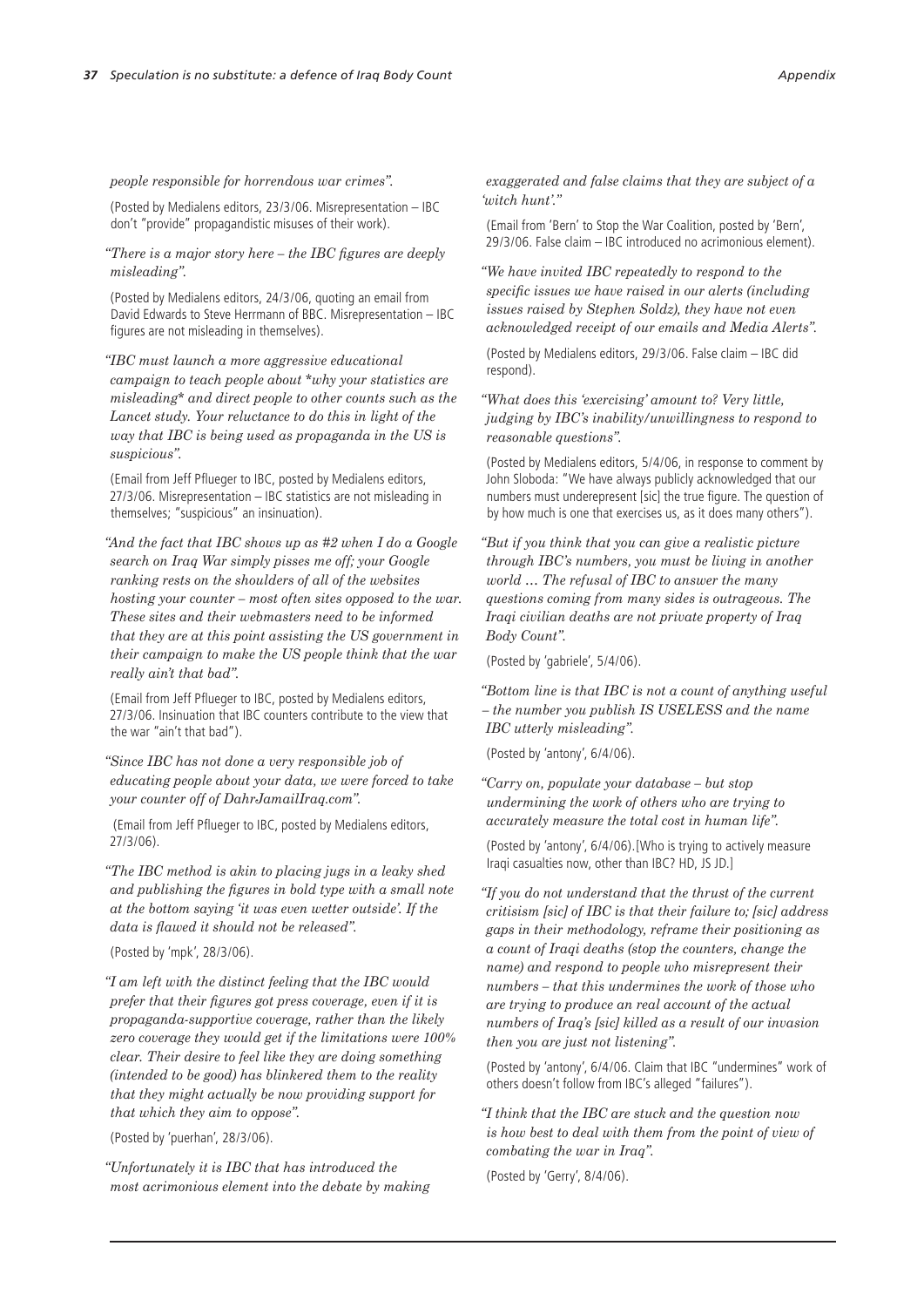*people responsible for horrendous war crimes".*

(Posted by Medialens editors, 23/3/06. Misrepresentation – IBC don't "provide" propagandistic misuses of their work).

*"There is a major story here – the IBC figures are deeply misleading".*

(Posted by Medialens editors, 24/3/06, quoting an email from David Edwards to Steve Herrmann of BBC. Misrepresentation – IBC figures are not misleading in themselves).

*"IBC must launch a more aggressive educational campaign to teach people about *why your statistics are misleading* and direct people to other counts such as the Lancet study. Your reluctance to do this in light of the way that IBC is being used as propaganda in the US is suspicious".*

(Email from Jeff Pflueger to IBC, posted by Medialens editors, 27/3/06. Misrepresentation – IBC statistics are not misleading in themselves; "suspicious" an insinuation).

*"And the fact that IBC shows up as #2 when I do a Google search on Iraq War simply pisses me off; your Google ranking rests on the shoulders of all of the websites hosting your counter – most often sites opposed to the war. These sites and their webmasters need to be informed that they are at this point assisting the US government in their campaign to make the US people think that the war really ain't that bad".*

(Email from Jeff Pflueger to IBC, posted by Medialens editors, 27/3/06. Insinuation that IBC counters contribute to the view that the war "ain't that bad").

*"Since IBC has not done a very responsible job of educating people about your data, we were forced to take your counter off of DahrJamailIraq.com".*

(Email from Jeff Pflueger to IBC, posted by Medialens editors, 27/3/06).

*"The IBC method is akin to placing jugs in a leaky shed and publishing the figures in bold type with a small note at the bottom saying 'it was even wetter outside'. If the data is flawed it should not be released".*

(Posted by 'mpk', 28/3/06).

*"I am left with the distinct feeling that the IBC would prefer that their figures got press coverage, even if it is propaganda-supportive coverage, rather than the likely zero coverage they would get if the limitations were 100% clear. Their desire to feel like they are doing something (intended to be good) has blinkered them to the reality that they might actually be now providing support for that which they aim to oppose".*

(Posted by 'puerhan', 28/3/06).

*"Unfortunately it is IBC that has introduced the most acrimonious element into the debate by making exaggerated and false claims that they are subject of a 'witch hunt'."*

(Email from 'Bern' to Stop the War Coalition, posted by 'Bern', 29/3/06. False claim – IBC introduced no acrimonious element).

*"We have invited IBC repeatedly to respond to the specific issues we have raised in our alerts (including issues raised by Stephen Soldz), they have not even acknowledged receipt of our emails and Media Alerts".*

(Posted by Medialens editors, 29/3/06. False claim – IBC did respond).

*"What does this 'exercising' amount to? Very little, judging by IBC's inability/unwillingness to respond to reasonable questions".*

(Posted by Medialens editors, 5/4/06, in response to comment by John Sloboda: "We have always publicly acknowledged that our numbers must underepresent [sic] the true figure. The question of by how much is one that exercises us, as it does many others").

*"But if you think that you can give a realistic picture through IBC's numbers, you must be living in another world … The refusal of IBC to answer the many questions coming from many sides is outrageous. The Iraqi civilian deaths are not private property of Iraq Body Count".*

(Posted by 'gabriele', 5/4/06).

*"Bottom line is that IBC is not a count of anything useful – the number you publish IS USELESS and the name IBC utterly misleading".*

(Posted by 'antony', 6/4/06).

*"Carry on, populate your database – but stop undermining the work of others who are trying to accurately measure the total cost in human life".*

(Posted by 'antony', 6/4/06).[Who is trying to actively measure Iraqi casualties now, other than IBC? HD, JS JD.]

*"If you do not understand that the thrust of the current critisism [sic] of IBC is that their failure to; [sic] address gaps in their methodology, reframe their positioning as a count of Iraqi deaths (stop the counters, change the name) and respond to people who misrepresent their numbers – that this undermines the work of those who are trying to produce an real account of the actual numbers of Iraq's [sic] killed as a result of our invasion then you are just not listening".*

(Posted by 'antony', 6/4/06. Claim that IBC "undermines" work of others doesn't follow from IBC's alleged "failures").

*"I think that the IBC are stuck and the question now is how best to deal with them from the point of view of combating the war in Iraq".*

(Posted by 'Gerry', 8/4/06).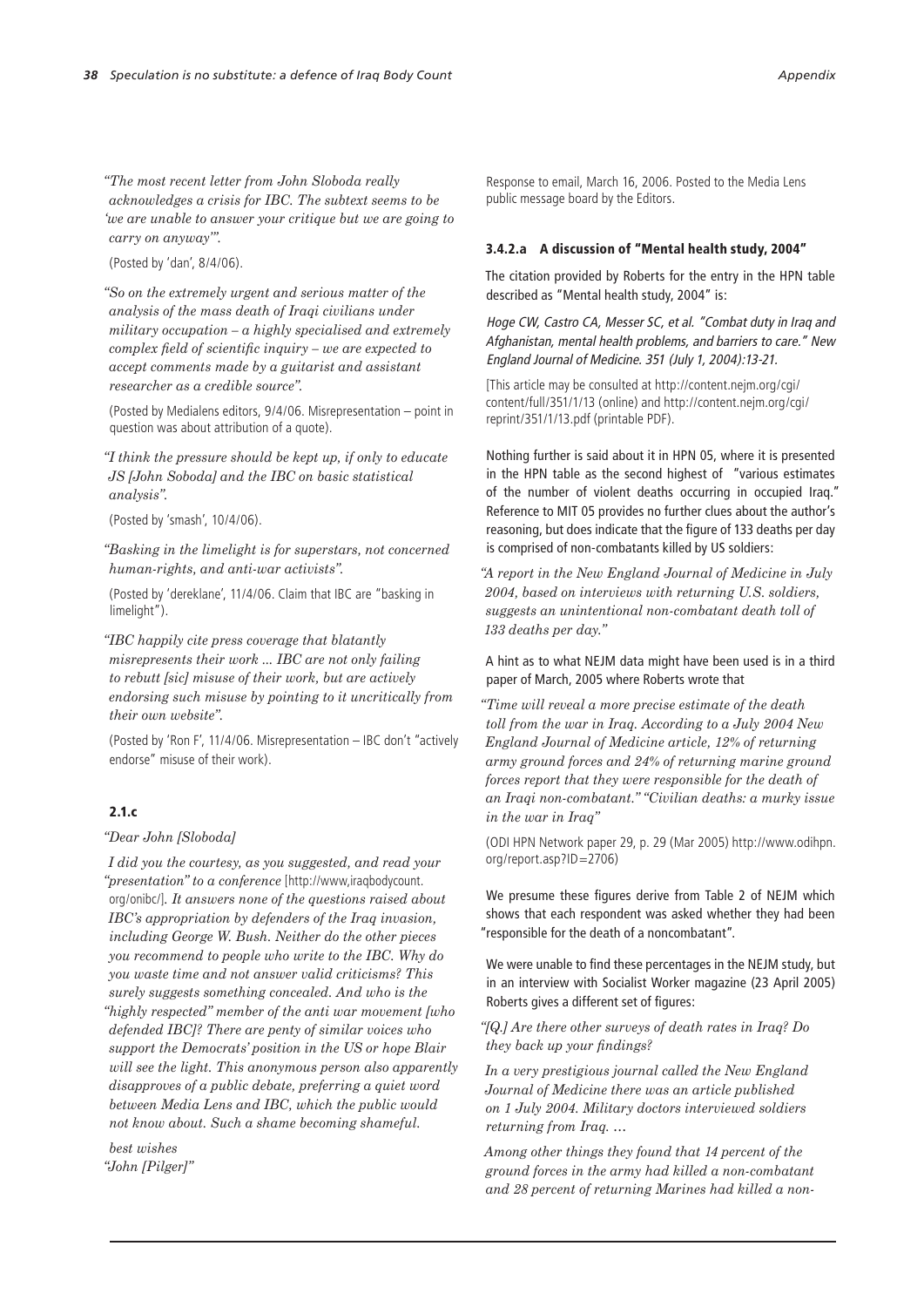*"The most recent letter from John Sloboda really acknowledges a crisis for IBC. The subtext seems to be 'we are unable to answer your critique but we are going to carry on anyway'".*

(Posted by 'dan', 8/4/06).

*"So on the extremely urgent and serious matter of the analysis of the mass death of Iraqi civilians under military occupation – a highly specialised and extremely complex field of scientific inquiry – we are expected to accept comments made by a guitarist and assistant researcher as a credible source".*

(Posted by Medialens editors, 9/4/06. Misrepresentation – point in question was about attribution of a quote).

*"I think the pressure should be kept up, if only to educate JS [John Soboda] and the IBC on basic statistical analysis".*

(Posted by 'smash', 10/4/06).

*"Basking in the limelight is for superstars, not concerned human-rights, and anti-war activists".*

(Posted by 'dereklane', 11/4/06. Claim that IBC are "basking in limelight").

*"IBC happily cite press coverage that blatantly misrepresents their work ... IBC are not only failing to rebutt [sic] misuse of their work, but are actively endorsing such misuse by pointing to it uncritically from their own website".*

(Posted by 'Ron F', 11/4/06. Misrepresentation – IBC don't "actively endorse" misuse of their work).

### 2.1.c

*"Dear John [Sloboda]*

*I did you the courtesy, as you suggested, and read your "presentation" to a conference* [http://www,iraqbodycount.org/onibc/]. *It answers none of the questions raised about IBC's appropriation by defenders of the Iraq invasion, including George W. Bush. Neither do the other pieces you recommend to people who write to the IBC. Why do you waste time and not answer valid criticisms? This surely suggests something concealed. And who is the "highly respected" member of the anti war movement [who defended IBC]? There are penty of similar voices who support the Democrats' position in the US or hope Blair will see the light. This anonymous person also apparently disapproves of a public debate, preferring a quiet word between Media Lens and IBC, which the public would not know about. Such a shame becoming shameful.*

*best wishes*
*"John [Pilger]"*

Response to email, March 16, 2006. Posted to the Media Lens public message board by the Editors.

### 3.4.2.a A discussion of "Mental health study, 2004"

The citation provided by Roberts for the entry in the HPN table described as "Mental health study, 2004" is:

*Hoge CW, Castro CA, Messer SC, et al. "Combat duty in Iraq and Afghanistan, mental health problems, and barriers to care." New England Journal of Medicine. 351 (July 1, 2004):13-21.*

[This article may be consulted at http://content.nejm.org/cgi/content/full/351/1/13 (online) and http://content.nejm.org/cgi/reprint/351/1/13.pdf (printable PDF).

Nothing further is said about it in HPN 05, where it is presented in the HPN table as the second highest of "various estimates of the number of violent deaths occurring in occupied Iraq." Reference to MIT 05 provides no further clues about the author's reasoning, but does indicate that the figure of 133 deaths per day is comprised of non-combatants killed by US soldiers:

*"A report in the New England Journal of Medicine in July 2004, based on interviews with returning U.S. soldiers, suggests an unintentional non-combatant death toll of 133 deaths per day."*

A hint as to what NEJM data might have been used is in a third paper of March, 2005 where Roberts wrote that

*"Time will reveal a more precise estimate of the death toll from the war in Iraq. According to a July 2004 New England Journal of Medicine article, 12% of returning army ground forces and 24% of returning marine ground forces report that they were responsible for the death of an Iraqi non-combatant." "Civilian deaths: a murky issue in the war in Iraq"*

(ODI HPN Network paper 29, p. 29 (Mar 2005) http://www.odihpn.org/report.asp?ID=2706)

We presume these figures derive from Table 2 of NEJM which shows that each respondent was asked whether they had been "responsible for the death of a noncombatant".

We were unable to find these percentages in the NEJM study, but in an interview with Socialist Worker magazine (23 April 2005) Roberts gives a different set of figures:

*"[Q.] Are there other surveys of death rates in Iraq? Do they back up your findings?*

*In a very prestigious journal called the New England Journal of Medicine there was an article published on 1 July 2004. Military doctors interviewed soldiers returning from Iraq. …*

*Among other things they found that 14 percent of the ground forces in the army had killed a non-combatant and 28 percent of returning Marines had killed a non-*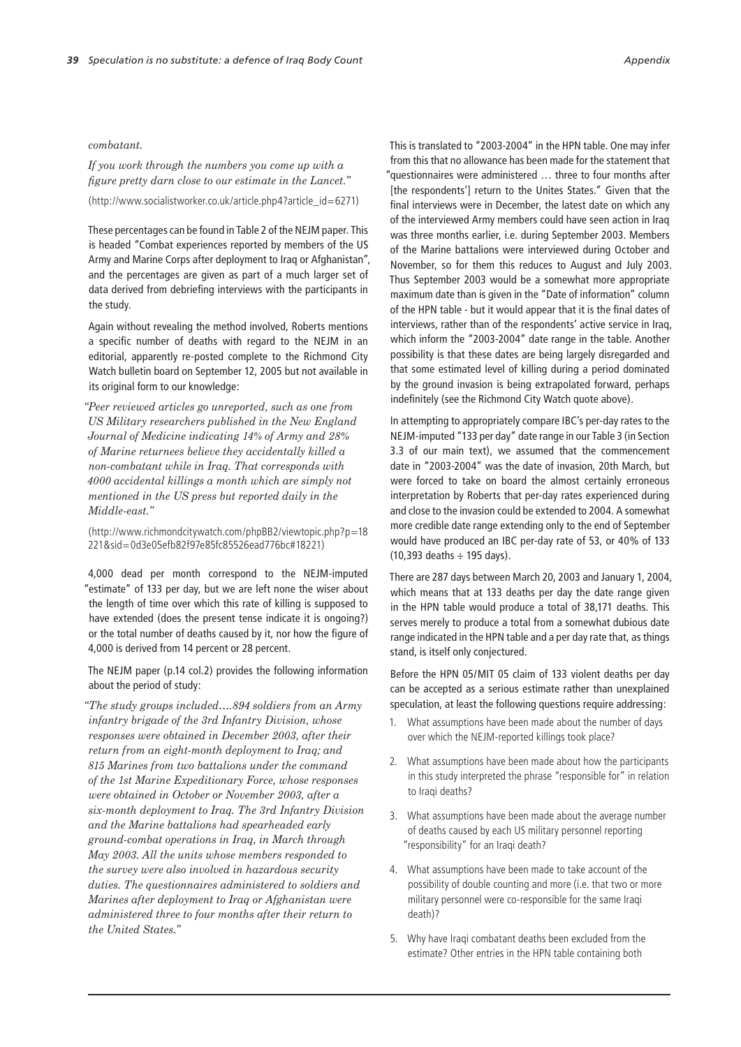*combatant.*

*If you work through the numbers you come up with a figure pretty darn close to our estimate in the Lancet."*

(http://www.socialistworker.co.uk/article.php4?article_id=6271)

These percentages can be found in Table 2 of the NEJM paper. This is headed "Combat experiences reported by members of the US Army and Marine Corps after deployment to Iraq or Afghanistan", and the percentages are given as part of a much larger set of data derived from debriefing interviews with the participants in the study.

Again without revealing the method involved, Roberts mentions a specific number of deaths with regard to the NEJM in an editorial, apparently re-posted complete to the Richmond City Watch bulletin board on September 12, 2005 but not available in its original form to our knowledge:

*"Peer reviewed articles go unreported, such as one from US Military researchers published in the New England Journal of Medicine indicating 14% of Army and 28% of Marine returnees believe they accidentally killed a non-combatant while in Iraq. That corresponds with 4000 accidental killings a month which are simply not mentioned in the US press but reported daily in the Middle-east."*

(http://www.richmondcitywatch.com/phpBB2/viewtopic.php?p=18221&sid=0d3e05efb82f97e85fc85526ead776bc#18221)

4,000 dead per month correspond to the NEJM-imputed "estimate" of 133 per day, but we are left none the wiser about the length of time over which this rate of killing is supposed to have extended (does the present tense indicate it is ongoing?) or the total number of deaths caused by it, nor how the figure of 4,000 is derived from 14 percent or 28 percent.

The NEJM paper (p.14 col.2) provides the following information about the period of study:

*"The study groups included….894 soldiers from an Army infantry brigade of the 3rd Infantry Division, whose responses were obtained in December 2003, after their return from an eight-month deployment to Iraq; and 815 Marines from two battalions under the command of the 1st Marine Expeditionary Force, whose responses were obtained in October or November 2003, after a six-month deployment to Iraq. The 3rd Infantry Division and the Marine battalions had spearheaded early ground-combat operations in Iraq, in March through May 2003. All the units whose members responded to the survey were also involved in hazardous security duties. The questionnaires administered to soldiers and Marines after deployment to Iraq or Afghanistan were administered three to four months after their return to the United States."*

This is translated to "2003-2004" in the HPN table. One may infer from this that no allowance has been made for the statement that "questionnaires were administered … three to four months after [the respondents'] return to the Unites States." Given that the final interviews were in December, the latest date on which any of the interviewed Army members could have seen action in Iraq was three months earlier, i.e. during September 2003. Members of the Marine battalions were interviewed during October and November, so for them this reduces to August and July 2003. Thus September 2003 would be a somewhat more appropriate maximum date than is given in the "Date of information" column of the HPN table - but it would appear that it is the final dates of interviews, rather than of the respondents' active service in Iraq, which inform the "2003-2004" date range in the table. Another possibility is that these dates are being largely disregarded and that some estimated level of killing during a period dominated by the ground invasion is being extrapolated forward, perhaps indefinitely (see the Richmond City Watch quote above).

In attempting to appropriately compare IBC's per-day rates to the NEJM-imputed "133 per day" date range in our Table 3 (in Section 3.3 of our main text), we assumed that the commencement date in "2003-2004" was the date of invasion, 20th March, but were forced to take on board the almost certainly erroneous interpretation by Roberts that per-day rates experienced during and close to the invasion could be extended to 2004. A somewhat more credible date range extending only to the end of September would have produced an IBC per-day rate of 53, or 40% of 133 (10,393 deaths ÷ 195 days).

There are 287 days between March 20, 2003 and January 1, 2004, which means that at 133 deaths per day the date range given in the HPN table would produce a total of 38,171 deaths. This serves merely to produce a total from a somewhat dubious date range indicated in the HPN table and a per day rate that, as things stand, is itself only conjectured.

Before the HPN 05/MIT 05 claim of 133 violent deaths per day can be accepted as a serious estimate rather than unexplained speculation, at least the following questions require addressing:

1. What assumptions have been made about the number of days over which the NEJM-reported killings took place?
2. What assumptions have been made about how the participants in this study interpreted the phrase "responsible for" in relation to Iraqi deaths?
3. What assumptions have been made about the average number of deaths caused by each US military personnel reporting "responsibility" for an Iraqi death?
4. What assumptions have been made to take account of the possibility of double counting and more (i.e. that two or more military personnel were co-responsible for the same Iraqi death)?
5. Why have Iraqi combatant deaths been excluded from the estimate? Other entries in the HPN table containing both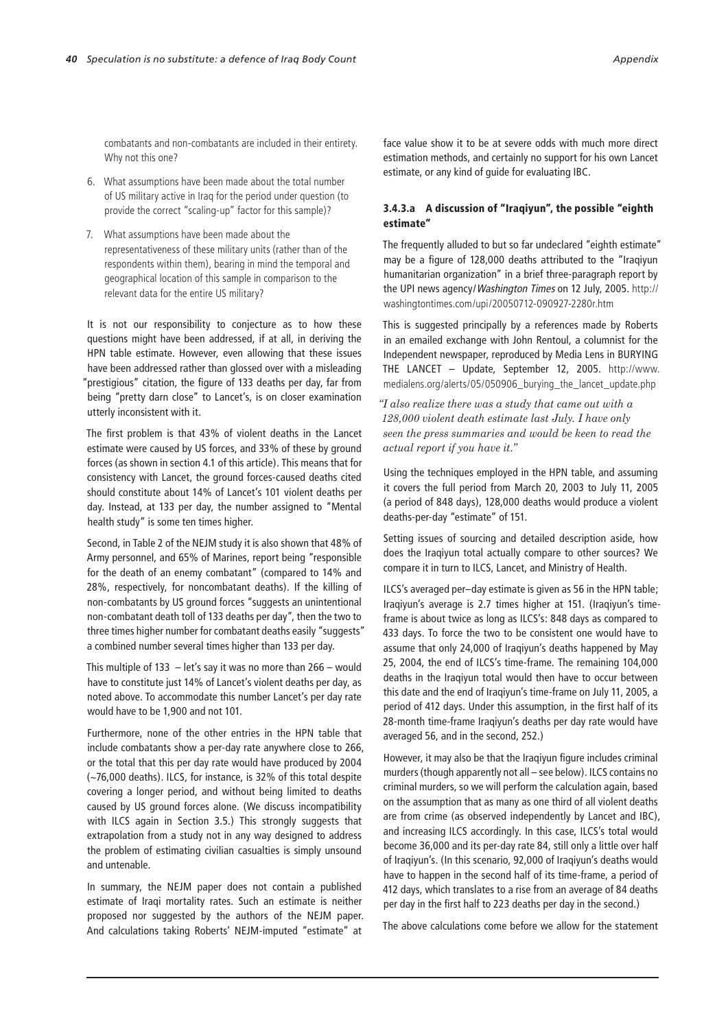combatants and non-combatants are included in their entirety. Why not this one?

6. What assumptions have been made about the total number of US military active in Iraq for the period under question (to provide the correct "scaling-up" factor for this sample)?

7. What assumptions have been made about the representativeness of these military units (rather than of the respondents within them), bearing in mind the temporal and geographical location of this sample in comparison to the relevant data for the entire US military?

It is not our responsibility to conjecture as to how these questions might have been addressed, if at all, in deriving the HPN table estimate. However, even allowing that these issues have been addressed rather than glossed over with a misleading "prestigious" citation, the figure of 133 deaths per day, far from being "pretty darn close" to Lancet's, is on closer examination utterly inconsistent with it.

The first problem is that 43% of violent deaths in the Lancet estimate were caused by US forces, and 33% of these by ground forces (as shown in section 4.1 of this article). This means that for consistency with Lancet, the ground forces-caused deaths cited should constitute about 14% of Lancet's 101 violent deaths per day. Instead, at 133 per day, the number assigned to "Mental health study" is some ten times higher.

Second, in Table 2 of the NEJM study it is also shown that 48% of Army personnel, and 65% of Marines, report being "responsible for the death of an enemy combatant" (compared to 14% and 28%, respectively, for noncombatant deaths). If the killing of non-combatants by US ground forces "suggests an unintentional non-combatant death toll of 133 deaths per day", then the two to three times higher number for combatant deaths easily "suggests" a combined number several times higher than 133 per day.

This multiple of 133 – let's say it was no more than 266 – would have to constitute just 14% of Lancet's violent deaths per day, as noted above. To accommodate this number Lancet's per day rate would have to be 1,900 and not 101.

Furthermore, none of the other entries in the HPN table that include combatants show a per-day rate anywhere close to 266, or the total that this per day rate would have produced by 2004 (~76,000 deaths). ILCS, for instance, is 32% of this total despite covering a longer period, and without being limited to deaths caused by US ground forces alone. (We discuss incompatibility with ILCS again in Section 3.5.) This strongly suggests that extrapolation from a study not in any way designed to address the problem of estimating civilian casualties is simply unsound and untenable.

In summary, the NEJM paper does not contain a published estimate of Iraqi mortality rates. Such an estimate is neither proposed nor suggested by the authors of the NEJM paper. And calculations taking Roberts' NEJM-imputed "estimate" at face value show it to be at severe odds with much more direct estimation methods, and certainly no support for his own Lancet estimate, or any kind of guide for evaluating IBC.

#### 3.4.3.a A discussion of "Iraqiyun", the possible "eighth estimate"

The frequently alluded to but so far undeclared "eighth estimate" may be a figure of 128,000 deaths attributed to the "Iraqiyun humanitarian organization" in a brief three-paragraph report by the UPI news agency/*Washington Times* on 12 July, 2005. http://washingtontimes.com/upi/20050712-090927-2280r.htm

This is suggested principally by a references made by Roberts in an emailed exchange with John Rentoul, a columnist for the Independent newspaper, reproduced by Media Lens in BURYING THE LANCET – Update, September 12, 2005. http://www.medialens.org/alerts/05/050906_burying_the_lancet_update.php

*"I also realize there was a study that came out with a 128,000 violent death estimate last July. I have only seen the press summaries and would be keen to read the actual report if you have it."*

Using the techniques employed in the HPN table, and assuming it covers the full period from March 20, 2003 to July 11, 2005 (a period of 848 days), 128,000 deaths would produce a violent deaths-per-day "estimate" of 151.

Setting issues of sourcing and detailed description aside, how does the Iraqiyun total actually compare to other sources? We compare it in turn to ILCS, Lancet, and Ministry of Health.

ILCS's averaged per–day estimate is given as 56 in the HPN table; Iraqiyun's average is 2.7 times higher at 151. (Iraqiyun's time-frame is about twice as long as ILCS's: 848 days as compared to 433 days. To force the two to be consistent one would have to assume that only 24,000 of Iraqiyun's deaths happened by May 25, 2004, the end of ILCS's time-frame. The remaining 104,000 deaths in the Iraqiyun total would then have to occur between this date and the end of Iraqiyun's time-frame on July 11, 2005, a period of 412 days. Under this assumption, in the first half of its 28-month time-frame Iraqiyun's deaths per day rate would have averaged 56, and in the second, 252.)

However, it may also be that the Iraqiyun figure includes criminal murders (though apparently not all – see below). ILCS contains no criminal murders, so we will perform the calculation again, based on the assumption that as many as one third of all violent deaths are from crime (as observed independently by Lancet and IBC), and increasing ILCS accordingly. In this case, ILCS's total would become 36,000 and its per-day rate 84, still only a little over half of Iraqiyun's. (In this scenario, 92,000 of Iraqiyun's deaths would have to happen in the second half of its time-frame, a period of 412 days, which translates to a rise from an average of 84 deaths per day in the first half to 223 deaths per day in the second.)

The above calculations come before we allow for the statement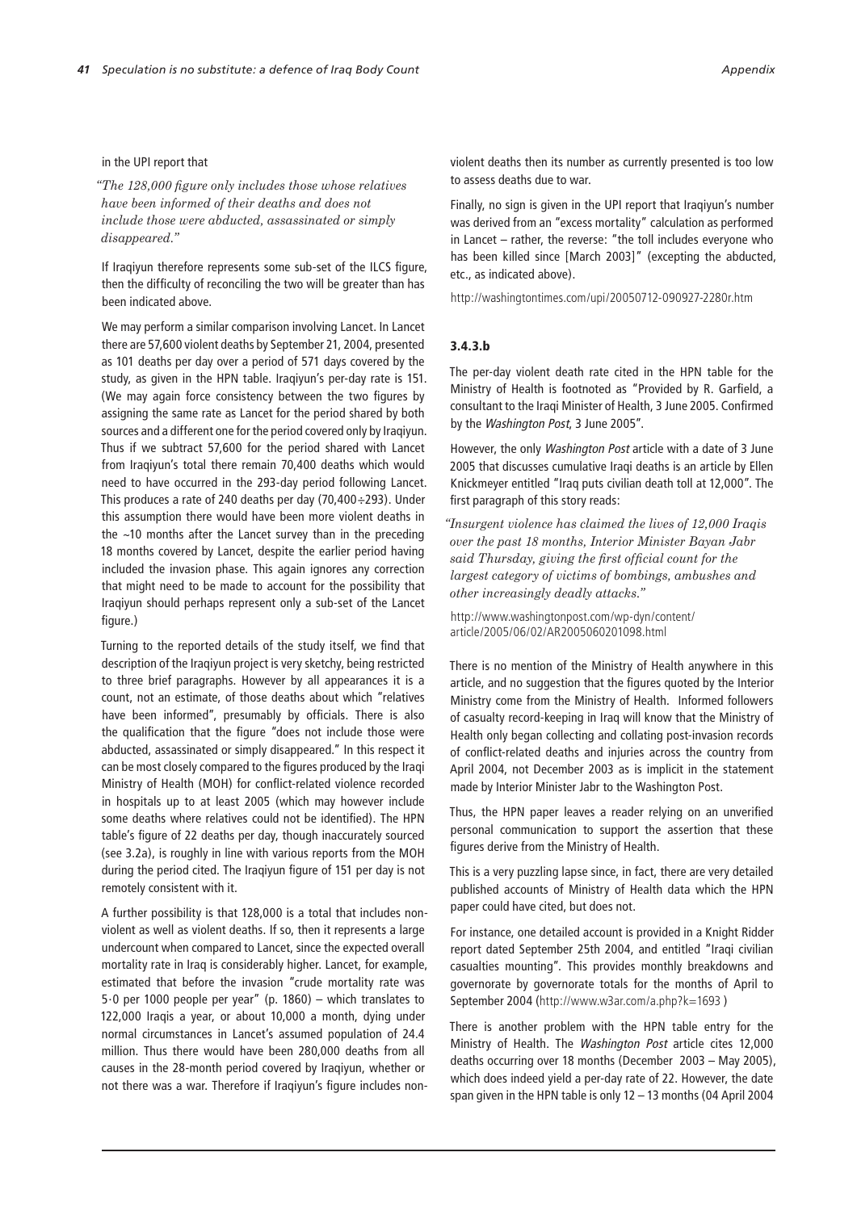in the UPI report that

*"The 128,000 figure only includes those whose relatives have been informed of their deaths and does not include those were abducted, assassinated or simply disappeared."*

If Iraqiyun therefore represents some sub-set of the ILCS figure, then the difficulty of reconciling the two will be greater than has been indicated above.

We may perform a similar comparison involving Lancet. In Lancet there are 57,600 violent deaths by September 21, 2004, presented as 101 deaths per day over a period of 571 days covered by the study, as given in the HPN table. Iraqiyun's per-day rate is 151. (We may again force consistency between the two figures by assigning the same rate as Lancet for the period shared by both sources and a different one for the period covered only by Iraqiyun. Thus if we subtract 57,600 for the period shared with Lancet from Iraqiyun's total there remain 70,400 deaths which would need to have occurred in the 293-day period following Lancet. This produces a rate of 240 deaths per day (70,400÷293). Under this assumption there would have been more violent deaths in the ~10 months after the Lancet survey than in the preceding 18 months covered by Lancet, despite the earlier period having included the invasion phase. This again ignores any correction that might need to be made to account for the possibility that Iraqiyun should perhaps represent only a sub-set of the Lancet figure.)

Turning to the reported details of the study itself, we find that description of the Iraqiyun project is very sketchy, being restricted to three brief paragraphs. However by all appearances it is a count, not an estimate, of those deaths about which "relatives have been informed", presumably by officials. There is also the qualification that the figure "does not include those were abducted, assassinated or simply disappeared." In this respect it can be most closely compared to the figures produced by the Iraqi Ministry of Health (MOH) for conflict-related violence recorded in hospitals up to at least 2005 (which may however include some deaths where relatives could not be identified). The HPN table's figure of 22 deaths per day, though inaccurately sourced (see 3.2a), is roughly in line with various reports from the MOH during the period cited. The Iraqiyun figure of 151 per day is not remotely consistent with it.

A further possibility is that 128,000 is a total that includes non-violent as well as violent deaths. If so, then it represents a large undercount when compared to Lancet, since the expected overall mortality rate in Iraq is considerably higher. Lancet, for example, estimated that before the invasion "crude mortality rate was 5·0 per 1000 people per year" (p. 1860) – which translates to 122,000 Iraqis a year, or about 10,000 a month, dying under normal circumstances in Lancet's assumed population of 24.4 million. Thus there would have been 280,000 deaths from all causes in the 28-month period covered by Iraqiyun, whether or not there was a war. Therefore if Iraqiyun's figure includes non-violent deaths then its number as currently presented is too low to assess deaths due to war.

Finally, no sign is given in the UPI report that Iraqiyun's number was derived from an "excess mortality" calculation as performed in Lancet – rather, the reverse: "the toll includes everyone who has been killed since [March 2003]" (excepting the abducted, etc., as indicated above).

http://washingtontimes.com/upi/20050712-090927-2280r.htm

### 3.4.3.b

The per-day violent death rate cited in the HPN table for the Ministry of Health is footnoted as "Provided by R. Garfield, a consultant to the Iraqi Minister of Health, 3 June 2005. Confirmed by the *Washington Post*, 3 June 2005".

However, the only *Washington Post* article with a date of 3 June 2005 that discusses cumulative Iraqi deaths is an article by Ellen Knickmeyer entitled "Iraq puts civilian death toll at 12,000". The first paragraph of this story reads:

*"Insurgent violence has claimed the lives of 12,000 Iraqis over the past 18 months, Interior Minister Bayan Jabr said Thursday, giving the first official count for the largest category of victims of bombings, ambushes and other increasingly deadly attacks."*

http://www.washingtonpost.com/wp-dyn/content/article/2005/06/02/AR2005060201098.html

There is no mention of the Ministry of Health anywhere in this article, and no suggestion that the figures quoted by the Interior Ministry come from the Ministry of Health. Informed followers of casualty record-keeping in Iraq will know that the Ministry of Health only began collecting and collating post-invasion records of conflict-related deaths and injuries across the country from April 2004, not December 2003 as is implicit in the statement made by Interior Minister Jabr to the Washington Post.

Thus, the HPN paper leaves a reader relying on an unverified personal communication to support the assertion that these figures derive from the Ministry of Health.

This is a very puzzling lapse since, in fact, there are very detailed published accounts of Ministry of Health data which the HPN paper could have cited, but does not.

For instance, one detailed account is provided in a Knight Ridder report dated September 25th 2004, and entitled "Iraqi civilian casualties mounting". This provides monthly breakdowns and governorate by governorate totals for the months of April to September 2004 (http://www.w3ar.com/a.php?k=1693 )

There is another problem with the HPN table entry for the Ministry of Health. The *Washington Post* article cites 12,000 deaths occurring over 18 months (December 2003 – May 2005), which does indeed yield a per-day rate of 22. However, the date span given in the HPN table is only 12 – 13 months (04 April 2004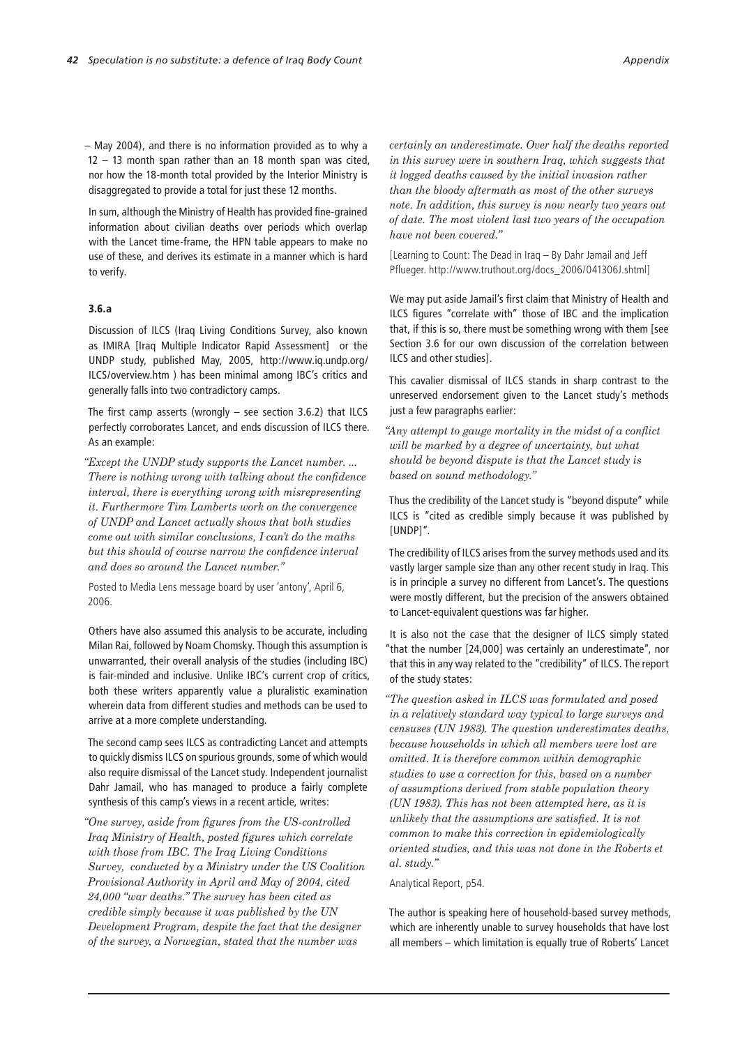– May 2004), and there is no information provided as to why a 12 – 13 month span rather than an 18 month span was cited, nor how the 18-month total provided by the Interior Ministry is disaggregated to provide a total for just these 12 months.

In sum, although the Ministry of Health has provided fine-grained information about civilian deaths over periods which overlap with the Lancet time-frame, the HPN table appears to make no use of these, and derives its estimate in a manner which is hard to verify.

### 3.6.a

Discussion of ILCS (Iraq Living Conditions Survey, also known as IMIRA [Iraq Multiple Indicator Rapid Assessment] or the UNDP study, published May, 2005, http://www.iq.undp.org/ILCS/overview.htm ) has been minimal among IBC's critics and generally falls into two contradictory camps.

The first camp asserts (wrongly – see section 3.6.2) that ILCS perfectly corroborates Lancet, and ends discussion of ILCS there. As an example:

*"Except the UNDP study supports the Lancet number. ... There is nothing wrong with talking about the confidence interval, there is everything wrong with misrepresenting it. Furthermore Tim Lamberts work on the convergence of UNDP and Lancet actually shows that both studies come out with similar conclusions, I can't do the maths but this should of course narrow the confidence interval and does so around the Lancet number."*

Posted to Media Lens message board by user 'antony', April 6, 2006.

Others have also assumed this analysis to be accurate, including Milan Rai, followed by Noam Chomsky. Though this assumption is unwarranted, their overall analysis of the studies (including IBC) is fair-minded and inclusive. Unlike IBC's current crop of critics, both these writers apparently value a pluralistic examination wherein data from different studies and methods can be used to arrive at a more complete understanding.

The second camp sees ILCS as contradicting Lancet and attempts to quickly dismiss ILCS on spurious grounds, some of which would also require dismissal of the Lancet study. Independent journalist Dahr Jamail, who has managed to produce a fairly complete synthesis of this camp's views in a recent article, writes:

*"One survey, aside from figures from the US-controlled Iraq Ministry of Health, posted figures which correlate with those from IBC. The Iraq Living Conditions Survey, conducted by a Ministry under the US Coalition Provisional Authority in April and May of 2004, cited 24,000 "war deaths." The survey has been cited as credible simply because it was published by the UN Development Program, despite the fact that the designer of the survey, a Norwegian, stated that the number was certainly an underestimate. Over half the deaths reported in this survey were in southern Iraq, which suggests that it logged deaths caused by the initial invasion rather than the bloody aftermath as most of the other surveys note. In addition, this survey is now nearly two years out of date. The most violent last two years of the occupation have not been covered."*

[Learning to Count: The Dead in Iraq – By Dahr Jamail and Jeff Pflueger. http://www.truthout.org/docs_2006/041306J.shtml]

We may put aside Jamail's first claim that Ministry of Health and ILCS figures "correlate with" those of IBC and the implication that, if this is so, there must be something wrong with them [see Section 3.6 for our own discussion of the correlation between ILCS and other studies].

This cavalier dismissal of ILCS stands in sharp contrast to the unreserved endorsement given to the Lancet study's methods just a few paragraphs earlier:

*"Any attempt to gauge mortality in the midst of a conflict will be marked by a degree of uncertainty, but what should be beyond dispute is that the Lancet study is based on sound methodology."*

Thus the credibility of the Lancet study is "beyond dispute" while ILCS is "cited as credible simply because it was published by [UNDP]".

The credibility of ILCS arises from the survey methods used and its vastly larger sample size than any other recent study in Iraq. This is in principle a survey no different from Lancet's. The questions were mostly different, but the precision of the answers obtained to Lancet-equivalent questions was far higher.

It is also not the case that the designer of ILCS simply stated "that the number [24,000] was certainly an underestimate", nor that this in any way related to the "credibility" of ILCS. The report of the study states:

*"The question asked in ILCS was formulated and posed in a relatively standard way typical to large surveys and censuses (UN 1983). The question underestimates deaths, because households in which all members were lost are omitted. It is therefore common within demographic studies to use a correction for this, based on a number of assumptions derived from stable population theory (UN 1983). This has not been attempted here, as it is unlikely that the assumptions are satisfied. It is not common to make this correction in epidemiologically oriented studies, and this was not done in the Roberts et al. study."*

Analytical Report, p54.

The author is speaking here of household-based survey methods, which are inherently unable to survey households that have lost all members – which limitation is equally true of Roberts' Lancet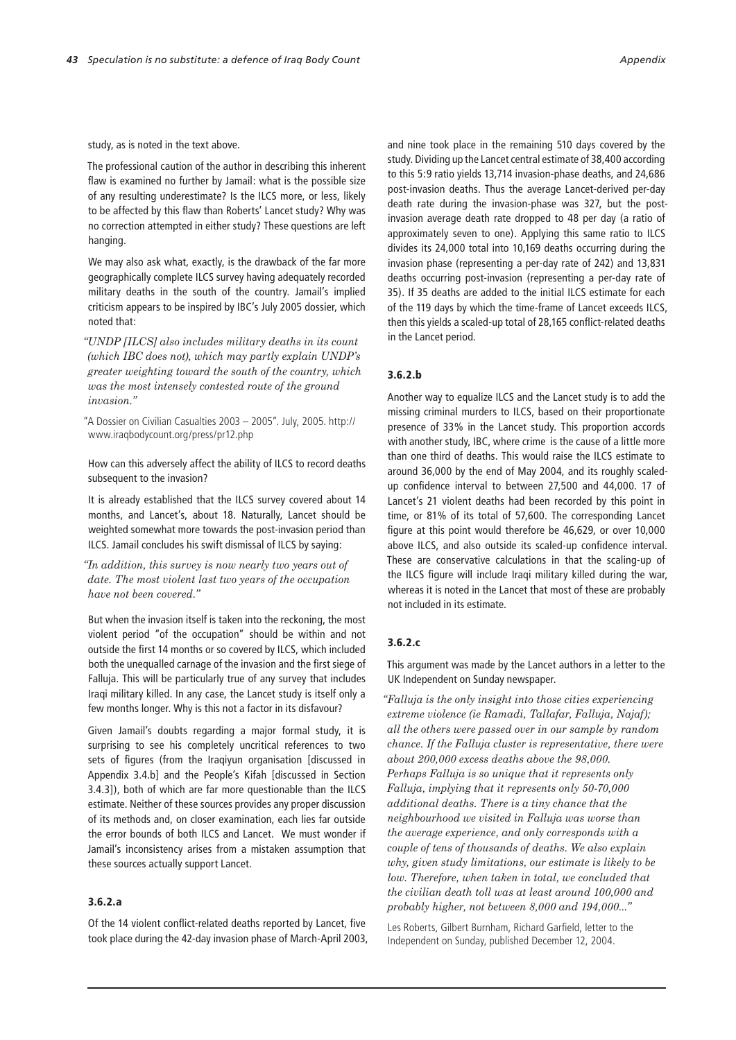study, as is noted in the text above.

The professional caution of the author in describing this inherent flaw is examined no further by Jamail: what is the possible size of any resulting underestimate? Is the ILCS more, or less, likely to be affected by this flaw than Roberts' Lancet study? Why was no correction attempted in either study? These questions are left hanging.

We may also ask what, exactly, is the drawback of the far more geographically complete ILCS survey having adequately recorded military deaths in the south of the country. Jamail's implied criticism appears to be inspired by IBC's July 2005 dossier, which noted that:

> *"UNDP [ILCS] also includes military deaths in its count (which IBC does not), which may partly explain UNDP's greater weighting toward the south of the country, which was the most intensely contested route of the ground invasion."*

"A Dossier on Civilian Casualties 2003 – 2005". July, 2005. http://www.iraqbodycount.org/press/pr12.php

How can this adversely affect the ability of ILCS to record deaths subsequent to the invasion?

It is already established that the ILCS survey covered about 14 months, and Lancet's, about 18. Naturally, Lancet should be weighted somewhat more towards the post-invasion period than ILCS. Jamail concludes his swift dismissal of ILCS by saying:

> *"In addition, this survey is now nearly two years out of date. The most violent last two years of the occupation have not been covered."*

But when the invasion itself is taken into the reckoning, the most violent period "of the occupation" should be within and not outside the first 14 months or so covered by ILCS, which included both the unequalled carnage of the invasion and the first siege of Falluja. This will be particularly true of any survey that includes Iraqi military killed. In any case, the Lancet study is itself only a few months longer. Why is this not a factor in its disfavour?

Given Jamail's doubts regarding a major formal study, it is surprising to see his completely uncritical references to two sets of figures (from the Iraqiyun organisation [discussed in Appendix 3.4.b] and the People's Kifah [discussed in Section 3.4.3]), both of which are far more questionable than the ILCS estimate. Neither of these sources provides any proper discussion of its methods and, on closer examination, each lies far outside the error bounds of both ILCS and Lancet. We must wonder if Jamail's inconsistency arises from a mistaken assumption that these sources actually support Lancet.

### 3.6.2.a

Of the 14 violent conflict-related deaths reported by Lancet, five took place during the 42-day invasion phase of March-April 2003, and nine took place in the remaining 510 days covered by the study. Dividing up the Lancet central estimate of 38,400 according to this 5:9 ratio yields 13,714 invasion-phase deaths, and 24,686 post-invasion deaths. Thus the average Lancet-derived per-day death rate during the invasion-phase was 327, but the post-invasion average death rate dropped to 48 per day (a ratio of approximately seven to one). Applying this same ratio to ILCS divides its 24,000 total into 10,169 deaths occurring during the invasion phase (representing a per-day rate of 242) and 13,831 deaths occurring post-invasion (representing a per-day rate of 35). If 35 deaths are added to the initial ILCS estimate for each of the 119 days by which the time-frame of Lancet exceeds ILCS, then this yields a scaled-up total of 28,165 conflict-related deaths in the Lancet period.

### 3.6.2.b

Another way to equalize ILCS and the Lancet study is to add the missing criminal murders to ILCS, based on their proportionate presence of 33% in the Lancet study. This proportion accords with another study, IBC, where crime is the cause of a little more than one third of deaths. This would raise the ILCS estimate to around 36,000 by the end of May 2004, and its roughly scaled-up confidence interval to between 27,500 and 44,000. 17 of Lancet's 21 violent deaths had been recorded by this point in time, or 81% of its total of 57,600. The corresponding Lancet figure at this point would therefore be 46,629, or over 10,000 above ILCS, and also outside its scaled-up confidence interval. These are conservative calculations in that the scaling-up of the ILCS figure will include Iraqi military killed during the war, whereas it is noted in the Lancet that most of these are probably not included in its estimate.

### 3.6.2.c

This argument was made by the Lancet authors in a letter to the UK Independent on Sunday newspaper.

> *"Falluja is the only insight into those cities experiencing extreme violence (ie Ramadi, Tallafar, Falluja, Najaf); all the others were passed over in our sample by random chance. If the Falluja cluster is representative, there were about 200,000 excess deaths above the 98,000. Perhaps Falluja is so unique that it represents only Falluja, implying that it represents only 50-70,000 additional deaths. There is a tiny chance that the neighbourhood we visited in Falluja was worse than the average experience, and only corresponds with a couple of tens of thousands of deaths. We also explain why, given study limitations, our estimate is likely to be low. Therefore, when taken in total, we concluded that the civilian death toll was at least around 100,000 and probably higher, not between 8,000 and 194,000..."*

Les Roberts, Gilbert Burnham, Richard Garfield, letter to the Independent on Sunday, published December 12, 2004.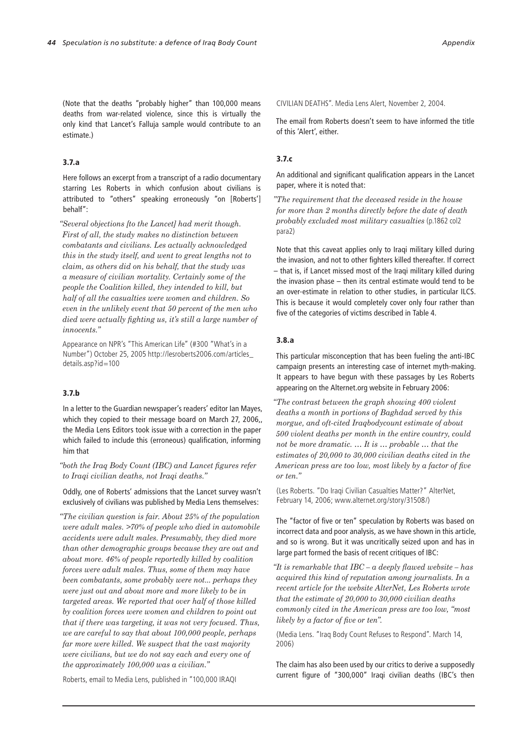(Note that the deaths "probably higher" than 100,000 means deaths from war-related violence, since this is virtually the only kind that Lancet's Falluja sample would contribute to an estimate.)

### 3.7.a

Here follows an excerpt from a transcript of a radio documentary starring Les Roberts in which confusion about civilians is attributed to "others" speaking erroneously "on [Roberts'] behalf":

*"Several objections [to the Lancet] had merit though. First of all, the study makes no distinction between combatants and civilians. Les actually acknowledged this in the study itself, and went to great lengths not to claim, as others did on his behalf, that the study was a measure of civilian mortality. Certainly some of the people the Coalition killed, they intended to kill, but half of all the casualties were women and children. So even in the unlikely event that 50 percent of the men who died were actually fighting us, it's still a large number of innocents."*

Appearance on NPR's "This American Life" (#300 "What's in a Number") October 25, 2005 http://lesroberts2006.com/articles_details.asp?id=100

### 3.7.b

In a letter to the Guardian newspaper's readers' editor Ian Mayes, which they copied to their message board on March 27, 2006,, the Media Lens Editors took issue with a correction in the paper which failed to include this (erroneous) qualification, informing him that

*"both the Iraq Body Count (IBC) and Lancet figures refer to Iraqi civilian deaths, not Iraqi deaths."*

Oddly, one of Roberts' admissions that the Lancet survey wasn't exclusively of civilians was published by Media Lens themselves:

*"The civilian question is fair. About 25% of the population were adult males. >70% of people who died in automobile accidents were adult males. Presumably, they died more than other demographic groups because they are out and about more. 46% of people reportedly killed by coalition forces were adult males. Thus, some of them may have been combatants, some probably were not... perhaps they were just out and about more and more likely to be in targeted areas. We reported that over half of those killed by coalition forces were women and children to point out that if there was targeting, it was not very focused. Thus, we are careful to say that about 100,000 people, perhaps far more were killed. We suspect that the vast majority were civilians, but we do not say each and every one of the approximately 100,000 was a civilian."*

Roberts, email to Media Lens, published in "100,000 IRAQI CIVILIAN DEATHS". Media Lens Alert, November 2, 2004.

The email from Roberts doesn't seem to have informed the title of this 'Alert', either.

### 3.7.c

An additional and significant qualification appears in the Lancet paper, where it is noted that:

*"The requirement that the deceased reside in the house for more than 2 months directly before the date of death probably excluded most military casualties* (p.1862 col2 para2)

Note that this caveat applies only to Iraqi military killed during the invasion, and not to other fighters killed thereafter. If correct – that is, if Lancet missed most of the Iraqi military killed during the invasion phase – then its central estimate would tend to be an over-estimate in relation to other studies, in particular ILCS. This is because it would completely cover only four rather than five of the categories of victims described in Table 4.

### 3.8.a

This particular misconception that has been fueling the anti-IBC campaign presents an interesting case of internet myth-making. It appears to have begun with these passages by Les Roberts appearing on the Alternet.org website in February 2006:

*"The contrast between the graph showing 400 violent deaths a month in portions of Baghdad served by this morgue, and oft-cited Iraqbodycount estimate of about 500 violent deaths per month in the entire country, could not be more dramatic. … It is … probable … that the estimates of 20,000 to 30,000 civilian deaths cited in the American press are too low, most likely by a factor of five or ten."*

(Les Roberts. "Do Iraqi Civilian Casualties Matter?" AlterNet, February 14, 2006; www.alternet.org/story/31508/)

The "factor of five or ten" speculation by Roberts was based on incorrect data and poor analysis, as we have shown in this article, and so is wrong. But it was uncritically seized upon and has in large part formed the basis of recent critiques of IBC:

*"It is remarkable that IBC – a deeply flawed website – has acquired this kind of reputation among journalists. In a recent article for the website AlterNet, Les Roberts wrote that the estimate of 20,000 to 30,000 civilian deaths commonly cited in the American press are too low, "most likely by a factor of five or ten".*

(Media Lens. "Iraq Body Count Refuses to Respond". March 14, 2006)

The claim has also been used by our critics to derive a supposedly current figure of "300,000" Iraqi civilian deaths (IBC's then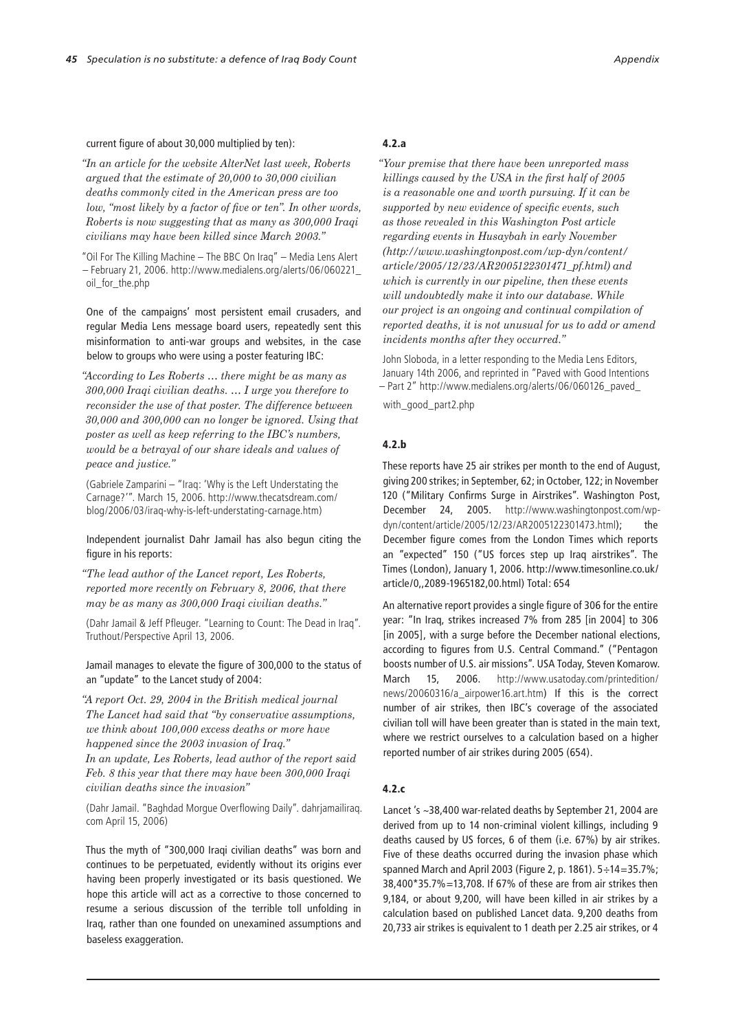current figure of about 30,000 multiplied by ten):

*"In an article for the website AlterNet last week, Roberts argued that the estimate of 20,000 to 30,000 civilian deaths commonly cited in the American press are too low, "most likely by a factor of five or ten". In other words, Roberts is now suggesting that as many as 300,000 Iraqi civilians may have been killed since March 2003."*

"Oil For The Killing Machine – The BBC On Iraq" – Media Lens Alert – February 21, 2006. http://www.medialens.org/alerts/06/060221_oil_for_the.php

One of the campaigns' most persistent email crusaders, and regular Media Lens message board users, repeatedly sent this misinformation to anti-war groups and websites, in the case below to groups who were using a poster featuring IBC:

*"According to Les Roberts … there might be as many as 300,000 Iraqi civilian deaths. … I urge you therefore to reconsider the use of that poster. The difference between 30,000 and 300,000 can no longer be ignored. Using that poster as well as keep referring to the IBC's numbers, would be a betrayal of our share ideals and values of peace and justice."*

(Gabriele Zamparini – "Iraq: 'Why is the Left Understating the Carnage?'". March 15, 2006. http://www.thecatsdream.com/blog/2006/03/iraq-why-is-left-understating-carnage.htm)

Independent journalist Dahr Jamail has also begun citing the figure in his reports:

*"The lead author of the Lancet report, Les Roberts, reported more recently on February 8, 2006, that there may be as many as 300,000 Iraqi civilian deaths."*

(Dahr Jamail & Jeff Pfleuger. "Learning to Count: The Dead in Iraq". Truthout/Perspective April 13, 2006.

Jamail manages to elevate the figure of 300,000 to the status of an "update" to the Lancet study of 2004:

*"A report Oct. 29, 2004 in the British medical journal The Lancet had said that "by conservative assumptions, we think about 100,000 excess deaths or more have happened since the 2003 invasion of Iraq."*
*In an update, Les Roberts, lead author of the report said Feb. 8 this year that there may have been 300,000 Iraqi civilian deaths since the invasion"*

(Dahr Jamail. "Baghdad Morgue Overflowing Daily". dahrjamailiraq.com April 15, 2006)

Thus the myth of "300,000 Iraqi civilian deaths" was born and continues to be perpetuated, evidently without its origins ever having been properly investigated or its basis questioned. We hope this article will act as a corrective to those concerned to resume a serious discussion of the terrible toll unfolding in Iraq, rather than one founded on unexamined assumptions and baseless exaggeration.

#### 4.2.a

*"Your premise that there have been unreported mass killings caused by the USA in the first half of 2005 is a reasonable one and worth pursuing. If it can be supported by new evidence of specific events, such as those revealed in this Washington Post article regarding events in Husaybah in early November (http://www.washingtonpost.com/wp-dyn/content/article/2005/12/23/AR2005122301471_pf.html) and which is currently in our pipeline, then these events will undoubtedly make it into our database. While our project is an ongoing and continual compilation of reported deaths, it is not unusual for us to add or amend incidents months after they occurred."*

John Sloboda, in a letter responding to the Media Lens Editors, January 14th 2006, and reprinted in "Paved with Good Intentions – Part 2" http://www.medialens.org/alerts/06/060126_paved_with_good_part2.php

#### 4.2.b

These reports have 25 air strikes per month to the end of August, giving 200 strikes; in September, 62; in October, 122; in November 120 ("Military Confirms Surge in Airstrikes". Washington Post, December 24, 2005. http://www.washingtonpost.com/wp-dyn/content/article/2005/12/23/AR2005122301473.html); the December figure comes from the London Times which reports an "expected" 150 ("US forces step up Iraq airstrikes". The Times (London), January 1, 2006. http://www.timesonline.co.uk/article/0,,2089-1965182,00.html) Total: 654

An alternative report provides a single figure of 306 for the entire year: "In Iraq, strikes increased 7% from 285 [in 2004] to 306 [in 2005], with a surge before the December national elections, according to figures from U.S. Central Command." ("Pentagon boosts number of U.S. air missions". USA Today, Steven Komarow. March 15, 2006. http://www.usatoday.com/printedition/news/20060316/a_airpower16.art.htm) If this is the correct number of air strikes, then IBC's coverage of the associated civilian toll will have been greater than is stated in the main text, where we restrict ourselves to a calculation based on a higher reported number of air strikes during 2005 (654).

#### 4.2.c

Lancet 's ~38,400 war-related deaths by September 21, 2004 are derived from up to 14 non-criminal violent killings, including 9 deaths caused by US forces, 6 of them (i.e. 67%) by air strikes. Five of these deaths occurred during the invasion phase which spanned March and April 2003 (Figure 2, p. 1861). 5÷14=35.7%; 38,400*35.7%=13,708. If 67% of these are from air strikes then 9,184, or about 9,200, will have been killed in air strikes by a calculation based on published Lancet data. 9,200 deaths from 20,733 air strikes is equivalent to 1 death per 2.25 air strikes, or 4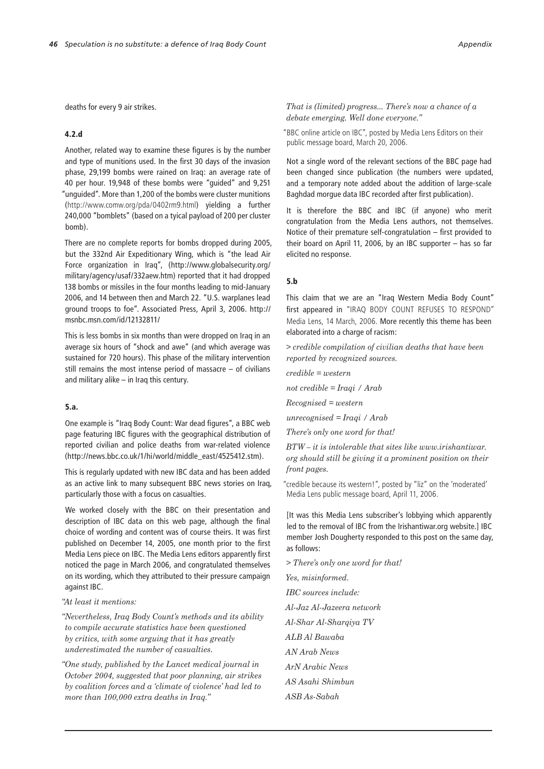deaths for every 9 air strikes.

#### 4.2.d

Another, related way to examine these figures is by the number and type of munitions used. In the first 30 days of the invasion phase, 29,199 bombs were rained on Iraq: an average rate of 40 per hour. 19,948 of these bombs were "guided" and 9,251 "unguided". More than 1,200 of the bombs were cluster munitions (http://www.comw.org/pda/0402rm9.html) yielding a further 240,000 "bomblets" (based on a tyical payload of 200 per cluster bomb).

There are no complete reports for bombs dropped during 2005, but the 332nd Air Expeditionary Wing, which is "the lead Air Force organization in Iraq", (http://www.globalsecurity.org/military/agency/usaf/332aew.htm) reported that it had dropped 138 bombs or missiles in the four months leading to mid-January 2006, and 14 between then and March 22. "U.S. warplanes lead ground troops to foe". Associated Press, April 3, 2006. http://msnbc.msn.com/id/12132811/

This is less bombs in six months than were dropped on Iraq in an average six hours of "shock and awe" (and which average was sustained for 720 hours). This phase of the military intervention still remains the most intense period of massacre – of civilians and military alike – in Iraq this century.

#### 5.a.

One example is "Iraq Body Count: War dead figures", a BBC web page featuring IBC figures with the geographical distribution of reported civilian and police deaths from war-related violence (http://news.bbc.co.uk/1/hi/world/middle_east/4525412.stm).

This is regularly updated with new IBC data and has been added as an active link to many subsequent BBC news stories on Iraq, particularly those with a focus on casualties.

We worked closely with the BBC on their presentation and description of IBC data on this web page, although the final choice of wording and content was of course theirs. It was first published on December 14, 2005, one month prior to the first Media Lens piece on IBC. The Media Lens editors apparently first noticed the page in March 2006, and congratulated themselves on its wording, which they attributed to their pressure campaign against IBC.

*"At least it mentions:*

*"Nevertheless, Iraq Body Count's methods and its ability to compile accurate statistics have been questioned by critics, with some arguing that it has greatly underestimated the number of casualties.*

*"One study, published by the Lancet medical journal in October 2004, suggested that poor planning, air strikes by coalition forces and a 'climate of violence' had led to more than 100,000 extra deaths in Iraq."*

*That is (limited) progress... There's now a chance of a debate emerging. Well done everyone."*

"BBC online article on IBC", posted by Media Lens Editors on their public message board, March 20, 2006.

Not a single word of the relevant sections of the BBC page had been changed since publication (the numbers were updated, and a temporary note added about the addition of large-scale Baghdad morgue data IBC recorded after first publication).

It is therefore the BBC and IBC (if anyone) who merit congratulation from the Media Lens authors, not themselves. Notice of their premature self-congratulation – first provided to their board on April 11, 2006, by an IBC supporter – has so far elicited no response.

#### 5.b

This claim that we are an "Iraq Western Media Body Count" first appeared in "IRAQ BODY COUNT REFUSES TO RESPOND" Media Lens, 14 March, 2006. More recently this theme has been elaborated into a charge of racism:

*> credible compilation of civilian deaths that have been reported by recognized sources.*

*credible = western*

*not credible = Iraqi / Arab*

*Recognised = western*

*unrecognised = Iraqi / Arab*

*There's only one word for that!*

*BTW – it is intolerable that sites like www.irishantiwar.org should still be giving it a prominent position on their front pages.*

"credible because its western!", posted by "liz" on the 'moderated' Media Lens public message board, April 11, 2006.

[It was this Media Lens subscriber's lobbying which apparently led to the removal of IBC from the Irishantiwar.org website.] IBC member Josh Dougherty responded to this post on the same day, as follows:

*> There's only one word for that!*

*Yes, misinformed.*

*IBC sources include:*

*Al-Jaz Al-Jazeera network*

*Al-Shar Al-Sharqiya TV*

*ALB Al Bawaba*

*AN Arab News*

*ArN Arabic News*

*AS Asahi Shimbun*

*ASB As-Sabah*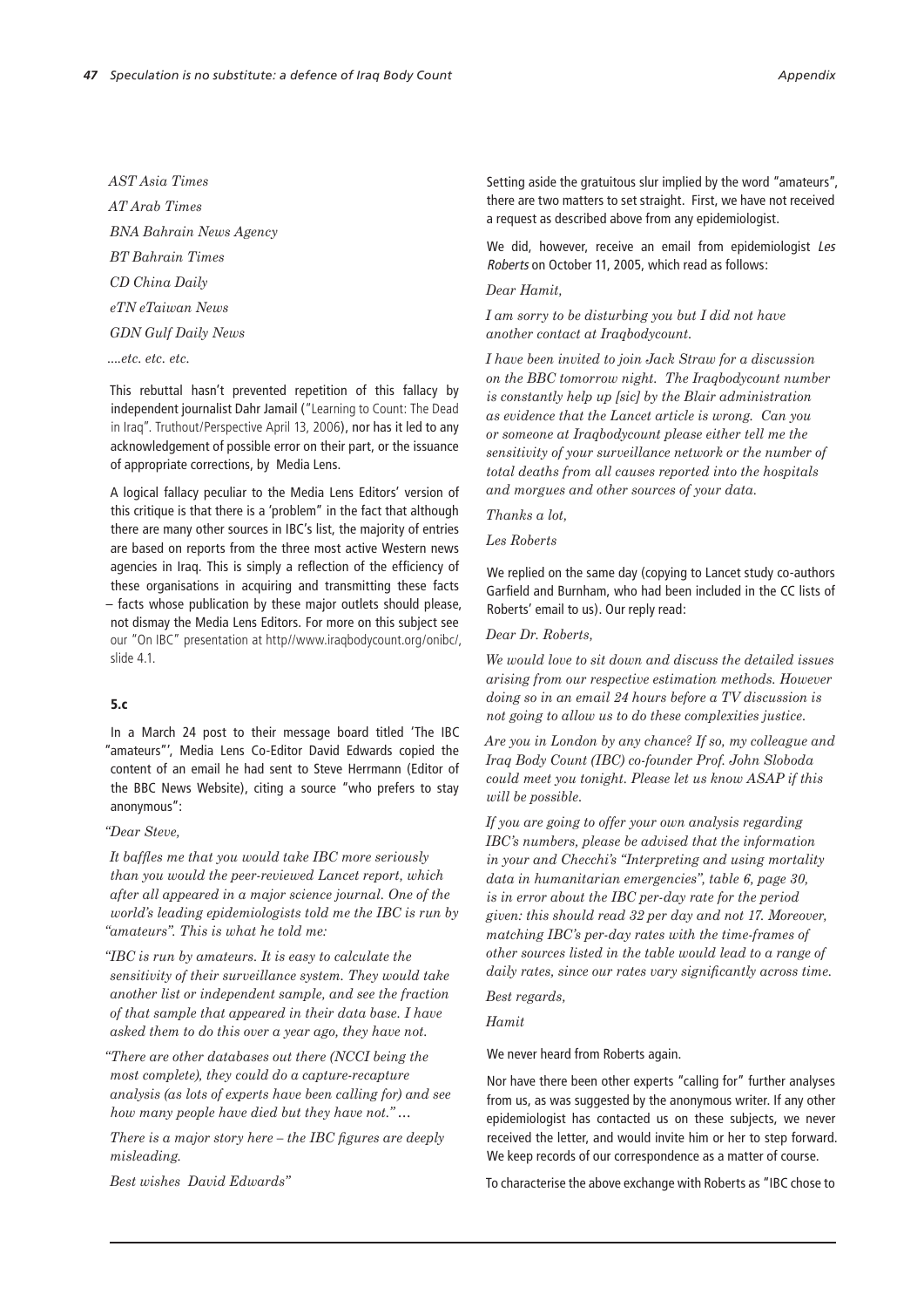*AST Asia Times*

*AT Arab Times*

*BNA Bahrain News Agency*

*BT Bahrain Times*

*CD China Daily*

*eTN eTaiwan News*

*GDN Gulf Daily News*

*....etc. etc. etc.*

This rebuttal hasn't prevented repetition of this fallacy by independent journalist Dahr Jamail ("Learning to Count: The Dead in Iraq". Truthout/Perspective April 13, 2006), nor has it led to any acknowledgement of possible error on their part, or the issuance of appropriate corrections, by Media Lens.

A logical fallacy peculiar to the Media Lens Editors' version of this critique is that there is a 'problem" in the fact that although there are many other sources in IBC's list, the majority of entries are based on reports from the three most active Western news agencies in Iraq. This is simply a reflection of the efficiency of these organisations in acquiring and transmitting these facts – facts whose publication by these major outlets should please, not dismay the Media Lens Editors. For more on this subject see our "On IBC" presentation at http//www.iraqbodycount.org/onibc/, slide 4.1.

### 5.c

In a March 24 post to their message board titled 'The IBC "amateurs"', Media Lens Co-Editor David Edwards copied the content of an email he had sent to Steve Herrmann (Editor of the BBC News Website), citing a source "who prefers to stay anonymous":

*"Dear Steve,*

*It baffles me that you would take IBC more seriously than you would the peer-reviewed Lancet report, which after all appeared in a major science journal. One of the world's leading epidemiologists told me the IBC is run by "amateurs". This is what he told me:*

*"IBC is run by amateurs. It is easy to calculate the sensitivity of their surveillance system. They would take another list or independent sample, and see the fraction of that sample that appeared in their data base. I have asked them to do this over a year ago, they have not.*

*"There are other databases out there (NCCI being the most complete), they could do a capture-recapture analysis (as lots of experts have been calling for) and see how many people have died but they have not." …*

*There is a major story here – the IBC figures are deeply misleading.*

*Best wishes David Edwards"*

Setting aside the gratuitous slur implied by the word "amateurs", there are two matters to set straight. First, we have not received a request as described above from any epidemiologist.

We did, however, receive an email from epidemiologist *Les Roberts* on October 11, 2005, which read as follows:

*Dear Hamit,*

*I am sorry to be disturbing you but I did not have another contact at Iraqbodycount.*

*I have been invited to join Jack Straw for a discussion on the BBC tomorrow night. The Iraqbodycount number is constantly help up [sic] by the Blair administration as evidence that the Lancet article is wrong. Can you or someone at Iraqbodycount please either tell me the sensitivity of your surveillance network or the number of total deaths from all causes reported into the hospitals and morgues and other sources of your data.*

*Thanks a lot,*

*Les Roberts*

We replied on the same day (copying to Lancet study co-authors Garfield and Burnham, who had been included in the CC lists of Roberts' email to us). Our reply read:

*Dear Dr. Roberts,*

*We would love to sit down and discuss the detailed issues arising from our respective estimation methods. However doing so in an email 24 hours before a TV discussion is not going to allow us to do these complexities justice.*

*Are you in London by any chance? If so, my colleague and Iraq Body Count (IBC) co-founder Prof. John Sloboda could meet you tonight. Please let us know ASAP if this will be possible.*

*If you are going to offer your own analysis regarding IBC's numbers, please be advised that the information in your and Checchi's "Interpreting and using mortality data in humanitarian emergencies", table 6, page 30, is in error about the IBC per-day rate for the period given: this should read 32 per day and not 17. Moreover, matching IBC's per-day rates with the time-frames of other sources listed in the table would lead to a range of daily rates, since our rates vary significantly across time.*

*Best regards,*

*Hamit*

We never heard from Roberts again.

Nor have there been other experts "calling for" further analyses from us, as was suggested by the anonymous writer. If any other epidemiologist has contacted us on these subjects, we never received the letter, and would invite him or her to step forward. We keep records of our correspondence as a matter of course.

To characterise the above exchange with Roberts as "IBC chose to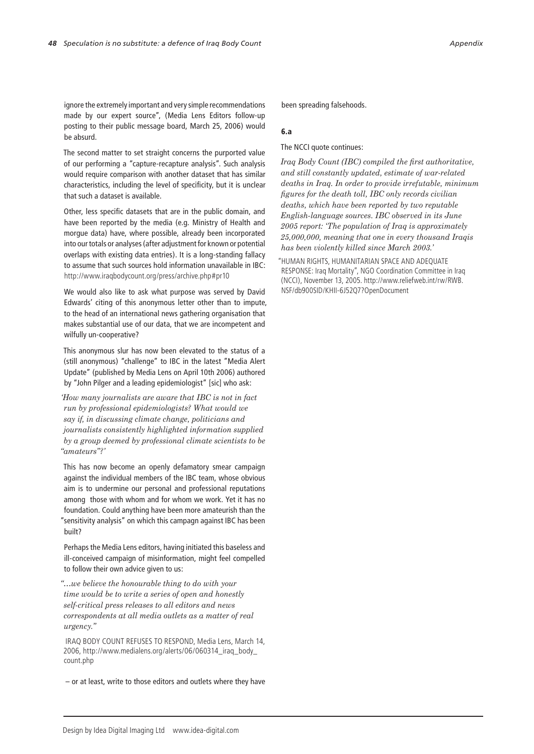ignore the extremely important and very simple recommendations made by our expert source", (Media Lens Editors follow-up posting to their public message board, March 25, 2006) would be absurd.

The second matter to set straight concerns the purported value of our performing a "capture-recapture analysis". Such analysis would require comparison with another dataset that has similar characteristics, including the level of specificity, but it is unclear that such a dataset is available.

Other, less specific datasets that are in the public domain, and have been reported by the media (e.g. Ministry of Health and morgue data) have, where possible, already been incorporated into our totals or analyses (after adjustment for known or potential overlaps with existing data entries). It is a long-standing fallacy to assume that such sources hold information unavailable in IBC: http://www.iraqbodycount.org/press/archive.php#pr10

We would also like to ask what purpose was served by David Edwards' citing of this anonymous letter other than to impute, to the head of an international news gathering organisation that makes substantial use of our data, that we are incompetent and wilfully un-cooperative?

This anonymous slur has now been elevated to the status of a (still anonymous) "challenge" to IBC in the latest "Media Alert Update" (published by Media Lens on April 10th 2006) authored by "John Pilger and a leading epidemiologist" [sic] who ask:

*'How many journalists are aware that IBC is not in fact run by professional epidemiologists? What would we say if, in discussing climate change, politicians and journalists consistently highlighted information supplied by a group deemed by professional climate scientists to be "amateurs"?'*

This has now become an openly defamatory smear campaign against the individual members of the IBC team, whose obvious aim is to undermine our personal and professional reputations among those with whom and for whom we work. Yet it has no foundation. Could anything have been more amateurish than the "sensitivity analysis" on which this campagn against IBC has been built?

Perhaps the Media Lens editors, having initiated this baseless and ill-conceived campaign of misinformation, might feel compelled to follow their own advice given to us:

*"…we believe the honourable thing to do with your time would be to write a series of open and honestly self-critical press releases to all editors and news correspondents at all media outlets as a matter of real urgency."*

IRAQ BODY COUNT REFUSES TO RESPOND, Media Lens, March 14, 2006, http://www.medialens.org/alerts/06/060314_iraq_body_count.php

– or at least, write to those editors and outlets where they have been spreading falsehoods.

**6.a**

The NCCI quote continues:

*Iraq Body Count (IBC) compiled the first authoritative, and still constantly updated, estimate of war-related deaths in Iraq. In order to provide irrefutable, minimum figures for the death toll, IBC only records civilian deaths, which have been reported by two reputable English-language sources. IBC observed in its June 2005 report: 'The population of Iraq is approximately 25,000,000, meaning that one in every thousand Iraqis has been violently killed since March 2003.'*

"HUMAN RIGHTS, HUMANITARIAN SPACE AND ADEQUATE RESPONSE: Iraq Mortality", NGO Coordination Committee in Iraq (NCCI), November 13, 2005. http://www.reliefweb.int/rw/RWB.NSF/db900SID/KHII-6J52Q7?OpenDocument

Design by Idea Digital Imaging Ltd www.idea-digital.com